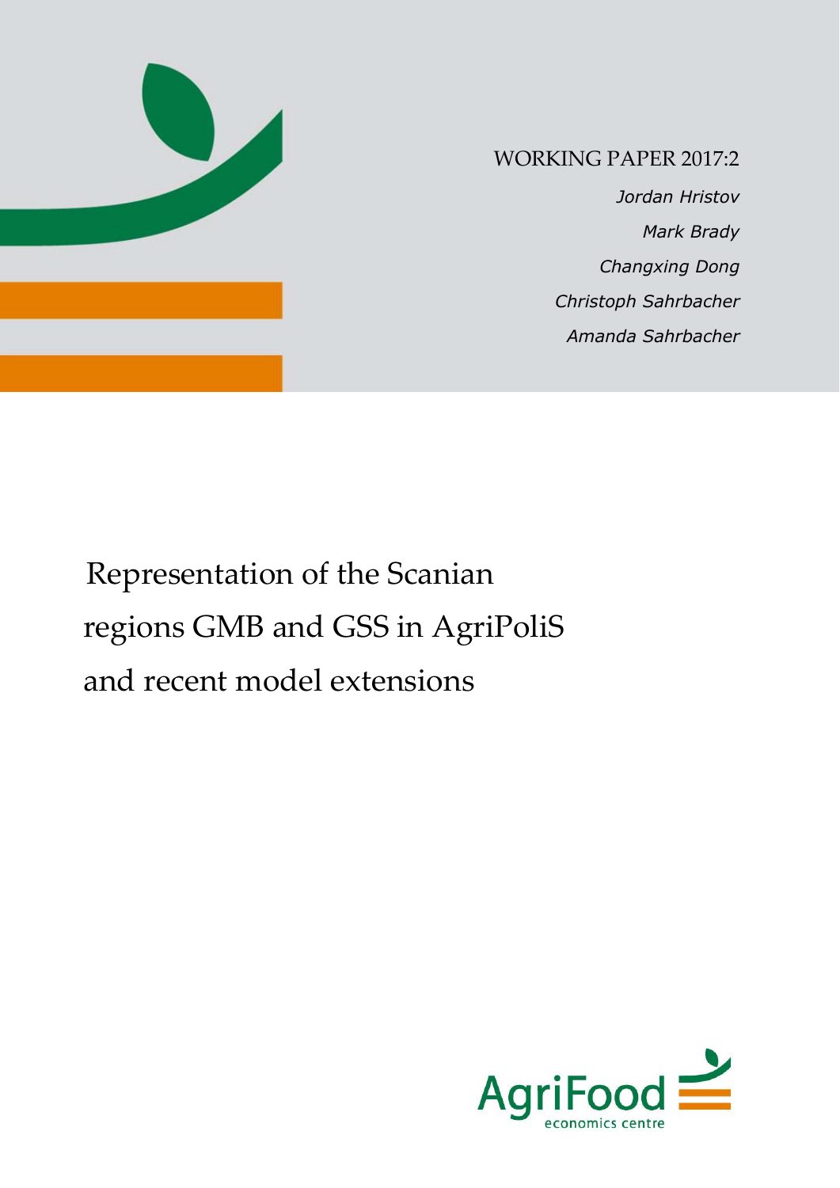WORKING PAPER 2017:2

*Jordan Hristov*

*Mark Brady*

*Changxing Dong*

*Christoph Sahrbacher*

*Amanda Sahrbacher*

# Representation of the Scanian regions GMB and GSS in AgriPoliS and recent model extensions

AgriFood economics centre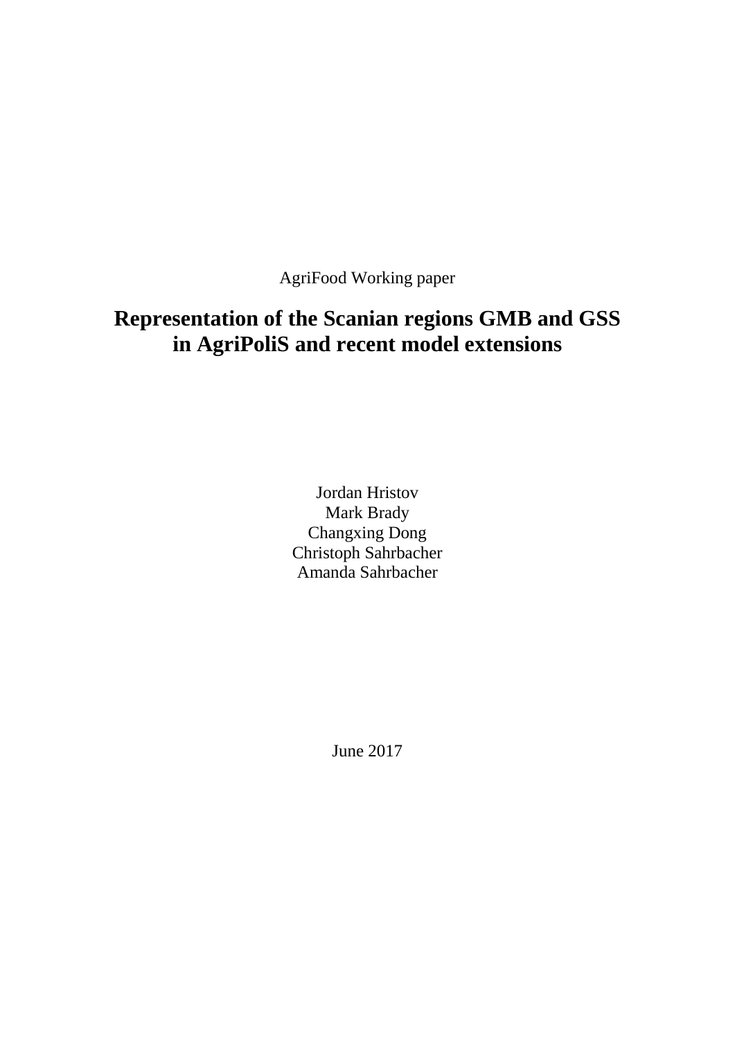AgriFood Working paper

# Representation of the Scanian regions GMB and GSS in AgriPoliS and recent model extensions

Jordan Hristov
Mark Brady
Changxing Dong
Christoph Sahrbacher
Amanda Sahrbacher

June 2017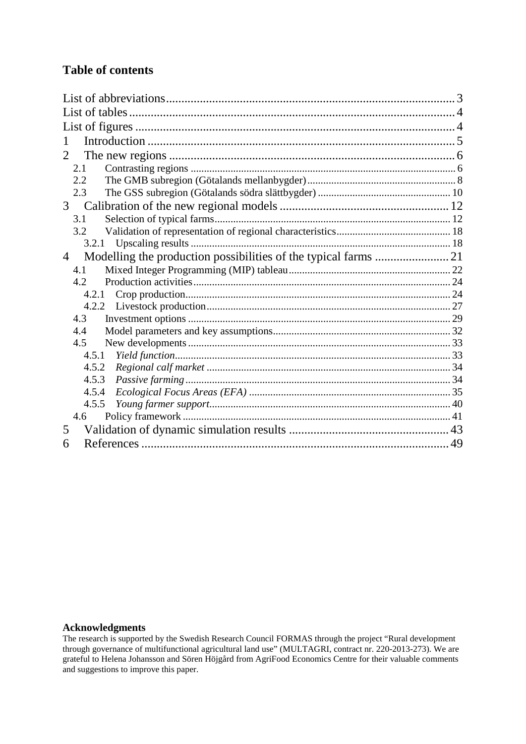# Table of contents

List of abbreviations ........ 3
List of tables ........ 4
List of figures ........ 4
1 Introduction ........ 5
2 The new regions ........ 6
   2.1 Contrasting regions ........ 6
   2.2 The GMB subregion (Götalands mellanbygder) ........ 8
   2.3 The GSS subregion (Götalands södra slättbygder) ........ 10
3 Calibration of the new regional models ........ 12
   3.1 Selection of typical farms ........ 12
   3.2 Validation of representation of regional characteristics ........ 18
      3.2.1 Upscaling results ........ 18
4 Modelling the production possibilities of the typical farms ........ 21
   4.1 Mixed Integer Programming (MIP) tableau ........ 22
   4.2 Production activities ........ 24
      4.2.1 Crop production ........ 24
      4.2.2 Livestock production ........ 27
   4.3 Investment options ........ 29
   4.4 Model parameters and key assumptions ........ 32
   4.5 New developments ........ 33
      4.5.1 *Yield function* ........ 33
      4.5.2 *Regional calf market* ........ 34
      4.5.3 *Passive farming* ........ 34
      4.5.4 *Ecological Focus Areas (EFA)* ........ 35
      4.5.5 *Young farmer support* ........ 40
   4.6 Policy framework ........ 41
5 Validation of dynamic simulation results ........ 43
6 References ........ 49

**Acknowledgments**

The research is supported by the Swedish Research Council FORMAS through the project "Rural development through governance of multifunctional agricultural land use" (MULTAGRI, contract nr. 220-2013-273). We are grateful to Helena Johansson and Sören Höjgård from AgriFood Economics Centre for their valuable comments and suggestions to improve this paper.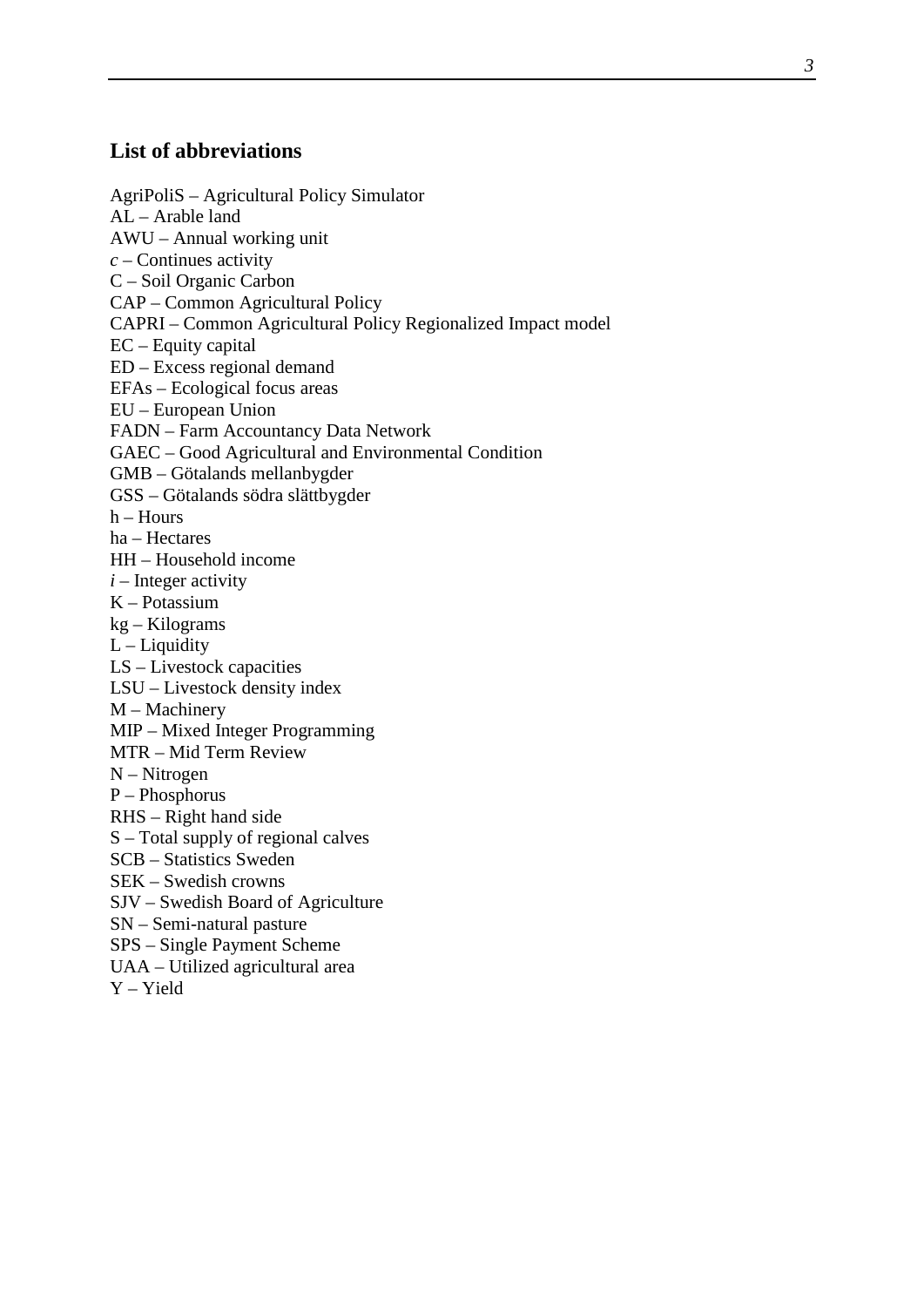## List of abbreviations

AgriPoliS – Agricultural Policy Simulator
AL – Arable land
AWU – Annual working unit
*c* – Continues activity
C – Soil Organic Carbon
CAP – Common Agricultural Policy
CAPRI – Common Agricultural Policy Regionalized Impact model
EC – Equity capital
ED – Excess regional demand
EFAs – Ecological focus areas
EU – European Union
FADN – Farm Accountancy Data Network
GAEC – Good Agricultural and Environmental Condition
GMB – Götalands mellanbygder
GSS – Götalands södra slättbygder
h – Hours
ha – Hectares
HH – Household income
*i* – Integer activity
K – Potassium
kg – Kilograms
L – Liquidity
LS – Livestock capacities
LSU – Livestock density index
M – Machinery
MIP – Mixed Integer Programming
MTR – Mid Term Review
N – Nitrogen
P – Phosphorus
RHS – Right hand side
S – Total supply of regional calves
SCB – Statistics Sweden
SEK – Swedish crowns
SJV – Swedish Board of Agriculture
SN – Semi-natural pasture
SPS – Single Payment Scheme
UAA – Utilized agricultural area
Y – Yield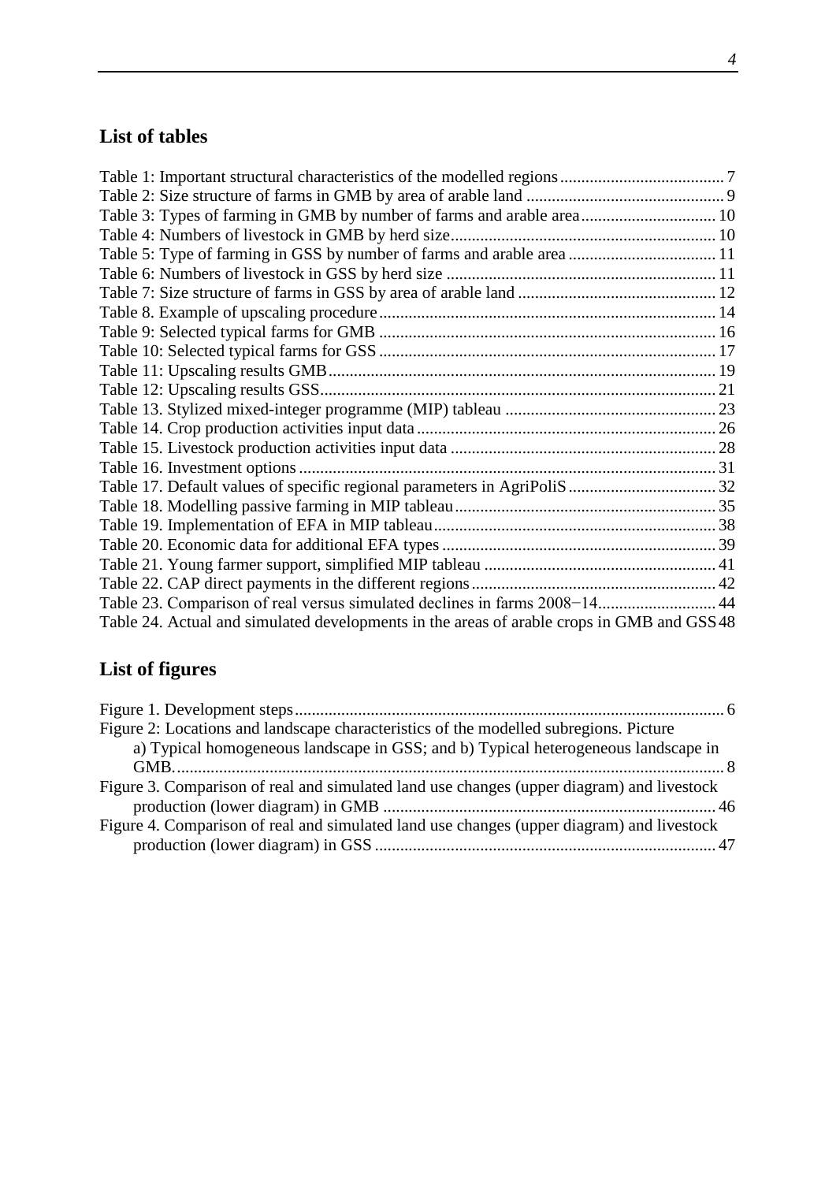## List of tables

Table 1: Important structural characteristics of the modelled regions ........................................ 7
Table 2: Size structure of farms in GMB by area of arable land ................................................ 9
Table 3: Types of farming in GMB by number of farms and arable area ................................ 10
Table 4: Numbers of livestock in GMB by herd size ............................................................... 10
Table 5: Type of farming in GSS by number of farms and arable area .................................... 11
Table 6: Numbers of livestock in GSS by herd size ................................................................ 11
Table 7: Size structure of farms in GSS by area of arable land ................................................ 12
Table 8. Example of upscaling procedure ................................................................................ 14
Table 9: Selected typical farms for GMB ................................................................................ 16
Table 10: Selected typical farms for GSS ................................................................................ 17
Table 11: Upscaling results GMB ............................................................................................ 19
Table 12: Upscaling results GSS .............................................................................................. 21
Table 13. Stylized mixed-integer programme (MIP) tableau .................................................. 23
Table 14. Crop production activities input data ....................................................................... 26
Table 15. Livestock production activities input data ............................................................... 28
Table 16. Investment options ................................................................................................... 31
Table 17. Default values of specific regional parameters in AgriPoliS ................................... 32
Table 18. Modelling passive farming in MIP tableau .............................................................. 35
Table 19. Implementation of EFA in MIP tableau .................................................................... 38
Table 20. Economic data for additional EFA types ................................................................. 39
Table 21. Young farmer support, simplified MIP tableau ........................................................ 41
Table 22. CAP direct payments in the different regions .......................................................... 42
Table 23. Comparison of real versus simulated declines in farms 2008−14 ............................ 44
Table 24. Actual and simulated developments in the areas of arable crops in GMB and GSS 48

## List of figures

Figure 1. Development steps ...................................................................................................... 6
Figure 2: Locations and landscape characteristics of the modelled subregions. Picture a) Typical homogeneous landscape in GSS; and b) Typical heterogeneous landscape in GMB. ........................................................................................................................... 8
Figure 3. Comparison of real and simulated land use changes (upper diagram) and livestock production (lower diagram) in GMB ............................................................................... 46
Figure 4. Comparison of real and simulated land use changes (upper diagram) and livestock production (lower diagram) in GSS ................................................................................. 47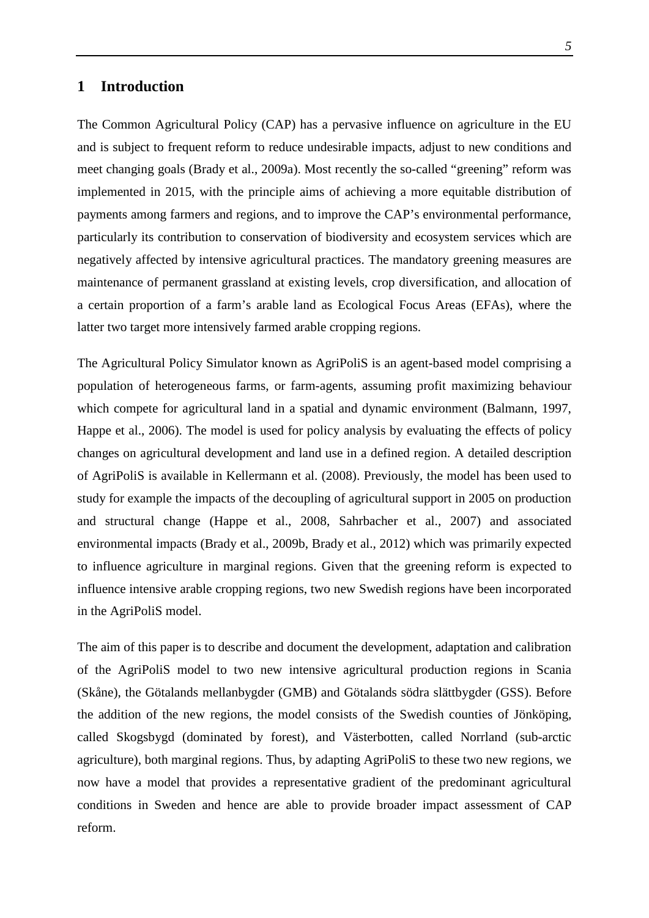# 1 Introduction

The Common Agricultural Policy (CAP) has a pervasive influence on agriculture in the EU and is subject to frequent reform to reduce undesirable impacts, adjust to new conditions and meet changing goals (Brady et al., 2009a). Most recently the so-called "greening" reform was implemented in 2015, with the principle aims of achieving a more equitable distribution of payments among farmers and regions, and to improve the CAP's environmental performance, particularly its contribution to conservation of biodiversity and ecosystem services which are negatively affected by intensive agricultural practices. The mandatory greening measures are maintenance of permanent grassland at existing levels, crop diversification, and allocation of a certain proportion of a farm's arable land as Ecological Focus Areas (EFAs), where the latter two target more intensively farmed arable cropping regions.

The Agricultural Policy Simulator known as AgriPoliS is an agent-based model comprising a population of heterogeneous farms, or farm-agents, assuming profit maximizing behaviour which compete for agricultural land in a spatial and dynamic environment (Balmann, 1997, Happe et al., 2006). The model is used for policy analysis by evaluating the effects of policy changes on agricultural development and land use in a defined region. A detailed description of AgriPoliS is available in Kellermann et al. (2008). Previously, the model has been used to study for example the impacts of the decoupling of agricultural support in 2005 on production and structural change (Happe et al., 2008, Sahrbacher et al., 2007) and associated environmental impacts (Brady et al., 2009b, Brady et al., 2012) which was primarily expected to influence agriculture in marginal regions. Given that the greening reform is expected to influence intensive arable cropping regions, two new Swedish regions have been incorporated in the AgriPoliS model.

The aim of this paper is to describe and document the development, adaptation and calibration of the AgriPoliS model to two new intensive agricultural production regions in Scania (Skåne), the Götalands mellanbygder (GMB) and Götalands södra slättbygder (GSS). Before the addition of the new regions, the model consists of the Swedish counties of Jönköping, called Skogsbygd (dominated by forest), and Västerbotten, called Norrland (sub-arctic agriculture), both marginal regions. Thus, by adapting AgriPoliS to these two new regions, we now have a model that provides a representative gradient of the predominant agricultural conditions in Sweden and hence are able to provide broader impact assessment of CAP reform.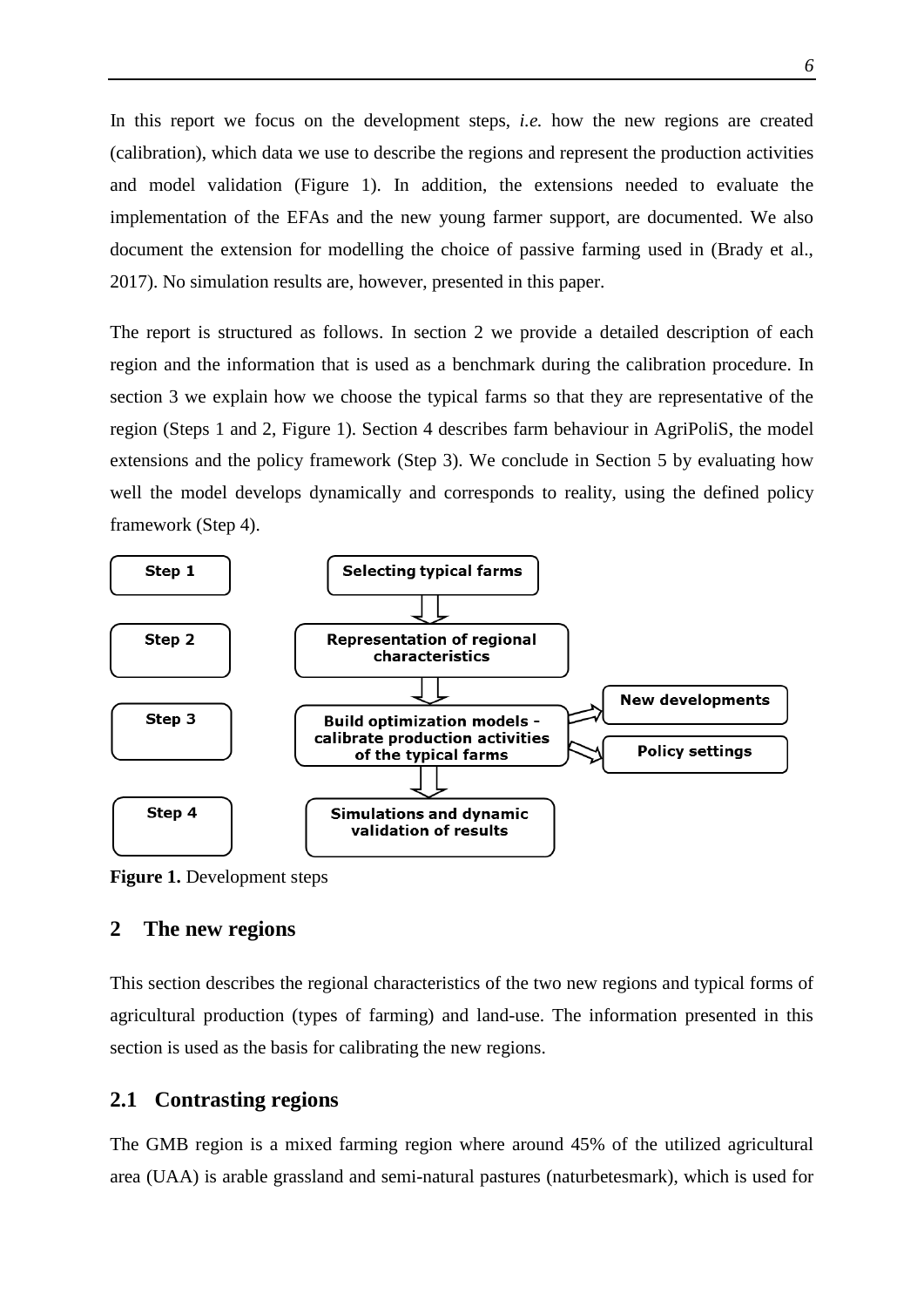In this report we focus on the development steps, *i.e.* how the new regions are created (calibration), which data we use to describe the regions and represent the production activities and model validation (Figure 1). In addition, the extensions needed to evaluate the implementation of the EFAs and the new young farmer support, are documented. We also document the extension for modelling the choice of passive farming used in (Brady et al., 2017). No simulation results are, however, presented in this paper.

The report is structured as follows. In section 2 we provide a detailed description of each region and the information that is used as a benchmark during the calibration procedure. In section 3 we explain how we choose the typical farms so that they are representative of the region (Steps 1 and 2, Figure 1). Section 4 describes farm behaviour in AgriPoliS, the model extensions and the policy framework (Step 3). We conclude in Section 5 by evaluating how well the model develops dynamically and corresponds to reality, using the defined policy framework (Step 4).

| Step | Development step | |
|---|---|---|
| Step 1 | Selecting typical farms | |
| Step 2 | Representation of regional characteristics | |
| Step 3 | Build optimization models - calibrate production activities of the typical farms | New developments; Policy settings |
| Step 4 | Simulations and dynamic validation of results | |

**Figure 1.** Development steps

## 2 The new regions

This section describes the regional characteristics of the two new regions and typical forms of agricultural production (types of farming) and land-use. The information presented in this section is used as the basis for calibrating the new regions.

### 2.1 Contrasting regions

The GMB region is a mixed farming region where around 45% of the utilized agricultural area (UAA) is arable grassland and semi-natural pastures (naturbetesmark), which is used for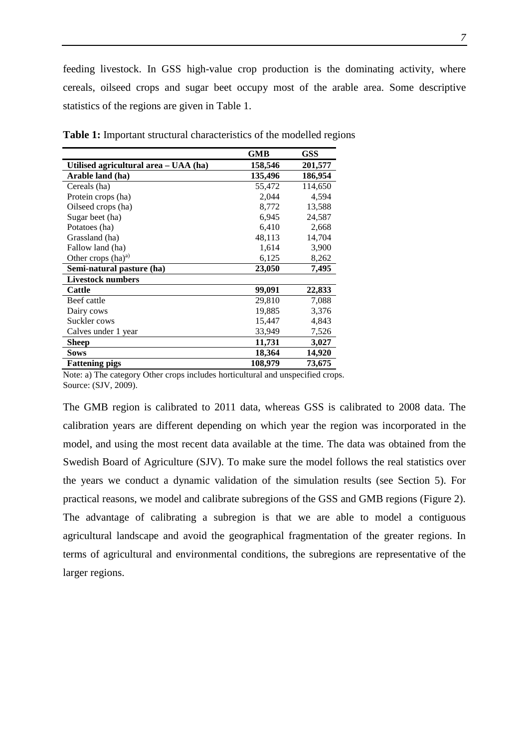feeding livestock. In GSS high-value crop production is the dominating activity, where cereals, oilseed crops and sugar beet occupy most of the arable area. Some descriptive statistics of the regions are given in Table 1.

**Table 1:** Important structural characteristics of the modelled regions

| | **GMB** | **GSS** |
|---|---|---|
| **Utilised agricultural area – UAA (ha)** | **158,546** | **201,577** |
| **Arable land (ha)** | **135,496** | **186,954** |
| Cereals (ha) | 55,472 | 114,650 |
| Protein crops (ha) | 2,044 | 4,594 |
| Oilseed crops (ha) | 8,772 | 13,588 |
| Sugar beet (ha) | 6,945 | 24,587 |
| Potatoes (ha) | 6,410 | 2,668 |
| Grassland (ha) | 48,113 | 14,704 |
| Fallow land (ha) | 1,614 | 3,900 |
| Other crops (ha)[a)] | 6,125 | 8,262 |
| **Semi-natural pasture (ha)** | **23,050** | **7,495** |
| **Livestock numbers** | | |
| **Cattle** | **99,091** | **22,833** |
| Beef cattle | 29,810 | 7,088 |
| Dairy cows | 19,885 | 3,376 |
| Suckler cows | 15,447 | 4,843 |
| Calves under 1 year | 33,949 | 7,526 |
| **Sheep** | **11,731** | **3,027** |
| **Sows** | **18,364** | **14,920** |
| **Fattening pigs** | **108,979** | **73,675** |

Note: a) The category Other crops includes horticultural and unspecified crops.
Source: (SJV, 2009).

The GMB region is calibrated to 2011 data, whereas GSS is calibrated to 2008 data. The calibration years are different depending on which year the region was incorporated in the model, and using the most recent data available at the time. The data was obtained from the Swedish Board of Agriculture (SJV). To make sure the model follows the real statistics over the years we conduct a dynamic validation of the simulation results (see Section 5). For practical reasons, we model and calibrate subregions of the GSS and GMB regions (Figure 2). The advantage of calibrating a subregion is that we are able to model a contiguous agricultural landscape and avoid the geographical fragmentation of the greater regions. In terms of agricultural and environmental conditions, the subregions are representative of the larger regions.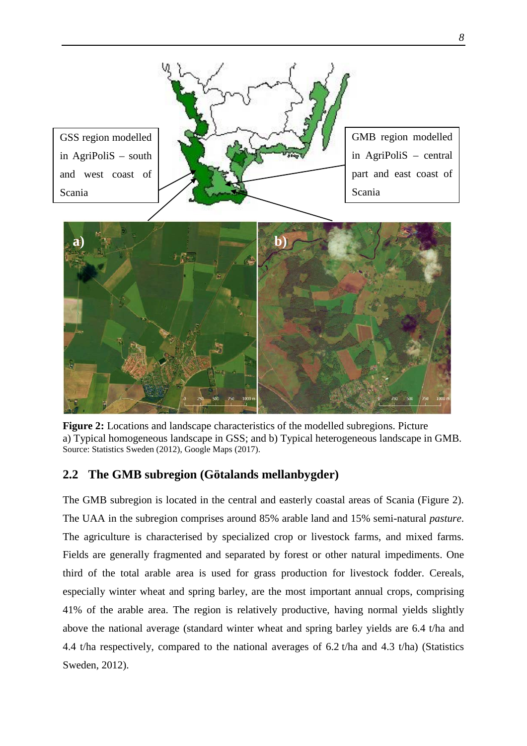GSS region modelled in AgriPoliS – south and west coast of Scania

GMB region modelled in AgriPoliS – central part and east coast of Scania

**Figure 2:** Locations and landscape characteristics of the modelled subregions. Picture a) Typical homogeneous landscape in GSS; and b) Typical heterogeneous landscape in GMB. Source: Statistics Sweden (2012), Google Maps (2017).

## 2.2 The GMB subregion (Götalands mellanbygder)

The GMB subregion is located in the central and easterly coastal areas of Scania (Figure 2). The UAA in the subregion comprises around 85% arable land and 15% semi-natural *pasture*. The agriculture is characterised by specialized crop or livestock farms, and mixed farms. Fields are generally fragmented and separated by forest or other natural impediments. One third of the total arable area is used for grass production for livestock fodder. Cereals, especially winter wheat and spring barley, are the most important annual crops, comprising 41% of the arable area. The region is relatively productive, having normal yields slightly above the national average (standard winter wheat and spring barley yields are 6.4 t/ha and 4.4 t/ha respectively, compared to the national averages of 6.2 t/ha and 4.3 t/ha) (Statistics Sweden, 2012).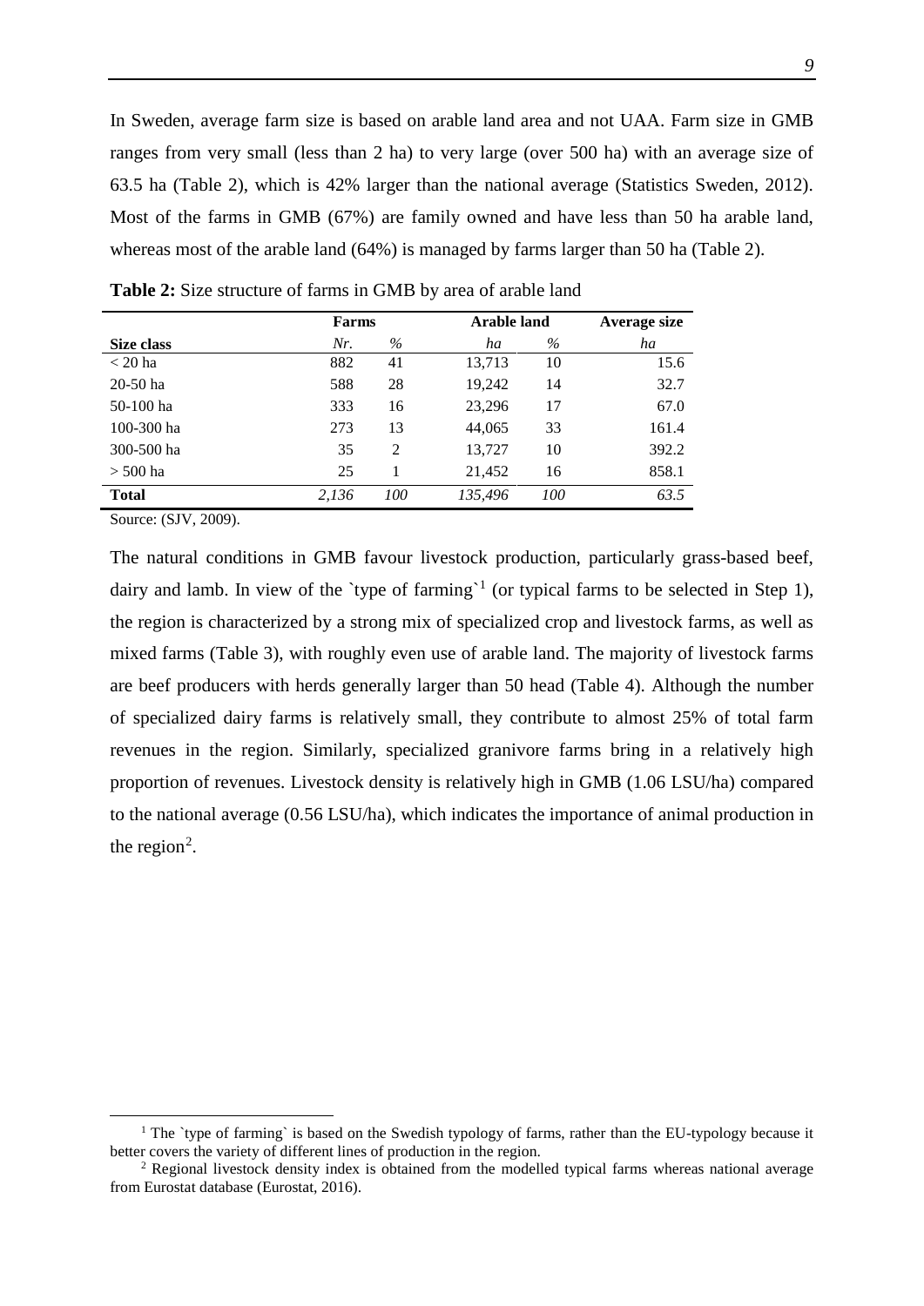In Sweden, average farm size is based on arable land area and not UAA. Farm size in GMB ranges from very small (less than 2 ha) to very large (over 500 ha) with an average size of 63.5 ha (Table 2), which is 42% larger than the national average (Statistics Sweden, 2012). Most of the farms in GMB (67%) are family owned and have less than 50 ha arable land, whereas most of the arable land (64%) is managed by farms larger than 50 ha (Table 2).

**Table 2:** Size structure of farms in GMB by area of arable land

| | Farms | | Arable land | | Average size |
|---|---|---|---|---|---|
| **Size class** | *Nr.* | *%* | *ha* | *%* | *ha* |
| < 20 ha | 882 | 41 | 13,713 | 10 | 15.6 |
| 20-50 ha | 588 | 28 | 19,242 | 14 | 32.7 |
| 50-100 ha | 333 | 16 | 23,296 | 17 | 67.0 |
| 100-300 ha | 273 | 13 | 44,065 | 33 | 161.4 |
| 300-500 ha | 35 | 2 | 13,727 | 10 | 392.2 |
| > 500 ha | 25 | 1 | 21,452 | 16 | 858.1 |
| **Total** | *2,136* | *100* | *135,496* | *100* | *63.5* |

Source: (SJV, 2009).

The natural conditions in GMB favour livestock production, particularly grass-based beef, dairy and lamb. In view of the `type of farming`[1] (or typical farms to be selected in Step 1), the region is characterized by a strong mix of specialized crop and livestock farms, as well as mixed farms (Table 3), with roughly even use of arable land. The majority of livestock farms are beef producers with herds generally larger than 50 head (Table 4). Although the number of specialized dairy farms is relatively small, they contribute to almost 25% of total farm revenues in the region. Similarly, specialized granivore farms bring in a relatively high proportion of revenues. Livestock density is relatively high in GMB (1.06 LSU/ha) compared to the national average (0.56 LSU/ha), which indicates the importance of animal production in the region[2].

[1] The `type of farming` is based on the Swedish typology of farms, rather than the EU-typology because it better covers the variety of different lines of production in the region.

[2] Regional livestock density index is obtained from the modelled typical farms whereas national average from Eurostat database (Eurostat, 2016).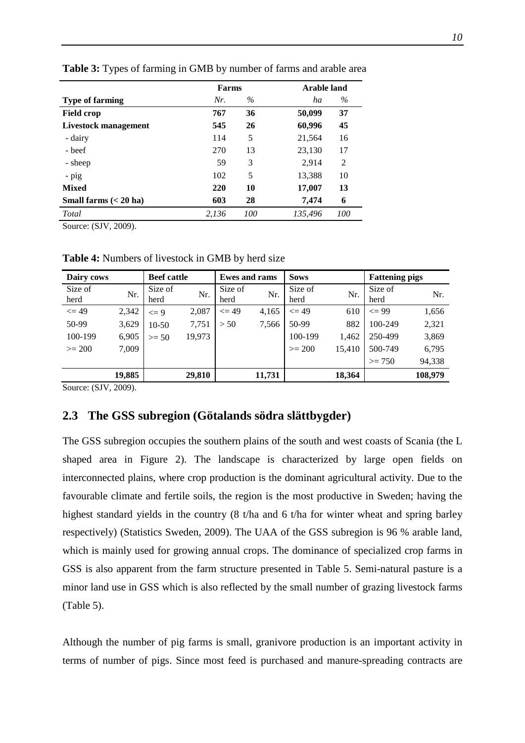**Table 3:** Types of farming in GMB by number of farms and arable area

| | Farms | | Arable land | |
|---|---|---|---|---|
| **Type of farming** | *Nr.* | *%* | *ha* | *%* |
| **Field crop** | **767** | **36** | **50,099** | **37** |
| **Livestock management** | **545** | **26** | **60,996** | **45** |
| - dairy | 114 | 5 | 21,564 | 16 |
| - beef | 270 | 13 | 23,130 | 17 |
| - sheep | 59 | 3 | 2,914 | 2 |
| - pig | 102 | 5 | 13,388 | 10 |
| **Mixed** | **220** | **10** | **17,007** | **13** |
| **Small farms (< 20 ha)** | **603** | **28** | **7,474** | **6** |
| *Total* | *2,136* | *100* | *135,496* | *100* |

Source: (SJV, 2009).

**Table 4:** Numbers of livestock in GMB by herd size

| Dairy cows | | Beef cattle | | Ewes and rams | | Sows | | Fattening pigs | |
|---|---|---|---|---|---|---|---|---|---|
| Size of herd | Nr. | Size of herd | Nr. | Size of herd | Nr. | Size of herd | Nr. | Size of herd | Nr. |
| <= 49 | 2,342 | <= 9 | 2,087 | <= 49 | 4,165 | <= 49 | 610 | <= 99 | 1,656 |
| 50-99 | 3,629 | 10-50 | 7,751 | > 50 | 7,566 | 50-99 | 882 | 100-249 | 2,321 |
| 100-199 | 6,905 | >= 50 | 19,973 | | | 100-199 | 1,462 | 250-499 | 3,869 |
| >= 200 | 7,009 | | | | | >= 200 | 15,410 | 500-749 | 6,795 |
| | | | | | | | | >= 750 | 94,338 |
| | **19,885** | | **29,810** | | **11,731** | | **18,364** | | **108,979** |

Source: (SJV, 2009).

## 2.3 The GSS subregion (Götalands södra slättbygder)

The GSS subregion occupies the southern plains of the south and west coasts of Scania (the L shaped area in Figure 2). The landscape is characterized by large open fields on interconnected plains, where crop production is the dominant agricultural activity. Due to the favourable climate and fertile soils, the region is the most productive in Sweden; having the highest standard yields in the country (8 t/ha and 6 t/ha for winter wheat and spring barley respectively) (Statistics Sweden, 2009). The UAA of the GSS subregion is 96 % arable land, which is mainly used for growing annual crops. The dominance of specialized crop farms in GSS is also apparent from the farm structure presented in Table 5. Semi-natural pasture is a minor land use in GSS which is also reflected by the small number of grazing livestock farms (Table 5).

Although the number of pig farms is small, granivore production is an important activity in terms of number of pigs. Since most feed is purchased and manure-spreading contracts are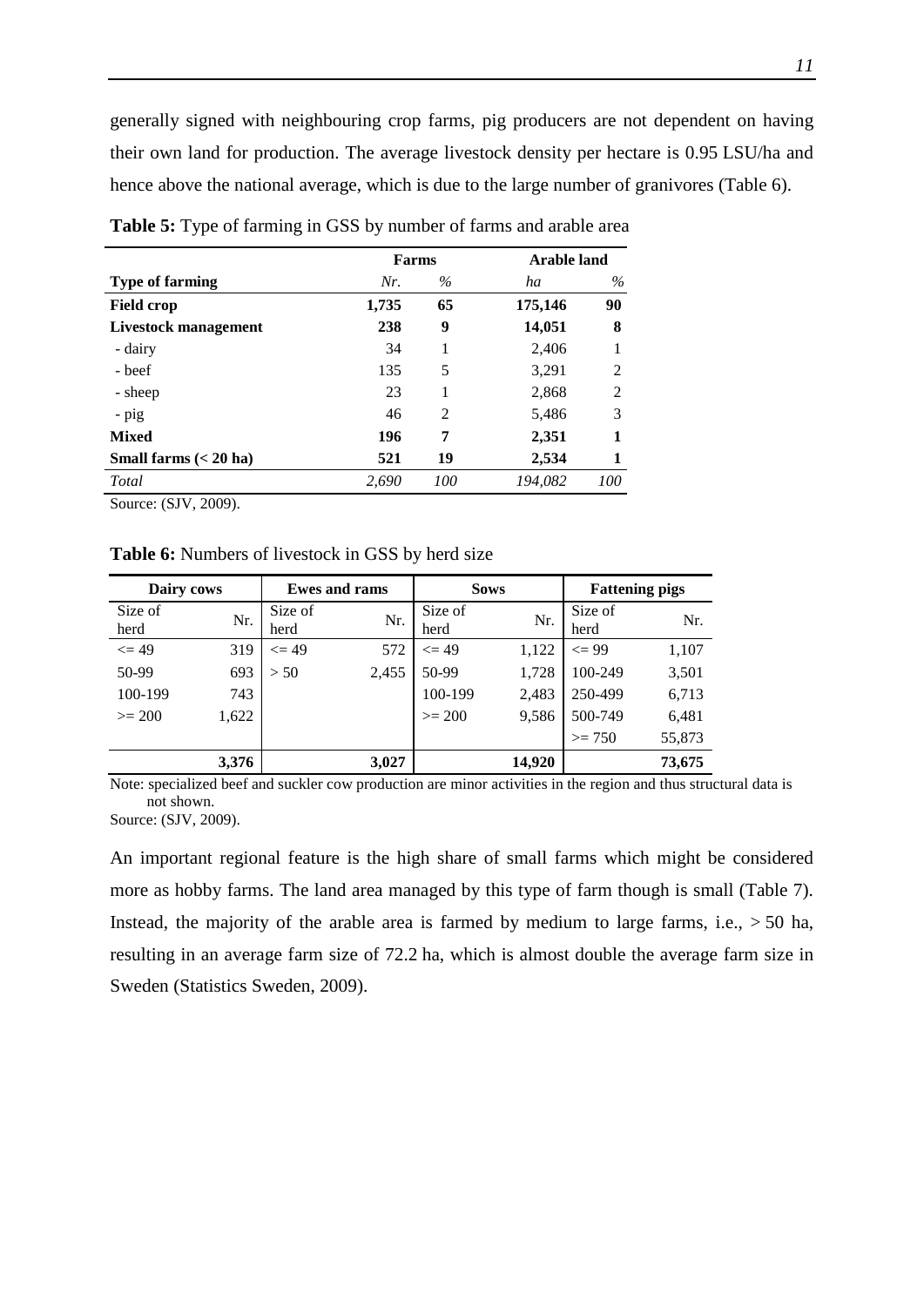generally signed with neighbouring crop farms, pig producers are not dependent on having their own land for production. The average livestock density per hectare is 0.95 LSU/ha and hence above the national average, which is due to the large number of granivores (Table 6).

**Table 5:** Type of farming in GSS by number of farms and arable area

| | Farms | | Arable land | |
|---|---|---|---|---|
| **Type of farming** | *Nr.* | *%* | *ha* | *%* |
| **Field crop** | **1,735** | **65** | **175,146** | **90** |
| **Livestock management** | **238** | **9** | **14,051** | **8** |
| - dairy | 34 | 1 | 2,406 | 1 |
| - beef | 135 | 5 | 3,291 | 2 |
| - sheep | 23 | 1 | 2,868 | 2 |
| - pig | 46 | 2 | 5,486 | 3 |
| **Mixed** | **196** | **7** | **2,351** | **1** |
| **Small farms (< 20 ha)** | **521** | **19** | **2,534** | **1** |
| *Total* | *2,690* | *100* | *194,082* | *100* |

Source: (SJV, 2009).

**Table 6:** Numbers of livestock in GSS by herd size

| Dairy cows | | Ewes and rams | | Sows | | Fattening pigs | |
|---|---|---|---|---|---|---|---|
| Size of herd | Nr. | Size of herd | Nr. | Size of herd | Nr. | Size of herd | Nr. |
| <= 49 | 319 | <= 49 | 572 | <= 49 | 1,122 | <= 99 | 1,107 |
| 50-99 | 693 | > 50 | 2,455 | 50-99 | 1,728 | 100-249 | 3,501 |
| 100-199 | 743 | | | 100-199 | 2,483 | 250-499 | 6,713 |
| >= 200 | 1,622 | | | >= 200 | 9,586 | 500-749 | 6,481 |
| | | | | | | >= 750 | 55,873 |
| | **3,376** | | **3,027** | | **14,920** | | **73,675** |

Note: specialized beef and suckler cow production are minor activities in the region and thus structural data is not shown.
Source: (SJV, 2009).

An important regional feature is the high share of small farms which might be considered more as hobby farms. The land area managed by this type of farm though is small (Table 7). Instead, the majority of the arable area is farmed by medium to large farms, i.e., > 50 ha, resulting in an average farm size of 72.2 ha, which is almost double the average farm size in Sweden (Statistics Sweden, 2009).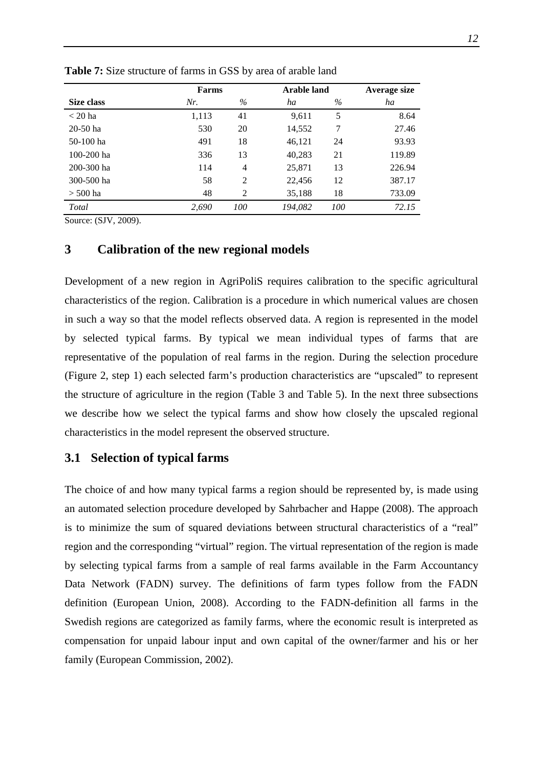**Table 7:** Size structure of farms in GSS by area of arable land

| | Farms | | Arable land | | Average size |
|---|---|---|---|---|---|
| **Size class** | *Nr.* | *%* | *ha* | *%* | *ha* |
| < 20 ha | 1,113 | 41 | 9,611 | 5 | 8.64 |
| 20-50 ha | 530 | 20 | 14,552 | 7 | 27.46 |
| 50-100 ha | 491 | 18 | 46,121 | 24 | 93.93 |
| 100-200 ha | 336 | 13 | 40,283 | 21 | 119.89 |
| 200-300 ha | 114 | 4 | 25,871 | 13 | 226.94 |
| 300-500 ha | 58 | 2 | 22,456 | 12 | 387.17 |
| > 500 ha | 48 | 2 | 35,188 | 18 | 733.09 |
| *Total* | *2,690* | *100* | *194,082* | *100* | *72.15* |

Source: (SJV, 2009).

# 3 Calibration of the new regional models

Development of a new region in AgriPoliS requires calibration to the specific agricultural characteristics of the region. Calibration is a procedure in which numerical values are chosen in such a way so that the model reflects observed data. A region is represented in the model by selected typical farms. By typical we mean individual types of farms that are representative of the population of real farms in the region. During the selection procedure (Figure 2, step 1) each selected farm's production characteristics are "upscaled" to represent the structure of agriculture in the region (Table 3 and Table 5). In the next three subsections we describe how we select the typical farms and show how closely the upscaled regional characteristics in the model represent the observed structure.

## 3.1 Selection of typical farms

The choice of and how many typical farms a region should be represented by, is made using an automated selection procedure developed by Sahrbacher and Happe (2008). The approach is to minimize the sum of squared deviations between structural characteristics of a "real" region and the corresponding "virtual" region. The virtual representation of the region is made by selecting typical farms from a sample of real farms available in the Farm Accountancy Data Network (FADN) survey. The definitions of farm types follow from the FADN definition (European Union, 2008). According to the FADN-definition all farms in the Swedish regions are categorized as family farms, where the economic result is interpreted as compensation for unpaid labour input and own capital of the owner/farmer and his or her family (European Commission, 2002).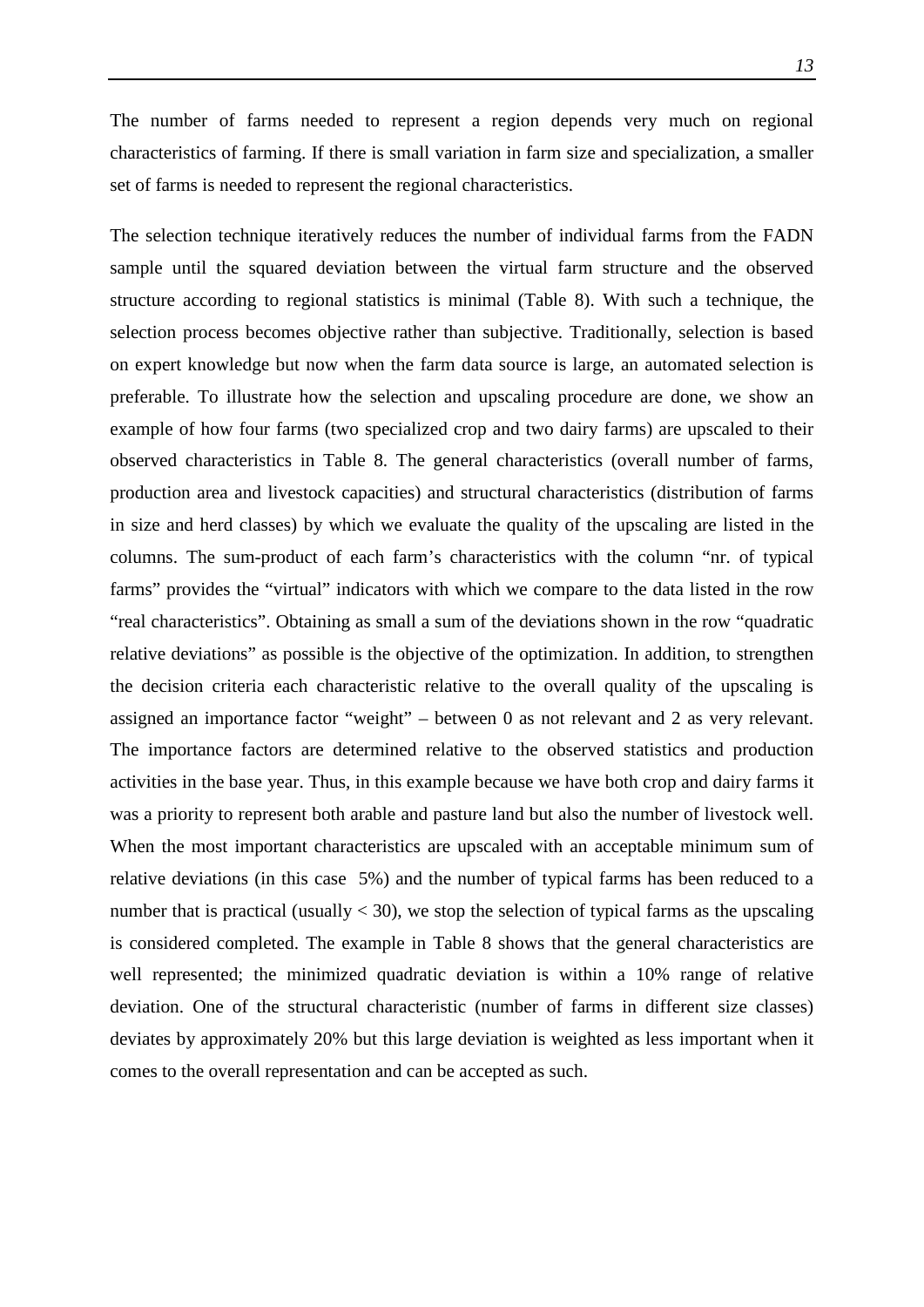The number of farms needed to represent a region depends very much on regional characteristics of farming. If there is small variation in farm size and specialization, a smaller set of farms is needed to represent the regional characteristics.

The selection technique iteratively reduces the number of individual farms from the FADN sample until the squared deviation between the virtual farm structure and the observed structure according to regional statistics is minimal (Table 8). With such a technique, the selection process becomes objective rather than subjective. Traditionally, selection is based on expert knowledge but now when the farm data source is large, an automated selection is preferable. To illustrate how the selection and upscaling procedure are done, we show an example of how four farms (two specialized crop and two dairy farms) are upscaled to their observed characteristics in Table 8. The general characteristics (overall number of farms, production area and livestock capacities) and structural characteristics (distribution of farms in size and herd classes) by which we evaluate the quality of the upscaling are listed in the columns. The sum-product of each farm's characteristics with the column "nr. of typical farms" provides the "virtual" indicators with which we compare to the data listed in the row "real characteristics". Obtaining as small a sum of the deviations shown in the row "quadratic relative deviations" as possible is the objective of the optimization. In addition, to strengthen the decision criteria each characteristic relative to the overall quality of the upscaling is assigned an importance factor "weight" – between 0 as not relevant and 2 as very relevant. The importance factors are determined relative to the observed statistics and production activities in the base year. Thus, in this example because we have both crop and dairy farms it was a priority to represent both arable and pasture land but also the number of livestock well. When the most important characteristics are upscaled with an acceptable minimum sum of relative deviations (in this case 5%) and the number of typical farms has been reduced to a number that is practical (usually < 30), we stop the selection of typical farms as the upscaling is considered completed. The example in Table 8 shows that the general characteristics are well represented; the minimized quadratic deviation is within a 10% range of relative deviation. One of the structural characteristic (number of farms in different size classes) deviates by approximately 20% but this large deviation is weighted as less important when it comes to the overall representation and can be accepted as such.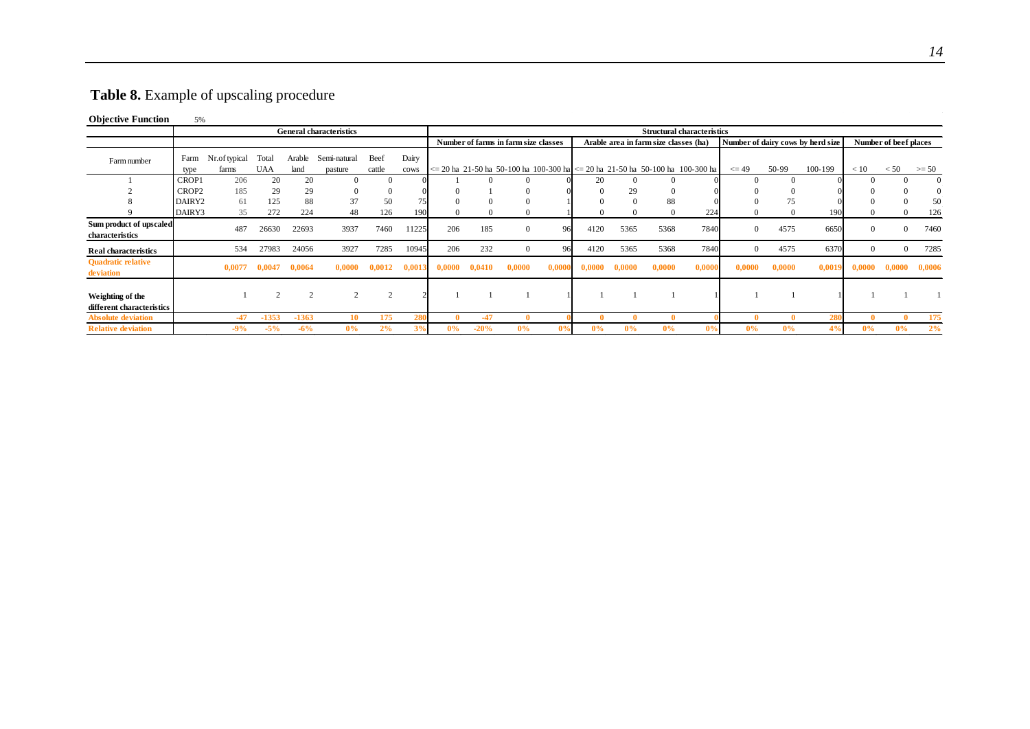**Table 8.** Example of upscaling procedure

**Objective Function** 5%

| | General characteristics | | | | | | | Structural characteristics | | | | | | | | | | | | | |
|---|---|---|---|---|---|---|---|---|---|---|---|---|---|---|---|---|---|---|---|---|---|
| | | | | | | | | Number of farms in farm size classes | | | | Arable area in farm size classes (ha) | | | | Number of dairy cows by herd size | | | Number of beef places | | |
| Farm number | Farm type | Nr. of typical farms | Total UAA | Arable land | Semi-natural pasture | Beef cattle | Dairy cows | <= 20 ha | 21-50 ha | 50-100 ha | 100-300 ha | <= 20 ha | 21-50 ha | 50-100 ha | 100-300 ha | <= 49 | 50-99 | 100-199 | < 10 | < 50 | >= 50 |
| 1 | CROP1 | 206 | 20 | 20 | 0 | 0 | 0 | 1 | 0 | 0 | 0 | 20 | 0 | 0 | 0 | 0 | 0 | 0 | 0 | 0 | 0 |
| 2 | CROP2 | 185 | 29 | 29 | 0 | 0 | 0 | 0 | 1 | 0 | 0 | 0 | 29 | 0 | 0 | 0 | 0 | 0 | 0 | 0 | 0 |
| 8 | DAIRY2 | 61 | 125 | 88 | 37 | 50 | 75 | 0 | 0 | 0 | 1 | 0 | 0 | 88 | 0 | 0 | 75 | 0 | 0 | 0 | 50 |
| 9 | DAIRY3 | 35 | 272 | 224 | 48 | 126 | 190 | 0 | 0 | 0 | 1 | 0 | 0 | 0 | 224 | 0 | 0 | 190 | 0 | 0 | 126 |
| **Sum product of upscaled characteristics** | | 487 | 26630 | 22693 | 3937 | 7460 | 11225 | 206 | 185 | 0 | 96 | 4120 | 5365 | 5368 | 7840 | 0 | 4575 | 6650 | 0 | 0 | 7460 |
| **Real characteristics** | | 534 | 27983 | 24056 | 3927 | 7285 | 10945 | 206 | 232 | 0 | 96 | 4120 | 5365 | 5368 | 7840 | 0 | 4575 | 6370 | 0 | 0 | 7285 |
| **Quadratic relative deviation** | | **0,0077** | **0,0047** | **0,0064** | **0,0000** | **0,0012** | **0,0013** | **0,0000** | **0,0410** | **0,0000** | **0,0000** | **0,0000** | **0,0000** | **0,0000** | **0,0000** | **0,0000** | **0,0000** | **0,0019** | **0,0000** | **0,0000** | **0,0006** |
| **Weighting of the different characteristics** | | 1 | 2 | 2 | 2 | 2 | 2 | 1 | 1 | 1 | 1 | 1 | 1 | 1 | 1 | 1 | 1 | 1 | 1 | 1 | 1 |
| **Absolute deviation** | | **-47** | **-1353** | **-1363** | **10** | **175** | **280** | **0** | **-47** | **0** | **0** | **0** | **0** | **0** | **0** | **0** | **0** | **280** | **0** | **0** | **175** |
| **Relative deviation** | | **-9%** | **-5%** | **-6%** | **0%** | **2%** | **3%** | **0%** | **-20%** | **0%** | **0%** | **0%** | **0%** | **0%** | **0%** | **0%** | **0%** | **4%** | **0%** | **0%** | **2%** |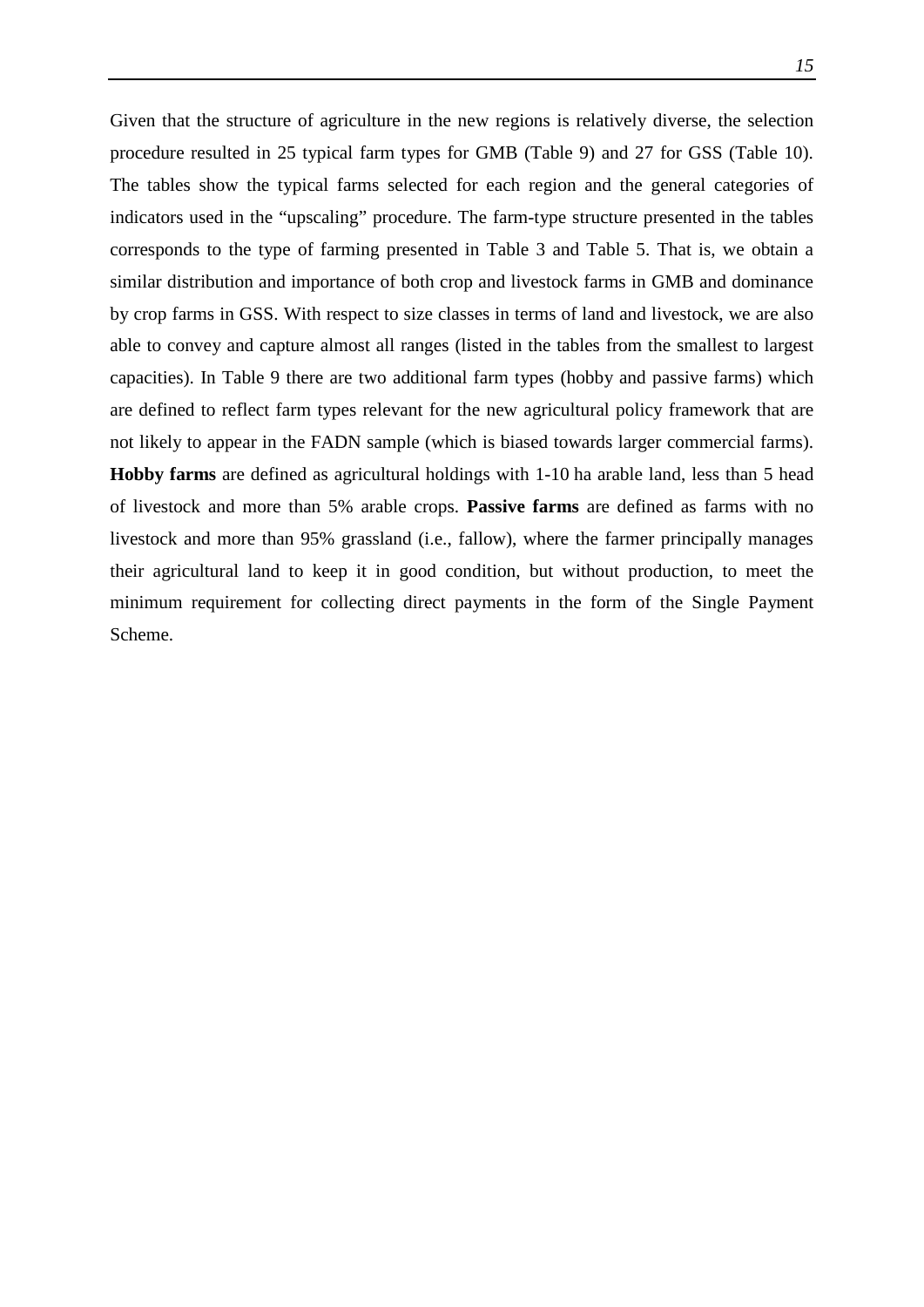Given that the structure of agriculture in the new regions is relatively diverse, the selection procedure resulted in 25 typical farm types for GMB (Table 9) and 27 for GSS (Table 10). The tables show the typical farms selected for each region and the general categories of indicators used in the "upscaling" procedure. The farm-type structure presented in the tables corresponds to the type of farming presented in Table 3 and Table 5. That is, we obtain a similar distribution and importance of both crop and livestock farms in GMB and dominance by crop farms in GSS. With respect to size classes in terms of land and livestock, we are also able to convey and capture almost all ranges (listed in the tables from the smallest to largest capacities). In Table 9 there are two additional farm types (hobby and passive farms) which are defined to reflect farm types relevant for the new agricultural policy framework that are not likely to appear in the FADN sample (which is biased towards larger commercial farms). **Hobby farms** are defined as agricultural holdings with 1-10 ha arable land, less than 5 head of livestock and more than 5% arable crops. **Passive farms** are defined as farms with no livestock and more than 95% grassland (i.e., fallow), where the farmer principally manages their agricultural land to keep it in good condition, but without production, to meet the minimum requirement for collecting direct payments in the form of the Single Payment Scheme.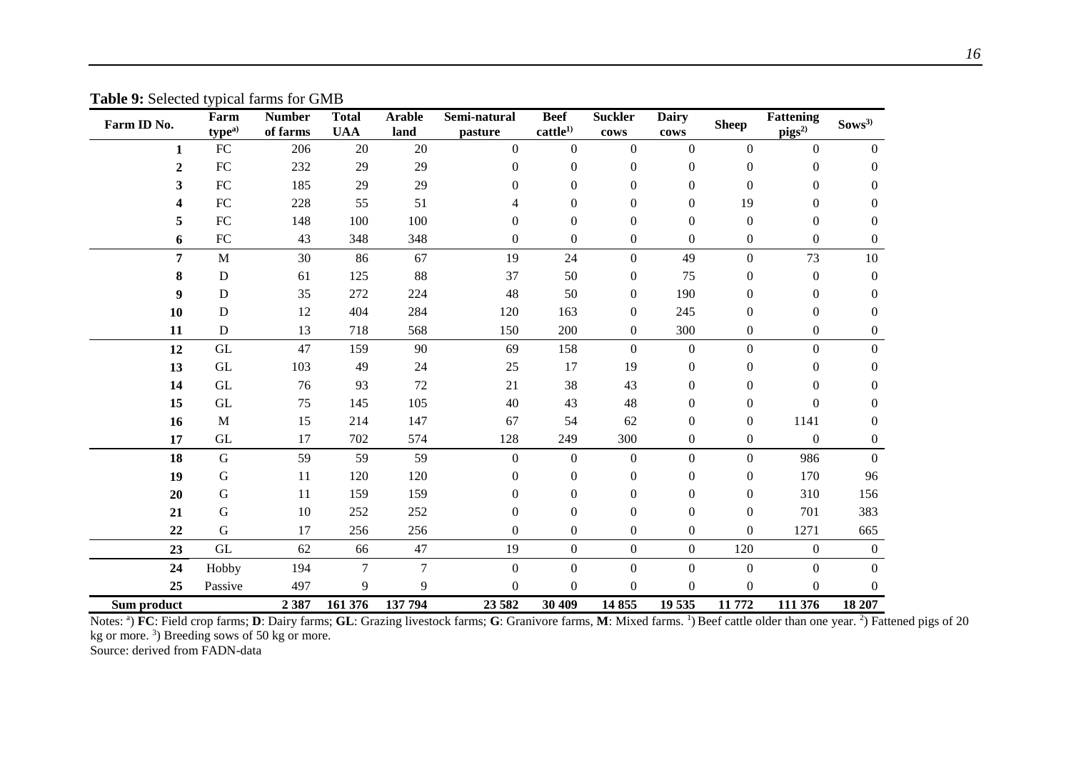**Table 9:** Selected typical farms for GMB

| Farm ID No. | Farm type[a)] | Number of farms | Total UAA | Arable land | Semi-natural pasture | Beef cattle[1)] | Suckler cows | Dairy cows | Sheep | Fattening pigs[2)] | Sows[3)] |
|---|---|---|---|---|---|---|---|---|---|---|---|
| **1** | FC | 206 | 20 | 20 | 0 | 0 | 0 | 0 | 0 | 0 | 0 |
| **2** | FC | 232 | 29 | 29 | 0 | 0 | 0 | 0 | 0 | 0 | 0 |
| **3** | FC | 185 | 29 | 29 | 0 | 0 | 0 | 0 | 0 | 0 | 0 |
| **4** | FC | 228 | 55 | 51 | 4 | 0 | 0 | 0 | 19 | 0 | 0 |
| **5** | FC | 148 | 100 | 100 | 0 | 0 | 0 | 0 | 0 | 0 | 0 |
| **6** | FC | 43 | 348 | 348 | 0 | 0 | 0 | 0 | 0 | 0 | 0 |
| **7** | M | 30 | 86 | 67 | 19 | 24 | 0 | 49 | 0 | 73 | 10 |
| **8** | D | 61 | 125 | 88 | 37 | 50 | 0 | 75 | 0 | 0 | 0 |
| **9** | D | 35 | 272 | 224 | 48 | 50 | 0 | 190 | 0 | 0 | 0 |
| **10** | D | 12 | 404 | 284 | 120 | 163 | 0 | 245 | 0 | 0 | 0 |
| **11** | D | 13 | 718 | 568 | 150 | 200 | 0 | 300 | 0 | 0 | 0 |
| **12** | GL | 47 | 159 | 90 | 69 | 158 | 0 | 0 | 0 | 0 | 0 |
| **13** | GL | 103 | 49 | 24 | 25 | 17 | 19 | 0 | 0 | 0 | 0 |
| **14** | GL | 76 | 93 | 72 | 21 | 38 | 43 | 0 | 0 | 0 | 0 |
| **15** | GL | 75 | 145 | 105 | 40 | 43 | 48 | 0 | 0 | 0 | 0 |
| **16** | M | 15 | 214 | 147 | 67 | 54 | 62 | 0 | 0 | 1141 | 0 |
| **17** | GL | 17 | 702 | 574 | 128 | 249 | 300 | 0 | 0 | 0 | 0 |
| **18** | G | 59 | 59 | 59 | 0 | 0 | 0 | 0 | 0 | 986 | 0 |
| **19** | G | 11 | 120 | 120 | 0 | 0 | 0 | 0 | 0 | 170 | 96 |
| **20** | G | 11 | 159 | 159 | 0 | 0 | 0 | 0 | 0 | 310 | 156 |
| **21** | G | 10 | 252 | 252 | 0 | 0 | 0 | 0 | 0 | 701 | 383 |
| **22** | G | 17 | 256 | 256 | 0 | 0 | 0 | 0 | 0 | 1271 | 665 |
| **23** | GL | 62 | 66 | 47 | 19 | 0 | 0 | 0 | 120 | 0 | 0 |
| **24** | Hobby | 194 | 7 | 7 | 0 | 0 | 0 | 0 | 0 | 0 | 0 |
| **25** | Passive | 497 | 9 | 9 | 0 | 0 | 0 | 0 | 0 | 0 | 0 |
| **Sum product** | | **2 387** | **161 376** | **137 794** | **23 582** | **30 409** | **14 855** | **19 535** | **11 772** | **111 376** | **18 207** |

Notes: [a]) **FC**: Field crop farms; **D**: Dairy farms; **GL**: Grazing livestock farms; **G**: Granivore farms, **M**: Mixed farms. [1]) Beef cattle older than one year. [2]) Fattened pigs of 20 kg or more. [3]) Breeding sows of 50 kg or more.
Source: derived from FADN-data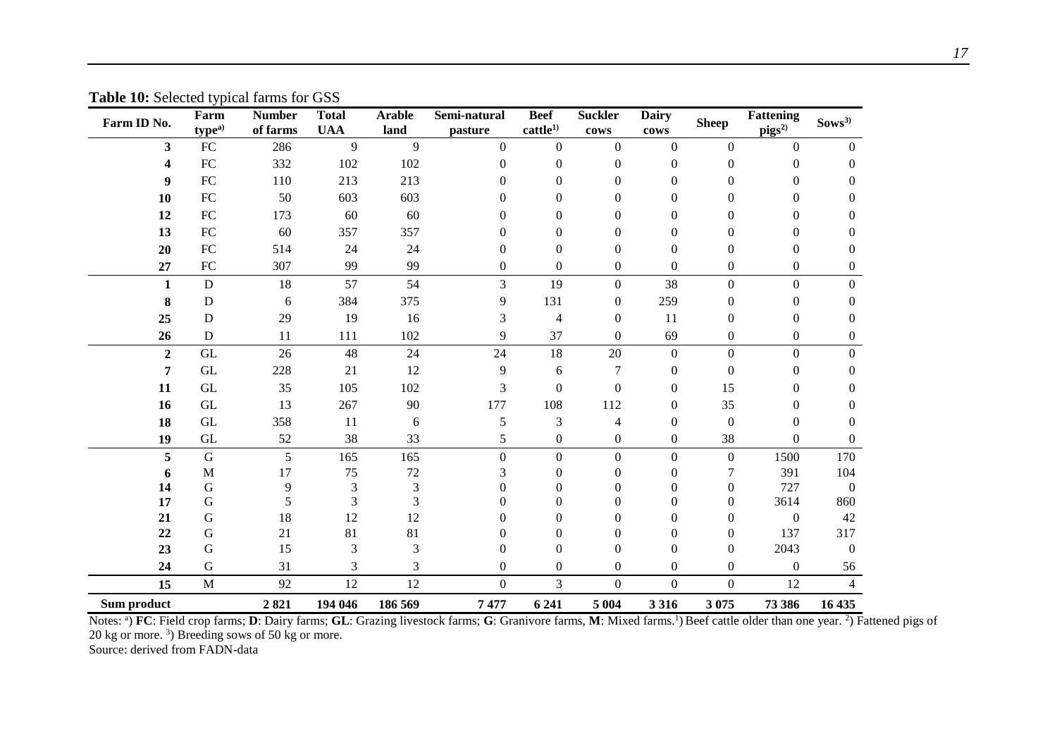**Table 10:** Selected typical farms for GSS

| Farm ID No. | Farm type[a)] | Number of farms | Total UAA | Arable land | Semi-natural pasture | Beef cattle[1)] | Suckler cows | Dairy cows | Sheep | Fattening pigs[2)] | Sows[3)] |
|---|---|---|---|---|---|---|---|---|---|---|---|
| **3** | FC | 286 | 9 | 9 | 0 | 0 | 0 | 0 | 0 | 0 | 0 |
| **4** | FC | 332 | 102 | 102 | 0 | 0 | 0 | 0 | 0 | 0 | 0 |
| **9** | FC | 110 | 213 | 213 | 0 | 0 | 0 | 0 | 0 | 0 | 0 |
| **10** | FC | 50 | 603 | 603 | 0 | 0 | 0 | 0 | 0 | 0 | 0 |
| **12** | FC | 173 | 60 | 60 | 0 | 0 | 0 | 0 | 0 | 0 | 0 |
| **13** | FC | 60 | 357 | 357 | 0 | 0 | 0 | 0 | 0 | 0 | 0 |
| **20** | FC | 514 | 24 | 24 | 0 | 0 | 0 | 0 | 0 | 0 | 0 |
| **27** | FC | 307 | 99 | 99 | 0 | 0 | 0 | 0 | 0 | 0 | 0 |
| **1** | D | 18 | 57 | 54 | 3 | 19 | 0 | 38 | 0 | 0 | 0 |
| **8** | D | 6 | 384 | 375 | 9 | 131 | 0 | 259 | 0 | 0 | 0 |
| **25** | D | 29 | 19 | 16 | 3 | 4 | 0 | 11 | 0 | 0 | 0 |
| **26** | D | 11 | 111 | 102 | 9 | 37 | 0 | 69 | 0 | 0 | 0 |
| **2** | GL | 26 | 48 | 24 | 24 | 18 | 20 | 0 | 0 | 0 | 0 |
| **7** | GL | 228 | 21 | 12 | 9 | 6 | 7 | 0 | 0 | 0 | 0 |
| **11** | GL | 35 | 105 | 102 | 3 | 0 | 0 | 0 | 15 | 0 | 0 |
| **16** | GL | 13 | 267 | 90 | 177 | 108 | 112 | 0 | 35 | 0 | 0 |
| **18** | GL | 358 | 11 | 6 | 5 | 3 | 4 | 0 | 0 | 0 | 0 |
| **19** | GL | 52 | 38 | 33 | 5 | 0 | 0 | 0 | 38 | 0 | 0 |
| **5** | G | 5 | 165 | 165 | 0 | 0 | 0 | 0 | 0 | 1500 | 170 |
| **6** | M | 17 | 75 | 72 | 3 | 0 | 0 | 0 | 7 | 391 | 104 |
| **14** | G | 9 | 3 | 3 | 0 | 0 | 0 | 0 | 0 | 727 | 0 |
| **17** | G | 5 | 3 | 3 | 0 | 0 | 0 | 0 | 0 | 3614 | 860 |
| **21** | G | 18 | 12 | 12 | 0 | 0 | 0 | 0 | 0 | 0 | 42 |
| **22** | G | 21 | 81 | 81 | 0 | 0 | 0 | 0 | 0 | 137 | 317 |
| **23** | G | 15 | 3 | 3 | 0 | 0 | 0 | 0 | 0 | 2043 | 0 |
| **24** | G | 31 | 3 | 3 | 0 | 0 | 0 | 0 | 0 | 0 | 56 |
| **15** | M | 92 | 12 | 12 | 0 | 3 | 0 | 0 | 0 | 12 | 4 |
| **Sum product** | | **2 821** | **194 046** | **186 569** | **7 477** | **6 241** | **5 004** | **3 316** | **3 075** | **73 386** | **16 435** |

Notes: [a)] **FC**: Field crop farms; **D**: Dairy farms; **GL**: Grazing livestock farms; **G**: Granivore farms, **M**: Mixed farms.[1)] Beef cattle older than one year. [2)] Fattened pigs of 20 kg or more. [3)] Breeding sows of 50 kg or more.

Source: derived from FADN-data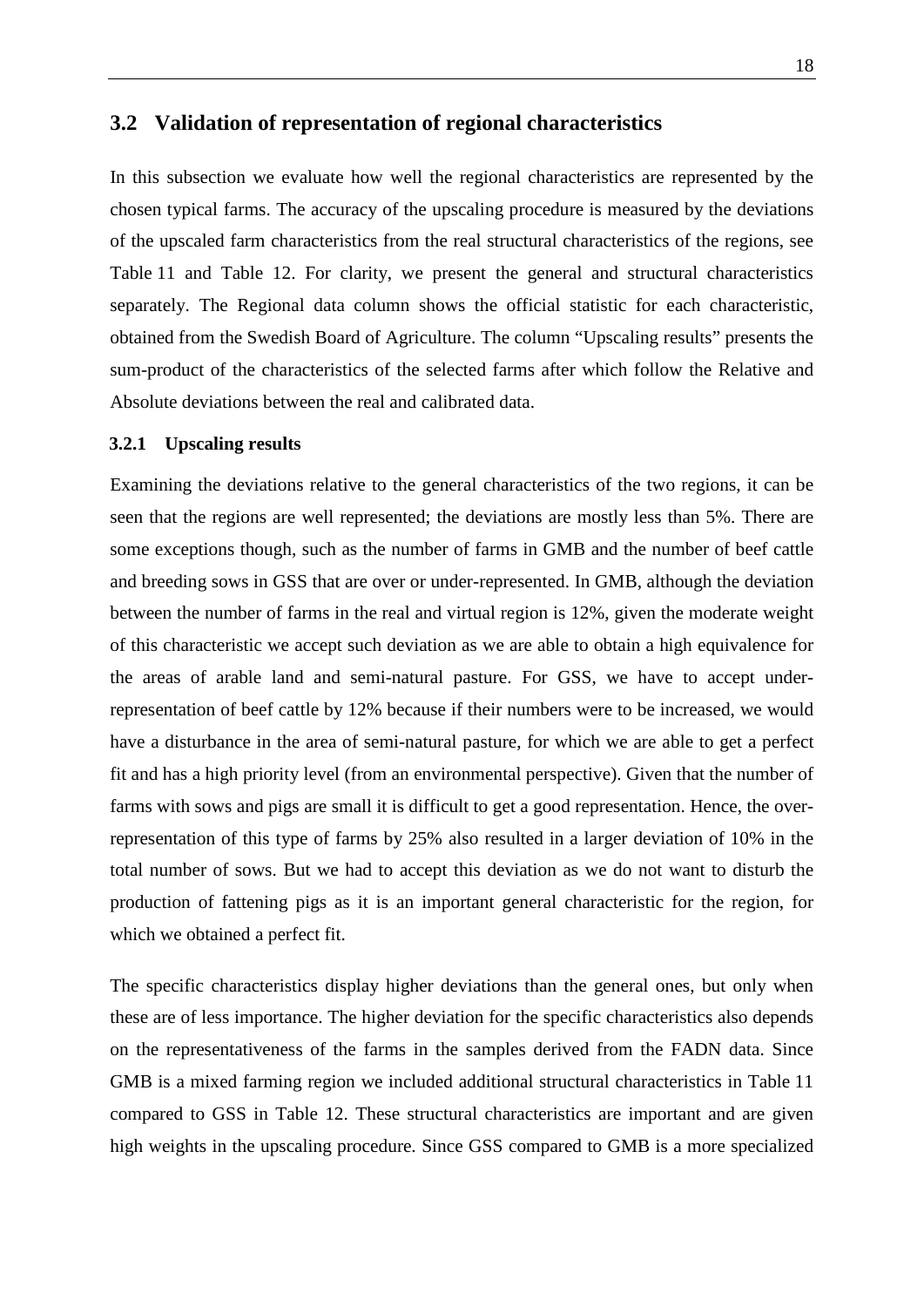## 3.2 Validation of representation of regional characteristics

In this subsection we evaluate how well the regional characteristics are represented by the chosen typical farms. The accuracy of the upscaling procedure is measured by the deviations of the upscaled farm characteristics from the real structural characteristics of the regions, see Table 11 and Table 12. For clarity, we present the general and structural characteristics separately. The Regional data column shows the official statistic for each characteristic, obtained from the Swedish Board of Agriculture. The column "Upscaling results" presents the sum-product of the characteristics of the selected farms after which follow the Relative and Absolute deviations between the real and calibrated data.

### 3.2.1 Upscaling results

Examining the deviations relative to the general characteristics of the two regions, it can be seen that the regions are well represented; the deviations are mostly less than 5%. There are some exceptions though, such as the number of farms in GMB and the number of beef cattle and breeding sows in GSS that are over or under-represented. In GMB, although the deviation between the number of farms in the real and virtual region is 12%, given the moderate weight of this characteristic we accept such deviation as we are able to obtain a high equivalence for the areas of arable land and semi-natural pasture. For GSS, we have to accept under-representation of beef cattle by 12% because if their numbers were to be increased, we would have a disturbance in the area of semi-natural pasture, for which we are able to get a perfect fit and has a high priority level (from an environmental perspective). Given that the number of farms with sows and pigs are small it is difficult to get a good representation. Hence, the over-representation of this type of farms by 25% also resulted in a larger deviation of 10% in the total number of sows. But we had to accept this deviation as we do not want to disturb the production of fattening pigs as it is an important general characteristic for the region, for which we obtained a perfect fit.

The specific characteristics display higher deviations than the general ones, but only when these are of less importance. The higher deviation for the specific characteristics also depends on the representativeness of the farms in the samples derived from the FADN data. Since GMB is a mixed farming region we included additional structural characteristics in Table 11 compared to GSS in Table 12. These structural characteristics are important and are given high weights in the upscaling procedure. Since GSS compared to GMB is a more specialized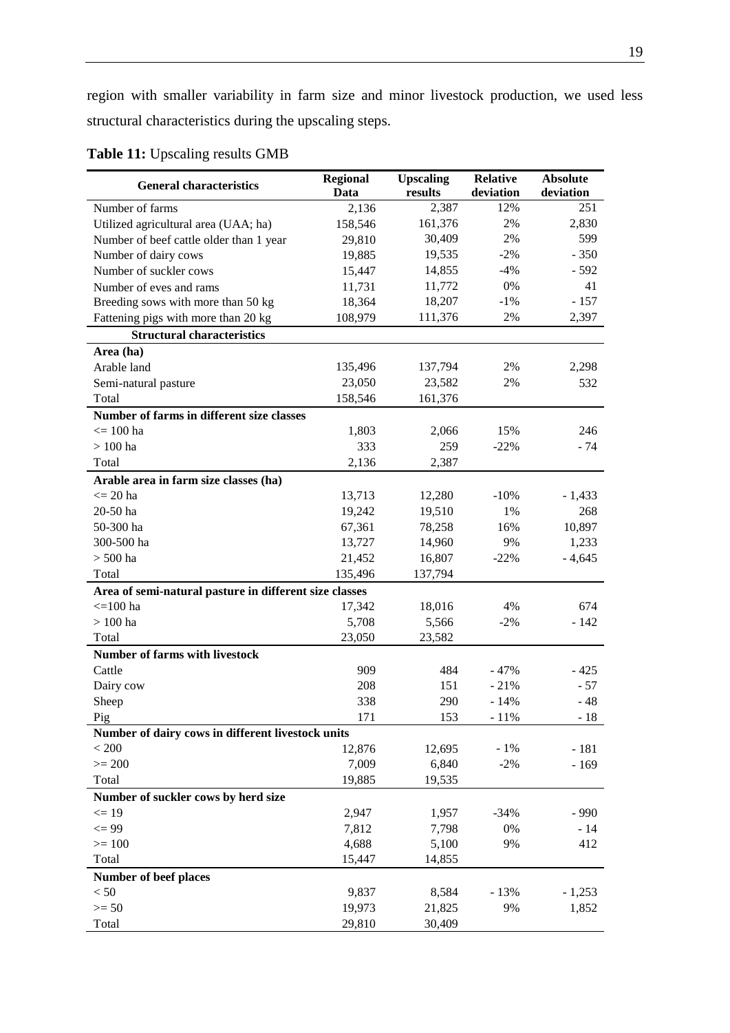region with smaller variability in farm size and minor livestock production, we used less structural characteristics during the upscaling steps.

**Table 11:** Upscaling results GMB

| General characteristics | Regional Data | Upscaling results | Relative deviation | Absolute deviation |
|---|---|---|---|---|
| Number of farms | 2,136 | 2,387 | 12% | 251 |
| Utilized agricultural area (UAA; ha) | 158,546 | 161,376 | 2% | 2,830 |
| Number of beef cattle older than 1 year | 29,810 | 30,409 | 2% | 599 |
| Number of dairy cows | 19,885 | 19,535 | -2% | - 350 |
| Number of suckler cows | 15,447 | 14,855 | -4% | - 592 |
| Number of eves and rams | 11,731 | 11,772 | 0% | 41 |
| Breeding sows with more than 50 kg | 18,364 | 18,207 | -1% | - 157 |
| Fattening pigs with more than 20 kg | 108,979 | 111,376 | 2% | 2,397 |
| **Structural characteristics** | | | | |
| **Area (ha)** | | | | |
| Arable land | 135,496 | 137,794 | 2% | 2,298 |
| Semi-natural pasture | 23,050 | 23,582 | 2% | 532 |
| Total | 158,546 | 161,376 | | |
| **Number of farms in different size classes** | | | | |
| <= 100 ha | 1,803 | 2,066 | 15% | 246 |
| > 100 ha | 333 | 259 | -22% | - 74 |
| Total | 2,136 | 2,387 | | |
| **Arable area in farm size classes (ha)** | | | | |
| <= 20 ha | 13,713 | 12,280 | -10% | - 1,433 |
| 20-50 ha | 19,242 | 19,510 | 1% | 268 |
| 50-300 ha | 67,361 | 78,258 | 16% | 10,897 |
| 300-500 ha | 13,727 | 14,960 | 9% | 1,233 |
| > 500 ha | 21,452 | 16,807 | -22% | - 4,645 |
| Total | 135,496 | 137,794 | | |
| **Area of semi-natural pasture in different size classes** | | | | |
| <=100 ha | 17,342 | 18,016 | 4% | 674 |
| > 100 ha | 5,708 | 5,566 | -2% | - 142 |
| Total | 23,050 | 23,582 | | |
| **Number of farms with livestock** | | | | |
| Cattle | 909 | 484 | - 47% | - 425 |
| Dairy cow | 208 | 151 | - 21% | - 57 |
| Sheep | 338 | 290 | - 14% | - 48 |
| Pig | 171 | 153 | - 11% | - 18 |
| **Number of dairy cows in different livestock units** | | | | |
| < 200 | 12,876 | 12,695 | - 1% | - 181 |
| >= 200 | 7,009 | 6,840 | -2% | - 169 |
| Total | 19,885 | 19,535 | | |
| **Number of suckler cows by herd size** | | | | |
| <= 19 | 2,947 | 1,957 | -34% | - 990 |
| <= 99 | 7,812 | 7,798 | 0% | - 14 |
| >= 100 | 4,688 | 5,100 | 9% | 412 |
| Total | 15,447 | 14,855 | | |
| **Number of beef places** | | | | |
| < 50 | 9,837 | 8,584 | - 13% | - 1,253 |
| >= 50 | 19,973 | 21,825 | 9% | 1,852 |
| Total | 29,810 | 30,409 | | |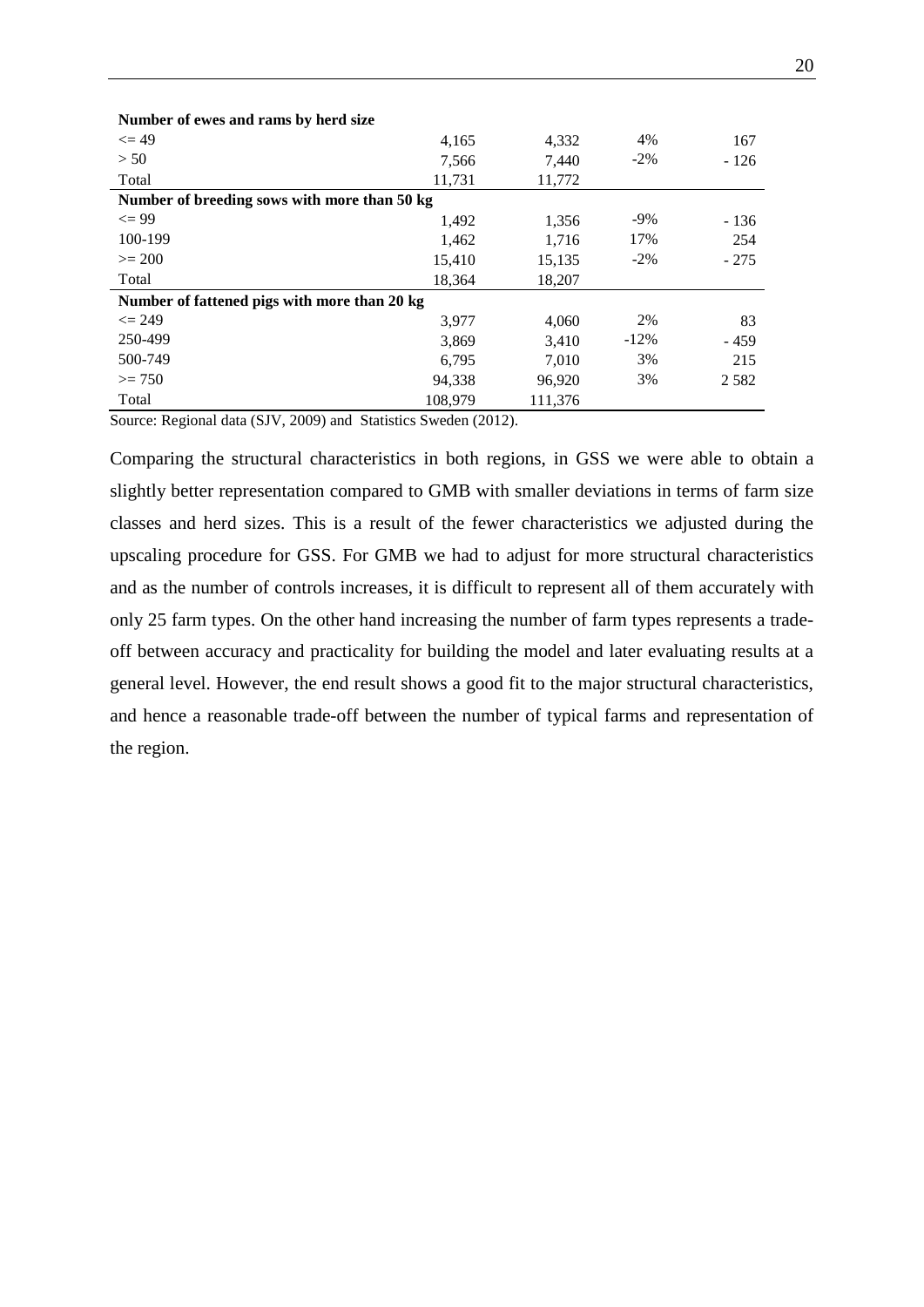| Number of ewes and rams by herd size | | | | |
|---|---|---|---|---|
| <= 49 | 4,165 | 4,332 | 4% | 167 |
| > 50 | 7,566 | 7,440 | -2% | - 126 |
| Total | 11,731 | 11,772 | | |
| **Number of breeding sows with more than 50 kg** | | | | |
| <= 99 | 1,492 | 1,356 | -9% | - 136 |
| 100-199 | 1,462 | 1,716 | 17% | 254 |
| >= 200 | 15,410 | 15,135 | -2% | - 275 |
| Total | 18,364 | 18,207 | | |
| **Number of fattened pigs with more than 20 kg** | | | | |
| <= 249 | 3,977 | 4,060 | 2% | 83 |
| 250-499 | 3,869 | 3,410 | -12% | - 459 |
| 500-749 | 6,795 | 7,010 | 3% | 215 |
| >= 750 | 94,338 | 96,920 | 3% | 2 582 |
| Total | 108,979 | 111,376 | | |

Source: Regional data (SJV, 2009) and Statistics Sweden (2012).

Comparing the structural characteristics in both regions, in GSS we were able to obtain a slightly better representation compared to GMB with smaller deviations in terms of farm size classes and herd sizes. This is a result of the fewer characteristics we adjusted during the upscaling procedure for GSS. For GMB we had to adjust for more structural characteristics and as the number of controls increases, it is difficult to represent all of them accurately with only 25 farm types. On the other hand increasing the number of farm types represents a trade-off between accuracy and practicality for building the model and later evaluating results at a general level. However, the end result shows a good fit to the major structural characteristics, and hence a reasonable trade-off between the number of typical farms and representation of the region.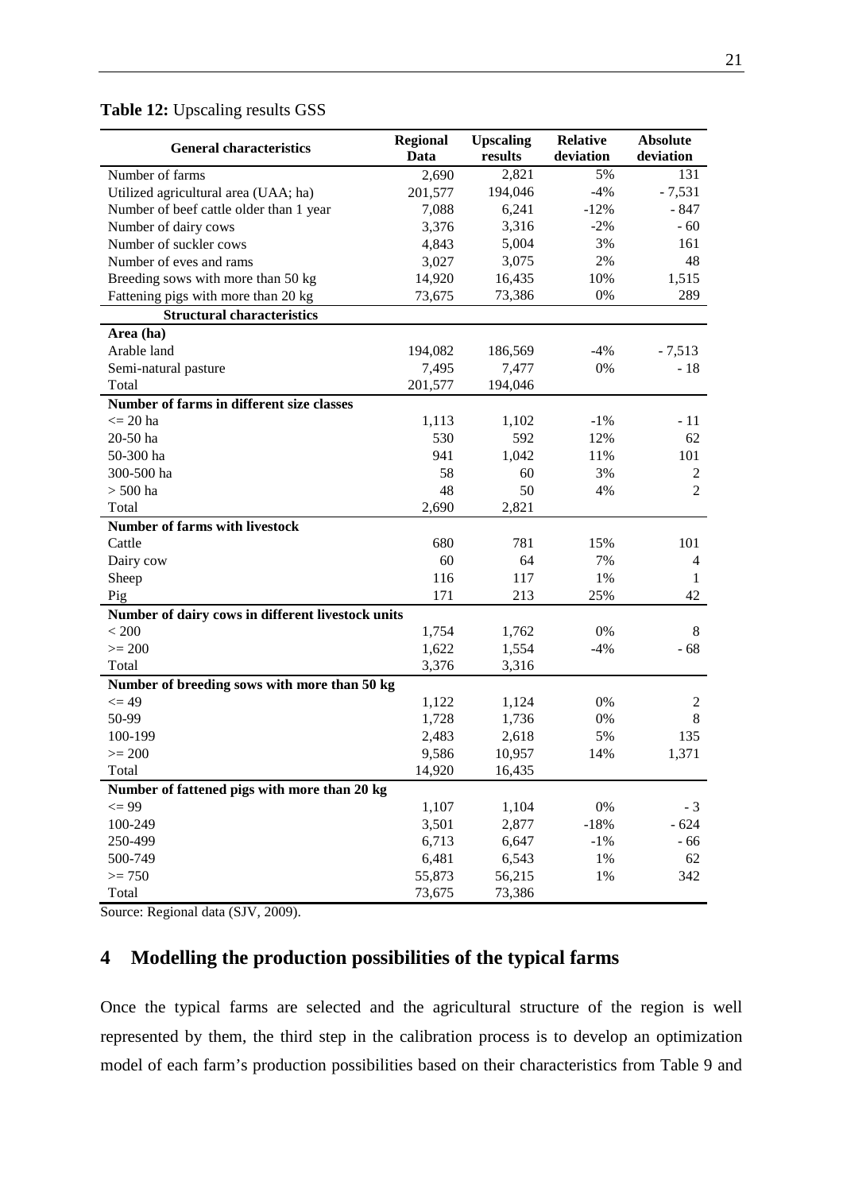**Table 12:** Upscaling results GSS

| General characteristics | Regional Data | Upscaling results | Relative deviation | Absolute deviation |
|---|---|---|---|---|
| Number of farms | 2,690 | 2,821 | 5% | 131 |
| Utilized agricultural area (UAA; ha) | 201,577 | 194,046 | -4% | - 7,531 |
| Number of beef cattle older than 1 year | 7,088 | 6,241 | -12% | - 847 |
| Number of dairy cows | 3,376 | 3,316 | -2% | - 60 |
| Number of suckler cows | 4,843 | 5,004 | 3% | 161 |
| Number of eves and rams | 3,027 | 3,075 | 2% | 48 |
| Breeding sows with more than 50 kg | 14,920 | 16,435 | 10% | 1,515 |
| Fattening pigs with more than 20 kg | 73,675 | 73,386 | 0% | 289 |
| **Structural characteristics** | | | | |
| **Area (ha)** | | | | |
| Arable land | 194,082 | 186,569 | -4% | - 7,513 |
| Semi-natural pasture | 7,495 | 7,477 | 0% | - 18 |
| Total | 201,577 | 194,046 | | |
| **Number of farms in different size classes** | | | | |
| <= 20 ha | 1,113 | 1,102 | -1% | - 11 |
| 20-50 ha | 530 | 592 | 12% | 62 |
| 50-300 ha | 941 | 1,042 | 11% | 101 |
| 300-500 ha | 58 | 60 | 3% | 2 |
| > 500 ha | 48 | 50 | 4% | 2 |
| Total | 2,690 | 2,821 | | |
| **Number of farms with livestock** | | | | |
| Cattle | 680 | 781 | 15% | 101 |
| Dairy cow | 60 | 64 | 7% | 4 |
| Sheep | 116 | 117 | 1% | 1 |
| Pig | 171 | 213 | 25% | 42 |
| **Number of dairy cows in different livestock units** | | | | |
| < 200 | 1,754 | 1,762 | 0% | 8 |
| >= 200 | 1,622 | 1,554 | -4% | - 68 |
| Total | 3,376 | 3,316 | | |
| **Number of breeding sows with more than 50 kg** | | | | |
| <= 49 | 1,122 | 1,124 | 0% | 2 |
| 50-99 | 1,728 | 1,736 | 0% | 8 |
| 100-199 | 2,483 | 2,618 | 5% | 135 |
| >= 200 | 9,586 | 10,957 | 14% | 1,371 |
| Total | 14,920 | 16,435 | | |
| **Number of fattened pigs with more than 20 kg** | | | | |
| <= 99 | 1,107 | 1,104 | 0% | - 3 |
| 100-249 | 3,501 | 2,877 | -18% | - 624 |
| 250-499 | 6,713 | 6,647 | -1% | - 66 |
| 500-749 | 6,481 | 6,543 | 1% | 62 |
| >= 750 | 55,873 | 56,215 | 1% | 342 |
| Total | 73,675 | 73,386 | | |

Source: Regional data (SJV, 2009).

# 4 Modelling the production possibilities of the typical farms

Once the typical farms are selected and the agricultural structure of the region is well represented by them, the third step in the calibration process is to develop an optimization model of each farm's production possibilities based on their characteristics from Table 9 and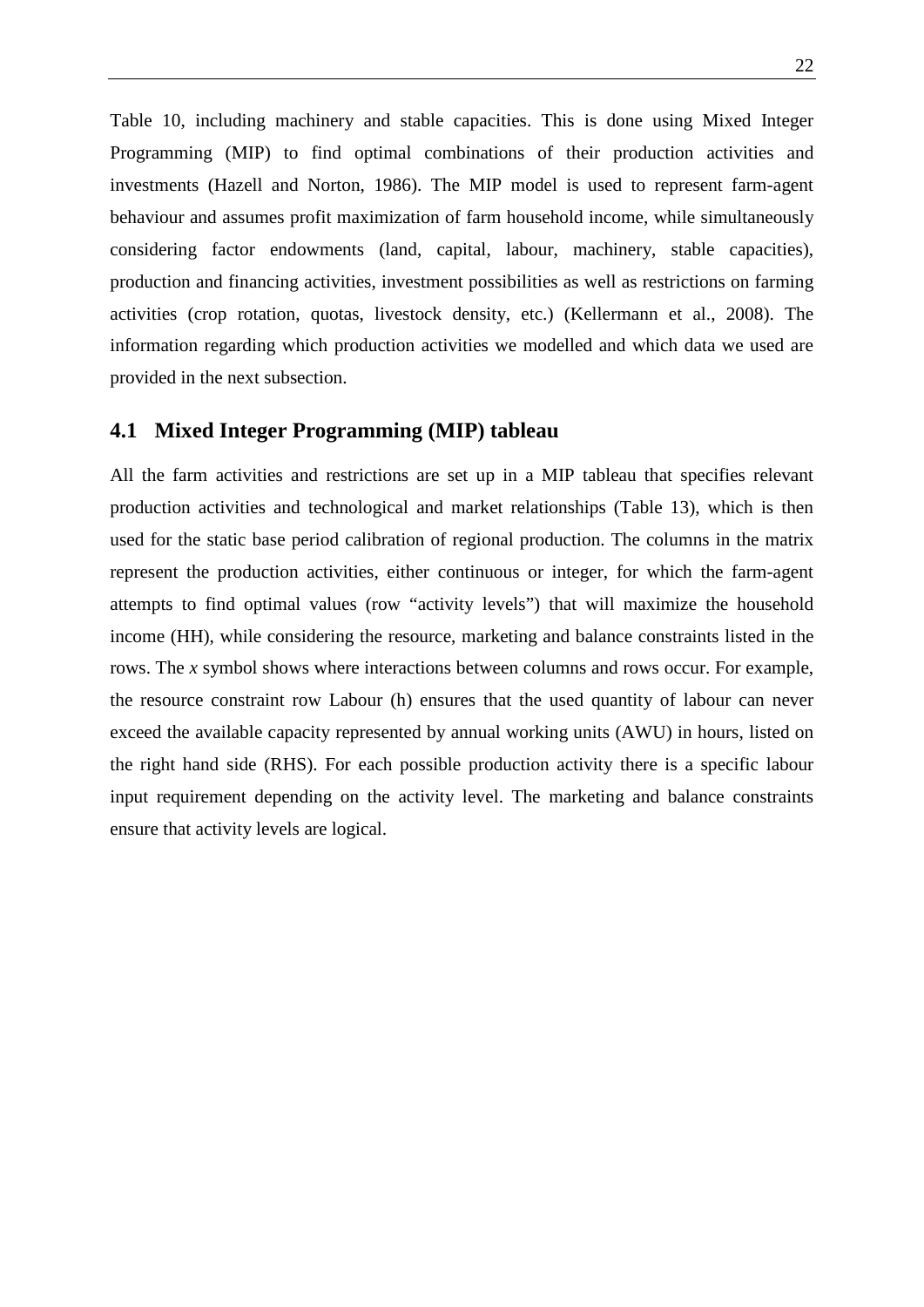Table 10, including machinery and stable capacities. This is done using Mixed Integer Programming (MIP) to find optimal combinations of their production activities and investments (Hazell and Norton, 1986). The MIP model is used to represent farm-agent behaviour and assumes profit maximization of farm household income, while simultaneously considering factor endowments (land, capital, labour, machinery, stable capacities), production and financing activities, investment possibilities as well as restrictions on farming activities (crop rotation, quotas, livestock density, etc.) (Kellermann et al., 2008). The information regarding which production activities we modelled and which data we used are provided in the next subsection.

## 4.1 Mixed Integer Programming (MIP) tableau

All the farm activities and restrictions are set up in a MIP tableau that specifies relevant production activities and technological and market relationships (Table 13), which is then used for the static base period calibration of regional production. The columns in the matrix represent the production activities, either continuous or integer, for which the farm-agent attempts to find optimal values (row "activity levels") that will maximize the household income (HH), while considering the resource, marketing and balance constraints listed in the rows. The *x* symbol shows where interactions between columns and rows occur. For example, the resource constraint row Labour (h) ensures that the used quantity of labour can never exceed the available capacity represented by annual working units (AWU) in hours, listed on the right hand side (RHS). For each possible production activity there is a specific labour input requirement depending on the activity level. The marketing and balance constraints ensure that activity levels are logical.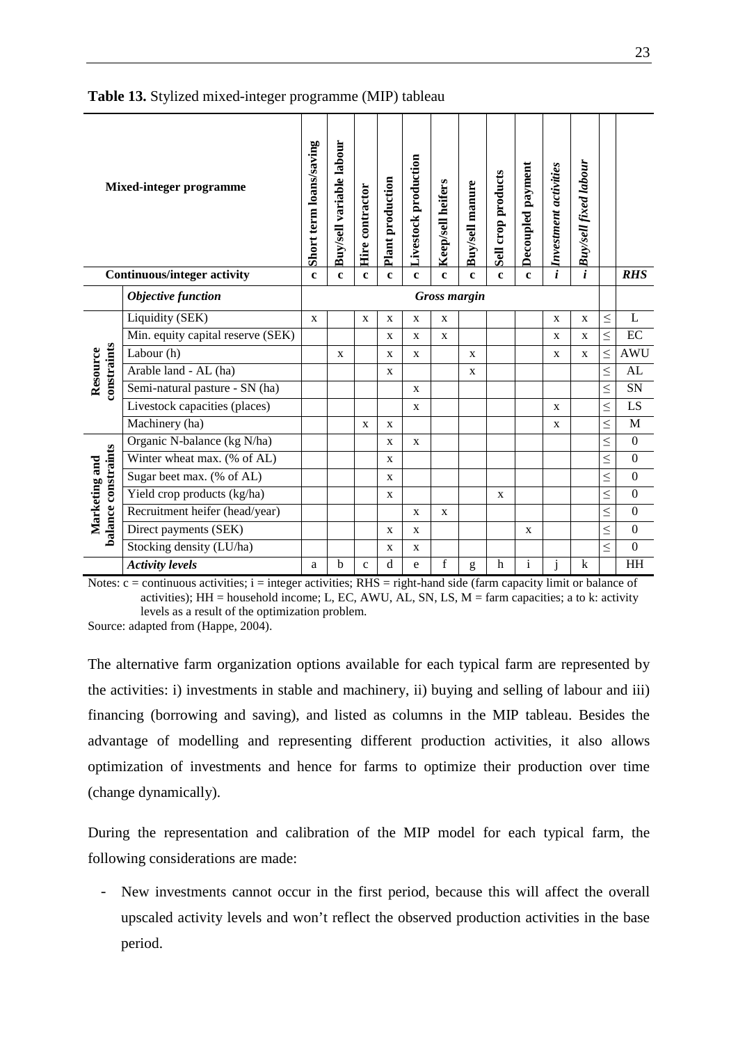**Table 13.** Stylized mixed-integer programme (MIP) tableau

| Mixed-integer programme | | Short term loans/saving | Buy/sell variable labour | Hire contractor | Plant production | Livestock production | Keep/sell heifers | Buy/sell manure | Sell crop products | Decoupled payment | *Investment activities* | *Buy/sell fixed labour* | | |
|---|---|---|---|---|---|---|---|---|---|---|---|---|---|---|
| **Continuous/integer activity** | | **c** | **c** | **c** | **c** | **c** | **c** | **c** | **c** | **c** | ***i*** | ***i*** | | ***RHS*** |
| | ***Objective function*** | ***Gross margin*** | | | | | | | | | | | | |
| **Resource constraints** | Liquidity (SEK) | x | | x | x | x | x | | | | x | x | ≤ | L |
| | Min. equity capital reserve (SEK) | | | | x | x | x | | | | x | x | ≤ | EC |
| | Labour (h) | | x | | x | x | | x | | | x | x | ≤ | AWU |
| | Arable land - AL (ha) | | | | x | | | x | | | | | ≤ | AL |
| | Semi-natural pasture - SN (ha) | | | | | x | | | | | | | ≤ | SN |
| | Livestock capacities (places) | | | | | x | | | | | x | | ≤ | LS |
| | Machinery (ha) | | | x | x | | | | | | x | | ≤ | M |
| **Marketing and balance constraints** | Organic N-balance (kg N/ha) | | | | x | x | | | | | | | ≤ | 0 |
| | Winter wheat max. (% of AL) | | | | x | | | | | | | | ≤ | 0 |
| | Sugar beet max. (% of AL) | | | | x | | | | | | | | ≤ | 0 |
| | Yield crop products (kg/ha) | | | | x | | | | x | | | | ≤ | 0 |
| | Recruitment heifer (head/year) | | | | | x | x | | | | | | ≤ | 0 |
| | Direct payments (SEK) | | | | x | x | | | | x | | | ≤ | 0 |
| | Stocking density (LU/ha) | | | | x | x | | | | | | | ≤ | 0 |
| | ***Activity levels*** | a | b | c | d | e | f | g | h | i | j | k | | HH |

Notes: c = continuous activities; i = integer activities; RHS = right-hand side (farm capacity limit or balance of activities); HH = household income; L, EC, AWU, AL, SN, LS, M = farm capacities; a to k: activity levels as a result of the optimization problem.

Source: adapted from (Happe, 2004).

The alternative farm organization options available for each typical farm are represented by the activities: i) investments in stable and machinery, ii) buying and selling of labour and iii) financing (borrowing and saving), and listed as columns in the MIP tableau. Besides the advantage of modelling and representing different production activities, it also allows optimization of investments and hence for farms to optimize their production over time (change dynamically).

During the representation and calibration of the MIP model for each typical farm, the following considerations are made:

- New investments cannot occur in the first period, because this will affect the overall upscaled activity levels and won't reflect the observed production activities in the base period.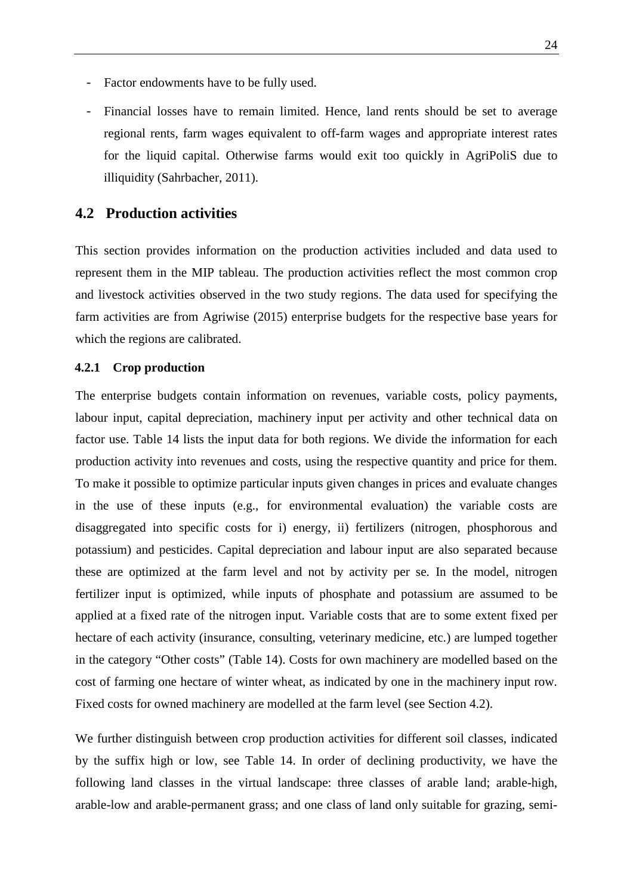- Factor endowments have to be fully used.
- Financial losses have to remain limited. Hence, land rents should be set to average regional rents, farm wages equivalent to off-farm wages and appropriate interest rates for the liquid capital. Otherwise farms would exit too quickly in AgriPoliS due to illiquidity (Sahrbacher, 2011).

## 4.2 Production activities

This section provides information on the production activities included and data used to represent them in the MIP tableau. The production activities reflect the most common crop and livestock activities observed in the two study regions. The data used for specifying the farm activities are from Agriwise (2015) enterprise budgets for the respective base years for which the regions are calibrated.

### 4.2.1 Crop production

The enterprise budgets contain information on revenues, variable costs, policy payments, labour input, capital depreciation, machinery input per activity and other technical data on factor use. Table 14 lists the input data for both regions. We divide the information for each production activity into revenues and costs, using the respective quantity and price for them. To make it possible to optimize particular inputs given changes in prices and evaluate changes in the use of these inputs (e.g., for environmental evaluation) the variable costs are disaggregated into specific costs for i) energy, ii) fertilizers (nitrogen, phosphorous and potassium) and pesticides. Capital depreciation and labour input are also separated because these are optimized at the farm level and not by activity per se. In the model, nitrogen fertilizer input is optimized, while inputs of phosphate and potassium are assumed to be applied at a fixed rate of the nitrogen input. Variable costs that are to some extent fixed per hectare of each activity (insurance, consulting, veterinary medicine, etc.) are lumped together in the category "Other costs" (Table 14). Costs for own machinery are modelled based on the cost of farming one hectare of winter wheat, as indicated by one in the machinery input row. Fixed costs for owned machinery are modelled at the farm level (see Section 4.2).

We further distinguish between crop production activities for different soil classes, indicated by the suffix high or low, see Table 14. In order of declining productivity, we have the following land classes in the virtual landscape: three classes of arable land; arable-high, arable-low and arable-permanent grass; and one class of land only suitable for grazing, semi-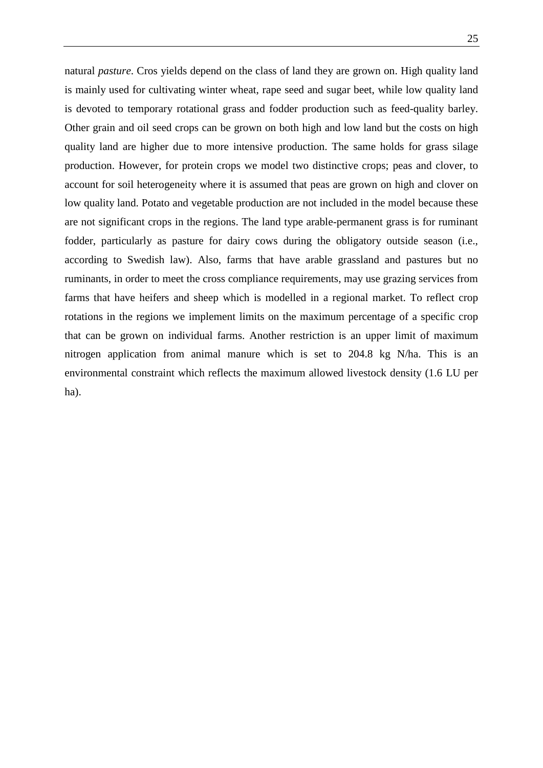natural *pasture*. Cros yields depend on the class of land they are grown on. High quality land is mainly used for cultivating winter wheat, rape seed and sugar beet, while low quality land is devoted to temporary rotational grass and fodder production such as feed-quality barley. Other grain and oil seed crops can be grown on both high and low land but the costs on high quality land are higher due to more intensive production. The same holds for grass silage production. However, for protein crops we model two distinctive crops; peas and clover, to account for soil heterogeneity where it is assumed that peas are grown on high and clover on low quality land. Potato and vegetable production are not included in the model because these are not significant crops in the regions. The land type arable-permanent grass is for ruminant fodder, particularly as pasture for dairy cows during the obligatory outside season (i.e., according to Swedish law). Also, farms that have arable grassland and pastures but no ruminants, in order to meet the cross compliance requirements, may use grazing services from farms that have heifers and sheep which is modelled in a regional market. To reflect crop rotations in the regions we implement limits on the maximum percentage of a specific crop that can be grown on individual farms. Another restriction is an upper limit of maximum nitrogen application from animal manure which is set to 204.8 kg N/ha. This is an environmental constraint which reflects the maximum allowed livestock density (1.6 LU per ha).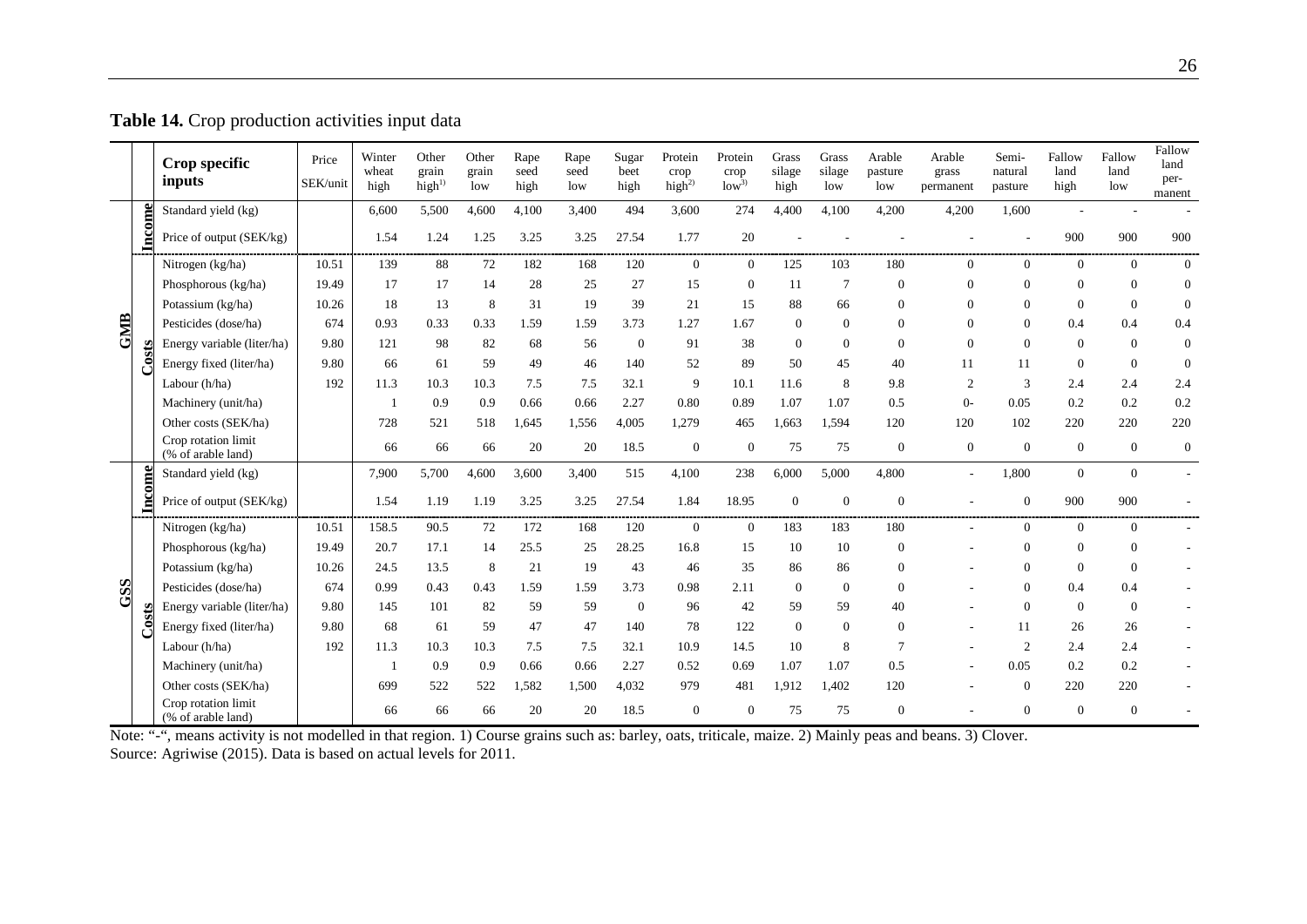**Table 14.** Crop production activities input data

| | | Crop specific inputs | Price SEK/unit | Winter wheat high | Other grain high[1] | Other grain low | Rape seed high | Rape seed low | Sugar beet high | Protein crop high[2] | Protein crop low[3] | Grass silage high | Grass silage low | Arable pasture low | Arable grass permanent | Semi-natural pasture | Fallow land high | Fallow land low | Fallow land per-manent |
|---|---|---|---|---|---|---|---|---|---|---|---|---|---|---|---|---|---|---|---|
| GMB | Income | Standard yield (kg) | | 6,600 | 5,500 | 4,600 | 4,100 | 3,400 | 494 | 3,600 | 274 | 4,400 | 4,100 | 4,200 | 4,200 | 1,600 | - | - | - |
| | | Price of output (SEK/kg) | | 1.54 | 1.24 | 1.25 | 3.25 | 3.25 | 27.54 | 1.77 | 20 | - | - | - | - | - | 900 | 900 | 900 |
| | Costs | Nitrogen (kg/ha) | 10.51 | 139 | 88 | 72 | 182 | 168 | 120 | 0 | 0 | 125 | 103 | 180 | 0 | 0 | 0 | 0 | 0 |
| | | Phosphorous (kg/ha) | 19.49 | 17 | 17 | 14 | 28 | 25 | 27 | 15 | 0 | 11 | 7 | 0 | 0 | 0 | 0 | 0 | 0 |
| | | Potassium (kg/ha) | 10.26 | 18 | 13 | 8 | 31 | 19 | 39 | 21 | 15 | 88 | 66 | 0 | 0 | 0 | 0 | 0 | 0 |
| | | Pesticides (dose/ha) | 674 | 0.93 | 0.33 | 0.33 | 1.59 | 1.59 | 3.73 | 1.27 | 1.67 | 0 | 0 | 0 | 0 | 0 | 0.4 | 0.4 | 0.4 |
| | | Energy variable (liter/ha) | 9.80 | 121 | 98 | 82 | 68 | 56 | 0 | 91 | 38 | 0 | 0 | 0 | 0 | 0 | 0 | 0 | 0 |
| | | Energy fixed (liter/ha) | 9.80 | 66 | 61 | 59 | 49 | 46 | 140 | 52 | 89 | 50 | 45 | 40 | 11 | 11 | 0 | 0 | 0 |
| | | Labour (h/ha) | 192 | 11.3 | 10.3 | 10.3 | 7.5 | 7.5 | 32.1 | 9 | 10.1 | 11.6 | 8 | 9.8 | 2 | 3 | 2.4 | 2.4 | 2.4 |
| | | Machinery (unit/ha) | | 1 | 0.9 | 0.9 | 0.66 | 0.66 | 2.27 | 0.80 | 0.89 | 1.07 | 1.07 | 0.5 | 0- | 0.05 | 0.2 | 0.2 | 0.2 |
| | | Other costs (SEK/ha) | | 728 | 521 | 518 | 1,645 | 1,556 | 4,005 | 1,279 | 465 | 1,663 | 1,594 | 120 | 120 | 102 | 220 | 220 | 220 |
| | | Crop rotation limit (% of arable land) | | 66 | 66 | 66 | 20 | 20 | 18.5 | 0 | 0 | 75 | 75 | 0 | 0 | 0 | 0 | 0 | 0 |
| GSS | Income | Standard yield (kg) | | 7,900 | 5,700 | 4,600 | 3,600 | 3,400 | 515 | 4,100 | 238 | 6,000 | 5,000 | 4,800 | - | 1,800 | 0 | 0 | - |
| | | Price of output (SEK/kg) | | 1.54 | 1.19 | 1.19 | 3.25 | 3.25 | 27.54 | 1.84 | 18.95 | 0 | 0 | 0 | - | 0 | 900 | 900 | - |
| | Costs | Nitrogen (kg/ha) | 10.51 | 158.5 | 90.5 | 72 | 172 | 168 | 120 | 0 | 0 | 183 | 183 | 180 | - | 0 | 0 | 0 | - |
| | | Phosphorous (kg/ha) | 19.49 | 20.7 | 17.1 | 14 | 25.5 | 25 | 28.25 | 16.8 | 15 | 10 | 10 | 0 | - | 0 | 0 | 0 | - |
| | | Potassium (kg/ha) | 10.26 | 24.5 | 13.5 | 8 | 21 | 19 | 43 | 46 | 35 | 86 | 86 | 0 | - | 0 | 0 | 0 | - |
| | | Pesticides (dose/ha) | 674 | 0.99 | 0.43 | 0.43 | 1.59 | 1.59 | 3.73 | 0.98 | 2.11 | 0 | 0 | 0 | - | 0 | 0.4 | 0.4 | - |
| | | Energy variable (liter/ha) | 9.80 | 145 | 101 | 82 | 59 | 59 | 0 | 96 | 42 | 59 | 59 | 40 | - | 0 | 0 | 0 | - |
| | | Energy fixed (liter/ha) | 9.80 | 68 | 61 | 59 | 47 | 47 | 140 | 78 | 122 | 0 | 0 | 0 | - | 11 | 26 | 26 | - |
| | | Labour (h/ha) | 192 | 11.3 | 10.3 | 10.3 | 7.5 | 7.5 | 32.1 | 10.9 | 14.5 | 10 | 8 | 7 | - | 2 | 2.4 | 2.4 | - |
| | | Machinery (unit/ha) | | 1 | 0.9 | 0.9 | 0.66 | 0.66 | 2.27 | 0.52 | 0.69 | 1.07 | 1.07 | 0.5 | - | 0.05 | 0.2 | 0.2 | - |
| | | Other costs (SEK/ha) | | 699 | 522 | 522 | 1,582 | 1,500 | 4,032 | 979 | 481 | 1,912 | 1,402 | 120 | - | 0 | 220 | 220 | - |
| | | Crop rotation limit (% of arable land) | | 66 | 66 | 66 | 20 | 20 | 18.5 | 0 | 0 | 75 | 75 | 0 | - | 0 | 0 | 0 | - |

Note: "-", means activity is not modelled in that region. 1) Course grains such as: barley, oats, triticale, maize. 2) Mainly peas and beans. 3) Clover.
Source: Agriwise (2015). Data is based on actual levels for 2011.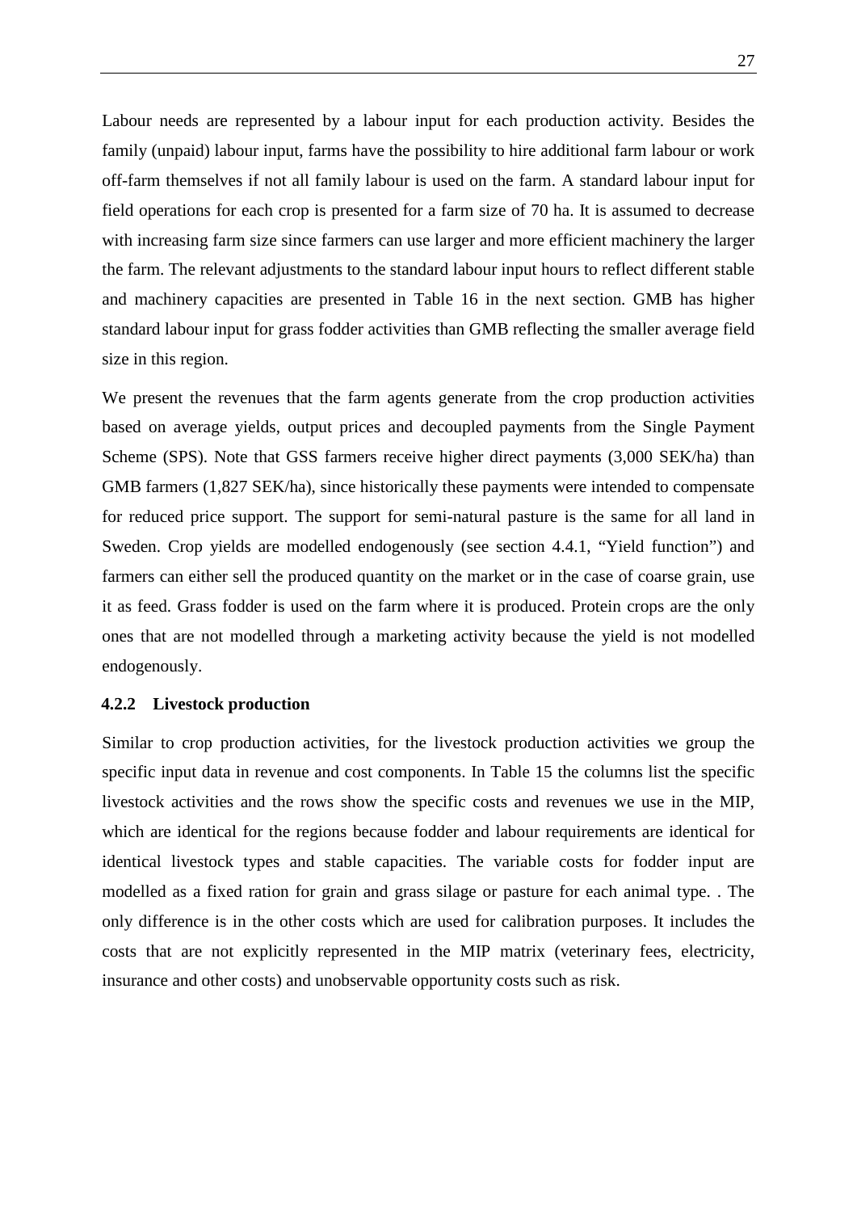Labour needs are represented by a labour input for each production activity. Besides the family (unpaid) labour input, farms have the possibility to hire additional farm labour or work off-farm themselves if not all family labour is used on the farm. A standard labour input for field operations for each crop is presented for a farm size of 70 ha. It is assumed to decrease with increasing farm size since farmers can use larger and more efficient machinery the larger the farm. The relevant adjustments to the standard labour input hours to reflect different stable and machinery capacities are presented in Table 16 in the next section. GMB has higher standard labour input for grass fodder activities than GMB reflecting the smaller average field size in this region.

We present the revenues that the farm agents generate from the crop production activities based on average yields, output prices and decoupled payments from the Single Payment Scheme (SPS). Note that GSS farmers receive higher direct payments (3,000 SEK/ha) than GMB farmers (1,827 SEK/ha), since historically these payments were intended to compensate for reduced price support. The support for semi-natural pasture is the same for all land in Sweden. Crop yields are modelled endogenously (see section 4.4.1, "Yield function") and farmers can either sell the produced quantity on the market or in the case of coarse grain, use it as feed. Grass fodder is used on the farm where it is produced. Protein crops are the only ones that are not modelled through a marketing activity because the yield is not modelled endogenously.

### 4.2.2 Livestock production

Similar to crop production activities, for the livestock production activities we group the specific input data in revenue and cost components. In Table 15 the columns list the specific livestock activities and the rows show the specific costs and revenues we use in the MIP, which are identical for the regions because fodder and labour requirements are identical for identical livestock types and stable capacities. The variable costs for fodder input are modelled as a fixed ration for grain and grass silage or pasture for each animal type. . The only difference is in the other costs which are used for calibration purposes. It includes the costs that are not explicitly represented in the MIP matrix (veterinary fees, electricity, insurance and other costs) and unobservable opportunity costs such as risk.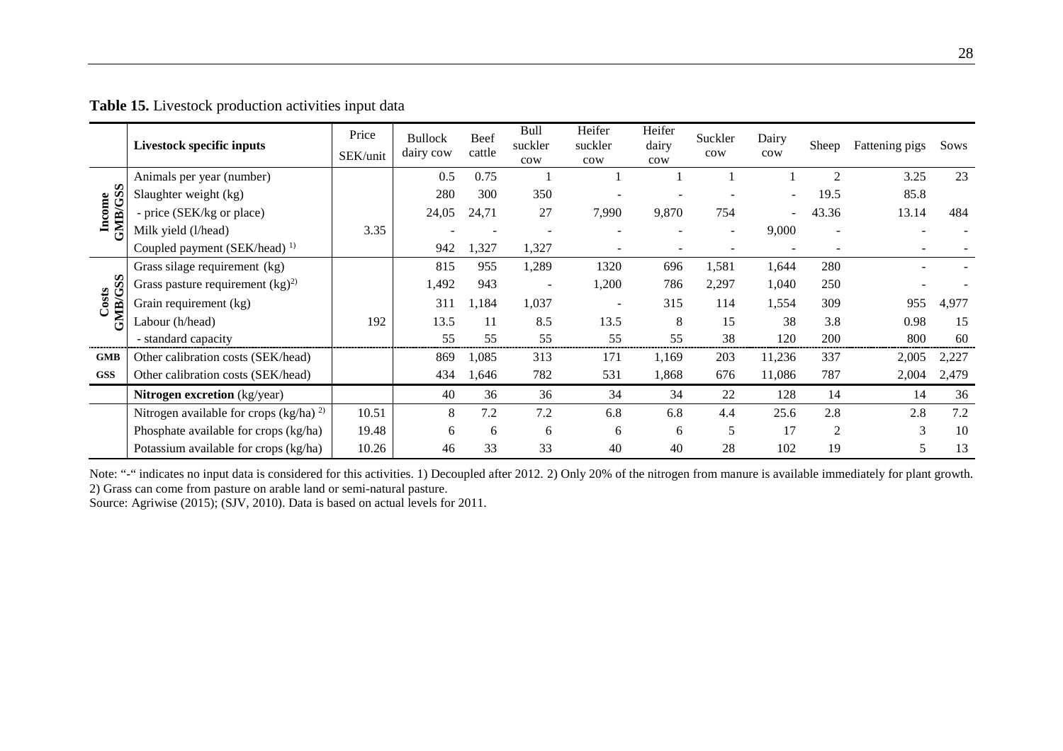**Table 15.** Livestock production activities input data

| | Livestock specific inputs | Price SEK/unit | Bullock dairy cow | Beef cattle | Bull suckler cow | Heifer suckler cow | Heifer dairy cow | Suckler cow | Dairy cow | Sheep | Fattening pigs | Sows |
|---|---|---|---|---|---|---|---|---|---|---|---|---|
| Income GMB/GSS | Animals per year (number) | | 0.5 | 0.75 | 1 | 1 | 1 | 1 | 1 | 2 | 3.25 | 23 |
| | Slaughter weight (kg) | | 280 | 300 | 350 | - | - | - | - | 19.5 | 85.8 | |
| | - price (SEK/kg or place) | | 24,05 | 24,71 | 27 | 7,990 | 9,870 | 754 | - | 43.36 | 13.14 | 484 |
| | Milk yield (l/head) | 3.35 | - | - | - | - | - | - | 9,000 | - | - | - |
| | Coupled payment (SEK/head) [1)] | | 942 | 1,327 | 1,327 | - | - | - | - | - | - | - |
| Costs GMB/GSS | Grass silage requirement (kg) | | 815 | 955 | 1,289 | 1320 | 696 | 1,581 | 1,644 | 280 | - | - |
| | Grass pasture requirement (kg)[2)] | | 1,492 | 943 | - | 1,200 | 786 | 2,297 | 1,040 | 250 | - | - |
| | Grain requirement (kg) | | 311 | 1,184 | 1,037 | - | 315 | 114 | 1,554 | 309 | 955 | 4,977 |
| | Labour (h/head) | 192 | 13.5 | 11 | 8.5 | 13.5 | 8 | 15 | 38 | 3.8 | 0.98 | 15 |
| | - standard capacity | | 55 | 55 | 55 | 55 | 55 | 38 | 120 | 200 | 800 | 60 |
| GMB | Other calibration costs (SEK/head) | | 869 | 1,085 | 313 | 171 | 1,169 | 203 | 11,236 | 337 | 2,005 | 2,227 |
| GSS | Other calibration costs (SEK/head) | | 434 | 1,646 | 782 | 531 | 1,868 | 676 | 11,086 | 787 | 2,004 | 2,479 |
| | **Nitrogen excretion** (kg/year) | | 40 | 36 | 36 | 34 | 34 | 22 | 128 | 14 | 14 | 36 |
| | Nitrogen available for crops (kg/ha) [2)] | 10.51 | 8 | 7.2 | 7.2 | 6.8 | 6.8 | 4.4 | 25.6 | 2.8 | 2.8 | 7.2 |
| | Phosphate available for crops (kg/ha) | 19.48 | 6 | 6 | 6 | 6 | 6 | 5 | 17 | 2 | 3 | 10 |
| | Potassium available for crops (kg/ha) | 10.26 | 46 | 33 | 33 | 40 | 40 | 28 | 102 | 19 | 5 | 13 |

Note: "-" indicates no input data is considered for this activities. 1) Decoupled after 2012. 2) Only 20% of the nitrogen from manure is available immediately for plant growth. 2) Grass can come from pasture on arable land or semi-natural pasture.
Source: Agriwise (2015); (SJV, 2010). Data is based on actual levels for 2011.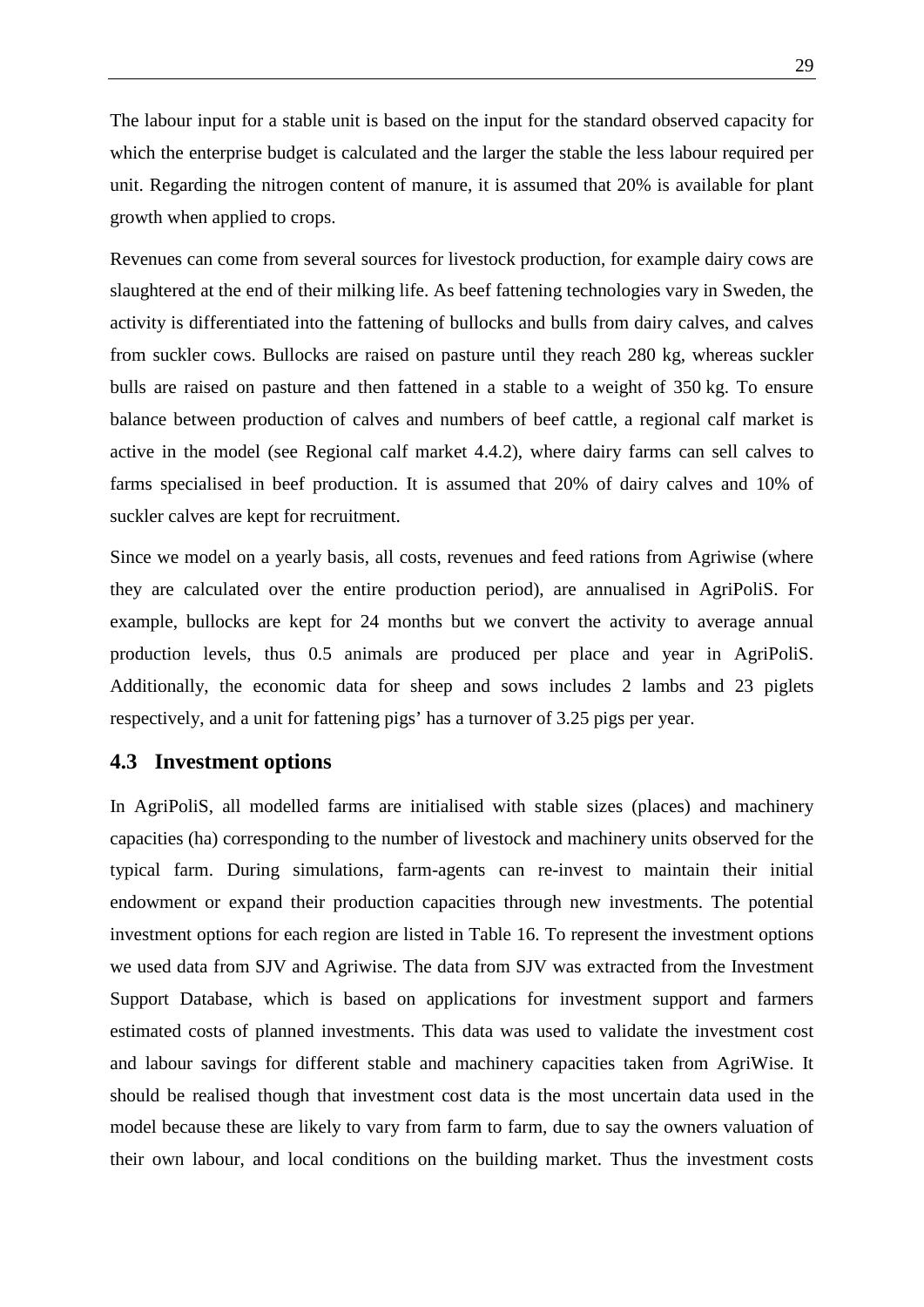The labour input for a stable unit is based on the input for the standard observed capacity for which the enterprise budget is calculated and the larger the stable the less labour required per unit. Regarding the nitrogen content of manure, it is assumed that 20% is available for plant growth when applied to crops.

Revenues can come from several sources for livestock production, for example dairy cows are slaughtered at the end of their milking life. As beef fattening technologies vary in Sweden, the activity is differentiated into the fattening of bullocks and bulls from dairy calves, and calves from suckler cows. Bullocks are raised on pasture until they reach 280 kg, whereas suckler bulls are raised on pasture and then fattened in a stable to a weight of 350 kg. To ensure balance between production of calves and numbers of beef cattle, a regional calf market is active in the model (see Regional calf market 4.4.2), where dairy farms can sell calves to farms specialised in beef production. It is assumed that 20% of dairy calves and 10% of suckler calves are kept for recruitment.

Since we model on a yearly basis, all costs, revenues and feed rations from Agriwise (where they are calculated over the entire production period), are annualised in AgriPoliS. For example, bullocks are kept for 24 months but we convert the activity to average annual production levels, thus 0.5 animals are produced per place and year in AgriPoliS. Additionally, the economic data for sheep and sows includes 2 lambs and 23 piglets respectively, and a unit for fattening pigs' has a turnover of 3.25 pigs per year.

## 4.3 Investment options

In AgriPoliS, all modelled farms are initialised with stable sizes (places) and machinery capacities (ha) corresponding to the number of livestock and machinery units observed for the typical farm. During simulations, farm-agents can re-invest to maintain their initial endowment or expand their production capacities through new investments. The potential investment options for each region are listed in Table 16. To represent the investment options we used data from SJV and Agriwise. The data from SJV was extracted from the Investment Support Database, which is based on applications for investment support and farmers estimated costs of planned investments. This data was used to validate the investment cost and labour savings for different stable and machinery capacities taken from AgriWise. It should be realised though that investment cost data is the most uncertain data used in the model because these are likely to vary from farm to farm, due to say the owners valuation of their own labour, and local conditions on the building market. Thus the investment costs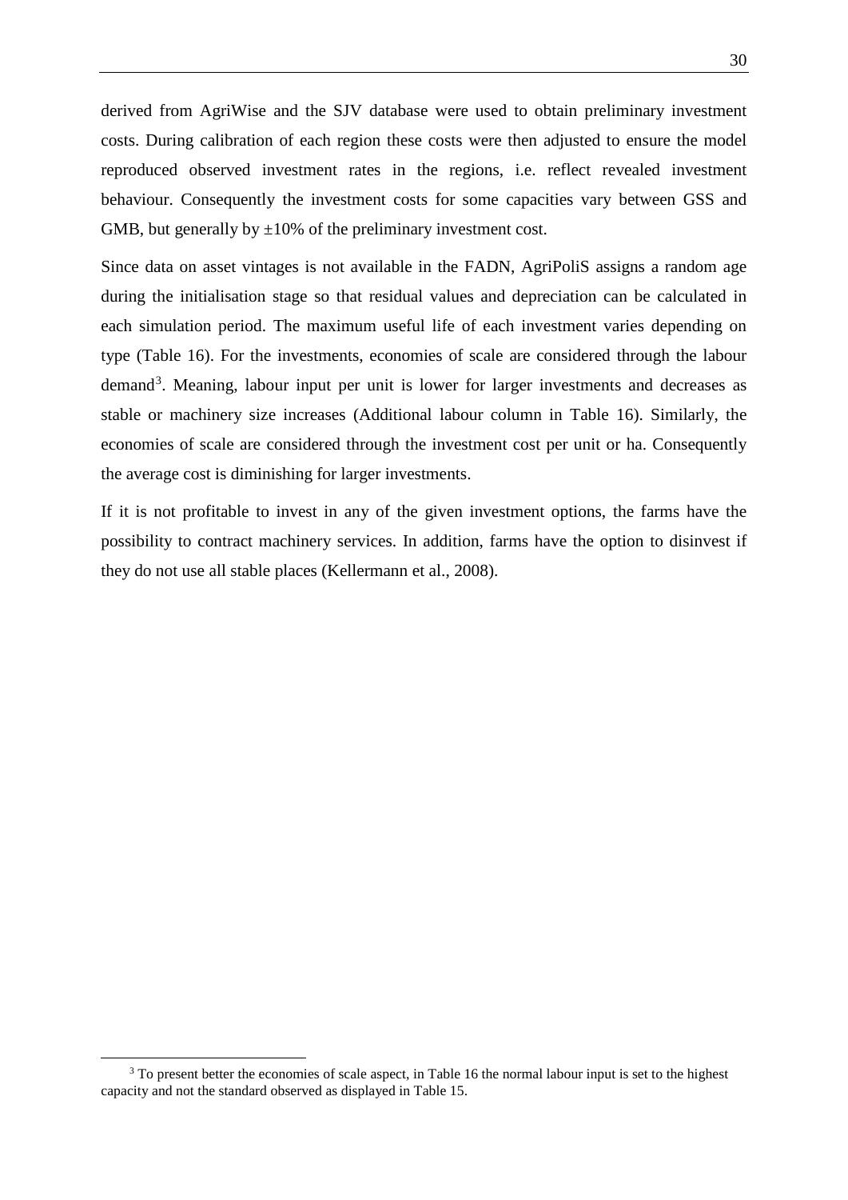derived from AgriWise and the SJV database were used to obtain preliminary investment costs. During calibration of each region these costs were then adjusted to ensure the model reproduced observed investment rates in the regions, i.e. reflect revealed investment behaviour. Consequently the investment costs for some capacities vary between GSS and GMB, but generally by ±10% of the preliminary investment cost.

Since data on asset vintages is not available in the FADN, AgriPoliS assigns a random age during the initialisation stage so that residual values and depreciation can be calculated in each simulation period. The maximum useful life of each investment varies depending on type (Table 16). For the investments, economies of scale are considered through the labour demand[3]. Meaning, labour input per unit is lower for larger investments and decreases as stable or machinery size increases (Additional labour column in Table 16). Similarly, the economies of scale are considered through the investment cost per unit or ha. Consequently the average cost is diminishing for larger investments.

If it is not profitable to invest in any of the given investment options, the farms have the possibility to contract machinery services. In addition, farms have the option to disinvest if they do not use all stable places (Kellermann et al., 2008).

[3] To present better the economies of scale aspect, in Table 16 the normal labour input is set to the highest capacity and not the standard observed as displayed in Table 15.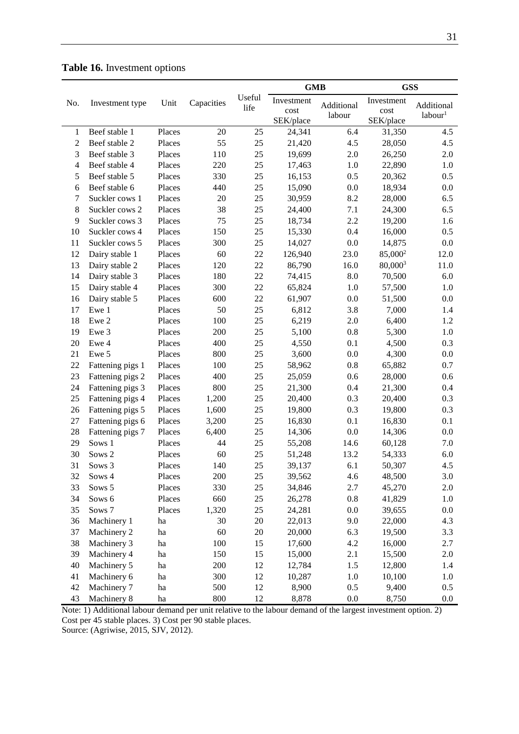**Table 16.** Investment options

| No. | Investment type | Unit | Capacities | Useful life | GMB | | GSS | |
|---|---|---|---|---|---|---|---|---|
| | | | | | Investment cost SEK/place | Additional labour | Investment cost SEK/place | Additional labour[1] |
| 1 | Beef stable 1 | Places | 20 | 25 | 24,341 | 6.4 | 31,350 | 4.5 |
| 2 | Beef stable 2 | Places | 55 | 25 | 21,420 | 4.5 | 28,050 | 4.5 |
| 3 | Beef stable 3 | Places | 110 | 25 | 19,699 | 2.0 | 26,250 | 2.0 |
| 4 | Beef stable 4 | Places | 220 | 25 | 17,463 | 1.0 | 22,890 | 1.0 |
| 5 | Beef stable 5 | Places | 330 | 25 | 16,153 | 0.5 | 20,362 | 0.5 |
| 6 | Beef stable 6 | Places | 440 | 25 | 15,090 | 0.0 | 18,934 | 0.0 |
| 7 | Suckler cows 1 | Places | 20 | 25 | 30,959 | 8.2 | 28,000 | 6.5 |
| 8 | Suckler cows 2 | Places | 38 | 25 | 24,400 | 7.1 | 24,300 | 6.5 |
| 9 | Suckler cows 3 | Places | 75 | 25 | 18,734 | 2.2 | 19,200 | 1.6 |
| 10 | Suckler cows 4 | Places | 150 | 25 | 15,330 | 0.4 | 16,000 | 0.5 |
| 11 | Suckler cows 5 | Places | 300 | 25 | 14,027 | 0.0 | 14,875 | 0.0 |
| 12 | Dairy stable 1 | Places | 60 | 22 | 126,940 | 23.0 | 85,000[2] | 12.0 |
| 13 | Dairy stable 2 | Places | 120 | 22 | 86,790 | 16.0 | 80,000[3] | 11.0 |
| 14 | Dairy stable 3 | Places | 180 | 22 | 74,415 | 8.0 | 70,500 | 6.0 |
| 15 | Dairy stable 4 | Places | 300 | 22 | 65,824 | 1.0 | 57,500 | 1.0 |
| 16 | Dairy stable 5 | Places | 600 | 22 | 61,907 | 0.0 | 51,500 | 0.0 |
| 17 | Ewe 1 | Places | 50 | 25 | 6,812 | 3.8 | 7,000 | 1.4 |
| 18 | Ewe 2 | Places | 100 | 25 | 6,219 | 2.0 | 6,400 | 1.2 |
| 19 | Ewe 3 | Places | 200 | 25 | 5,100 | 0.8 | 5,300 | 1.0 |
| 20 | Ewe 4 | Places | 400 | 25 | 4,550 | 0.1 | 4,500 | 0.3 |
| 21 | Ewe 5 | Places | 800 | 25 | 3,600 | 0.0 | 4,300 | 0.0 |
| 22 | Fattening pigs 1 | Places | 100 | 25 | 58,962 | 0.8 | 65,882 | 0.7 |
| 23 | Fattening pigs 2 | Places | 400 | 25 | 25,059 | 0.6 | 28,000 | 0.6 |
| 24 | Fattening pigs 3 | Places | 800 | 25 | 21,300 | 0.4 | 21,300 | 0.4 |
| 25 | Fattening pigs 4 | Places | 1,200 | 25 | 20,400 | 0.3 | 20,400 | 0.3 |
| 26 | Fattening pigs 5 | Places | 1,600 | 25 | 19,800 | 0.3 | 19,800 | 0.3 |
| 27 | Fattening pigs 6 | Places | 3,200 | 25 | 16,830 | 0.1 | 16,830 | 0.1 |
| 28 | Fattening pigs 7 | Places | 6,400 | 25 | 14,306 | 0.0 | 14,306 | 0.0 |
| 29 | Sows 1 | Places | 44 | 25 | 55,208 | 14.6 | 60,128 | 7.0 |
| 30 | Sows 2 | Places | 60 | 25 | 51,248 | 13.2 | 54,333 | 6.0 |
| 31 | Sows 3 | Places | 140 | 25 | 39,137 | 6.1 | 50,307 | 4.5 |
| 32 | Sows 4 | Places | 200 | 25 | 39,562 | 4.6 | 48,500 | 3.0 |
| 33 | Sows 5 | Places | 330 | 25 | 34,846 | 2.7 | 45,270 | 2.0 |
| 34 | Sows 6 | Places | 660 | 25 | 26,278 | 0.8 | 41,829 | 1.0 |
| 35 | Sows 7 | Places | 1,320 | 25 | 24,281 | 0.0 | 39,655 | 0.0 |
| 36 | Machinery 1 | ha | 30 | 20 | 22,013 | 9.0 | 22,000 | 4.3 |
| 37 | Machinery 2 | ha | 60 | 20 | 20,000 | 6.3 | 19,500 | 3.3 |
| 38 | Machinery 3 | ha | 100 | 15 | 17,600 | 4.2 | 16,000 | 2.7 |
| 39 | Machinery 4 | ha | 150 | 15 | 15,000 | 2.1 | 15,500 | 2.0 |
| 40 | Machinery 5 | ha | 200 | 12 | 12,784 | 1.5 | 12,800 | 1.4 |
| 41 | Machinery 6 | ha | 300 | 12 | 10,287 | 1.0 | 10,100 | 1.0 |
| 42 | Machinery 7 | ha | 500 | 12 | 8,900 | 0.5 | 9,400 | 0.5 |
| 43 | Machinery 8 | ha | 800 | 12 | 8,878 | 0.0 | 8,750 | 0.0 |

Note: 1) Additional labour demand per unit relative to the labour demand of the largest investment option. 2) Cost per 45 stable places. 3) Cost per 90 stable places.
Source: (Agriwise, 2015, SJV, 2012).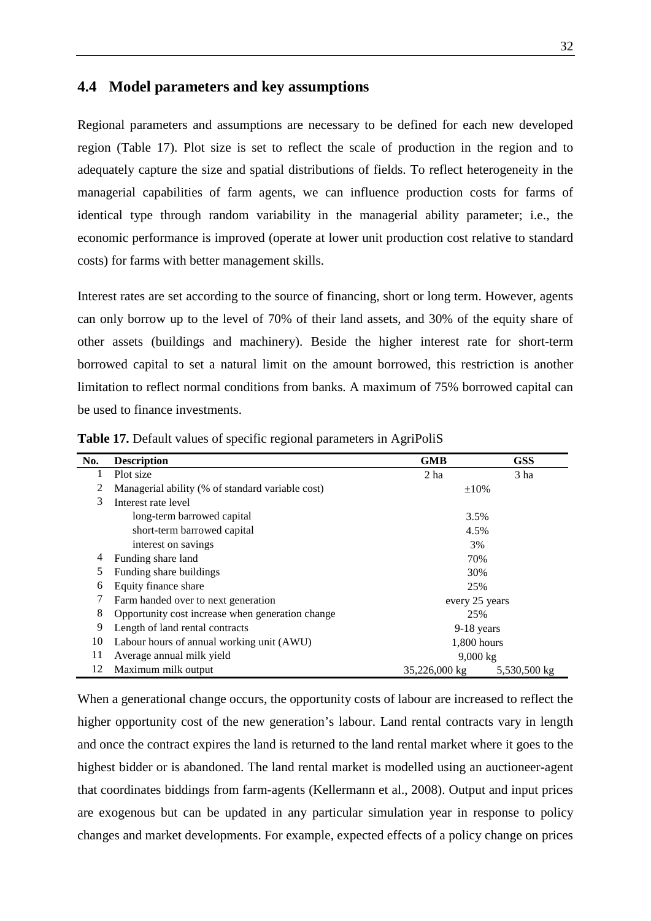## 4.4 Model parameters and key assumptions

Regional parameters and assumptions are necessary to be defined for each new developed region (Table 17). Plot size is set to reflect the scale of production in the region and to adequately capture the size and spatial distributions of fields. To reflect heterogeneity in the managerial capabilities of farm agents, we can influence production costs for farms of identical type through random variability in the managerial ability parameter; i.e., the economic performance is improved (operate at lower unit production cost relative to standard costs) for farms with better management skills.

Interest rates are set according to the source of financing, short or long term. However, agents can only borrow up to the level of 70% of their land assets, and 30% of the equity share of other assets (buildings and machinery). Beside the higher interest rate for short-term borrowed capital to set a natural limit on the amount borrowed, this restriction is another limitation to reflect normal conditions from banks. A maximum of 75% borrowed capital can be used to finance investments.

**Table 17.** Default values of specific regional parameters in AgriPoliS

| No. | Description | GMB | GSS |
|---|---|---|---|
| 1 | Plot size | 2 ha | 3 ha |
| 2 | Managerial ability (% of standard variable cost) | ±10% | |
| 3 | Interest rate level | | |
| | long-term barrowed capital | 3.5% | |
| | short-term barrowed capital | 4.5% | |
| | interest on savings | 3% | |
| 4 | Funding share land | 70% | |
| 5 | Funding share buildings | 30% | |
| 6 | Equity finance share | 25% | |
| 7 | Farm handed over to next generation | every 25 years | |
| 8 | Opportunity cost increase when generation change | 25% | |
| 9 | Length of land rental contracts | 9-18 years | |
| 10 | Labour hours of annual working unit (AWU) | 1,800 hours | |
| 11 | Average annual milk yield | 9,000 kg | |
| 12 | Maximum milk output | 35,226,000 kg | 5,530,500 kg |

When a generational change occurs, the opportunity costs of labour are increased to reflect the higher opportunity cost of the new generation's labour. Land rental contracts vary in length and once the contract expires the land is returned to the land rental market where it goes to the highest bidder or is abandoned. The land rental market is modelled using an auctioneer-agent that coordinates biddings from farm-agents (Kellermann et al., 2008). Output and input prices are exogenous but can be updated in any particular simulation year in response to policy changes and market developments. For example, expected effects of a policy change on prices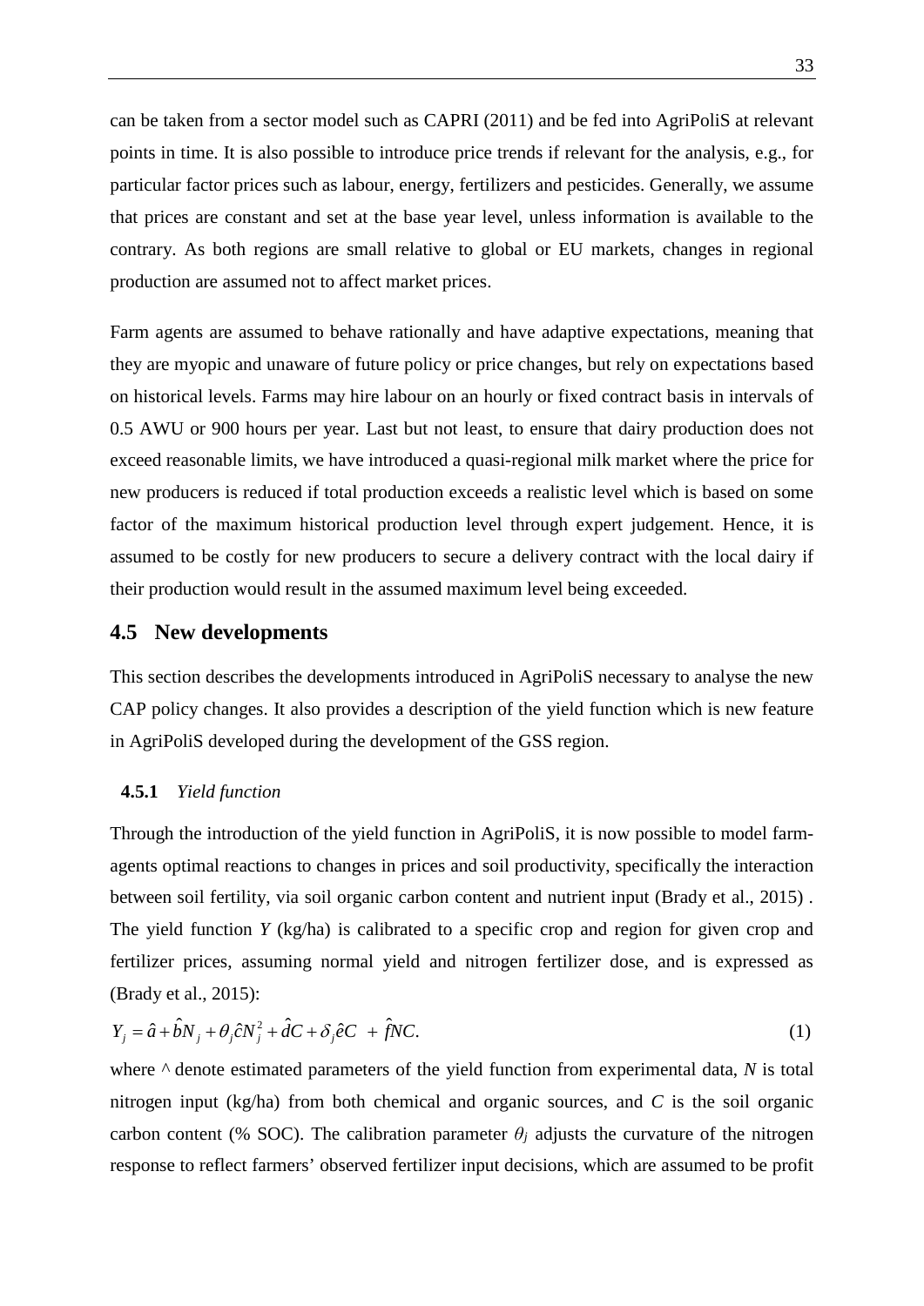can be taken from a sector model such as CAPRI (2011) and be fed into AgriPoliS at relevant points in time. It is also possible to introduce price trends if relevant for the analysis, e.g., for particular factor prices such as labour, energy, fertilizers and pesticides. Generally, we assume that prices are constant and set at the base year level, unless information is available to the contrary. As both regions are small relative to global or EU markets, changes in regional production are assumed not to affect market prices.

Farm agents are assumed to behave rationally and have adaptive expectations, meaning that they are myopic and unaware of future policy or price changes, but rely on expectations based on historical levels. Farms may hire labour on an hourly or fixed contract basis in intervals of 0.5 AWU or 900 hours per year. Last but not least, to ensure that dairy production does not exceed reasonable limits, we have introduced a quasi-regional milk market where the price for new producers is reduced if total production exceeds a realistic level which is based on some factor of the maximum historical production level through expert judgement. Hence, it is assumed to be costly for new producers to secure a delivery contract with the local dairy if their production would result in the assumed maximum level being exceeded.

## 4.5 New developments

This section describes the developments introduced in AgriPoliS necessary to analyse the new CAP policy changes. It also provides a description of the yield function which is new feature in AgriPoliS developed during the development of the GSS region.

### 4.5.1 *Yield function*

Through the introduction of the yield function in AgriPoliS, it is now possible to model farm-agents optimal reactions to changes in prices and soil productivity, specifically the interaction between soil fertility, via soil organic carbon content and nutrient input (Brady et al., 2015) . The yield function *Y* (kg/ha) is calibrated to a specific crop and region for given crop and fertilizer prices, assuming normal yield and nitrogen fertilizer dose, and is expressed as (Brady et al., 2015):

$$Y_j = \hat{a} + \hat{b}N_j + \theta_j \hat{c}N_j^2 + \hat{d}C + \delta_j \hat{e}C + \hat{f}NC. \tag{1}$$

where ^ denote estimated parameters of the yield function from experimental data, *N* is total nitrogen input (kg/ha) from both chemical and organic sources, and *C* is the soil organic carbon content (% SOC). The calibration parameter $\theta_j$ adjusts the curvature of the nitrogen response to reflect farmers' observed fertilizer input decisions, which are assumed to be profit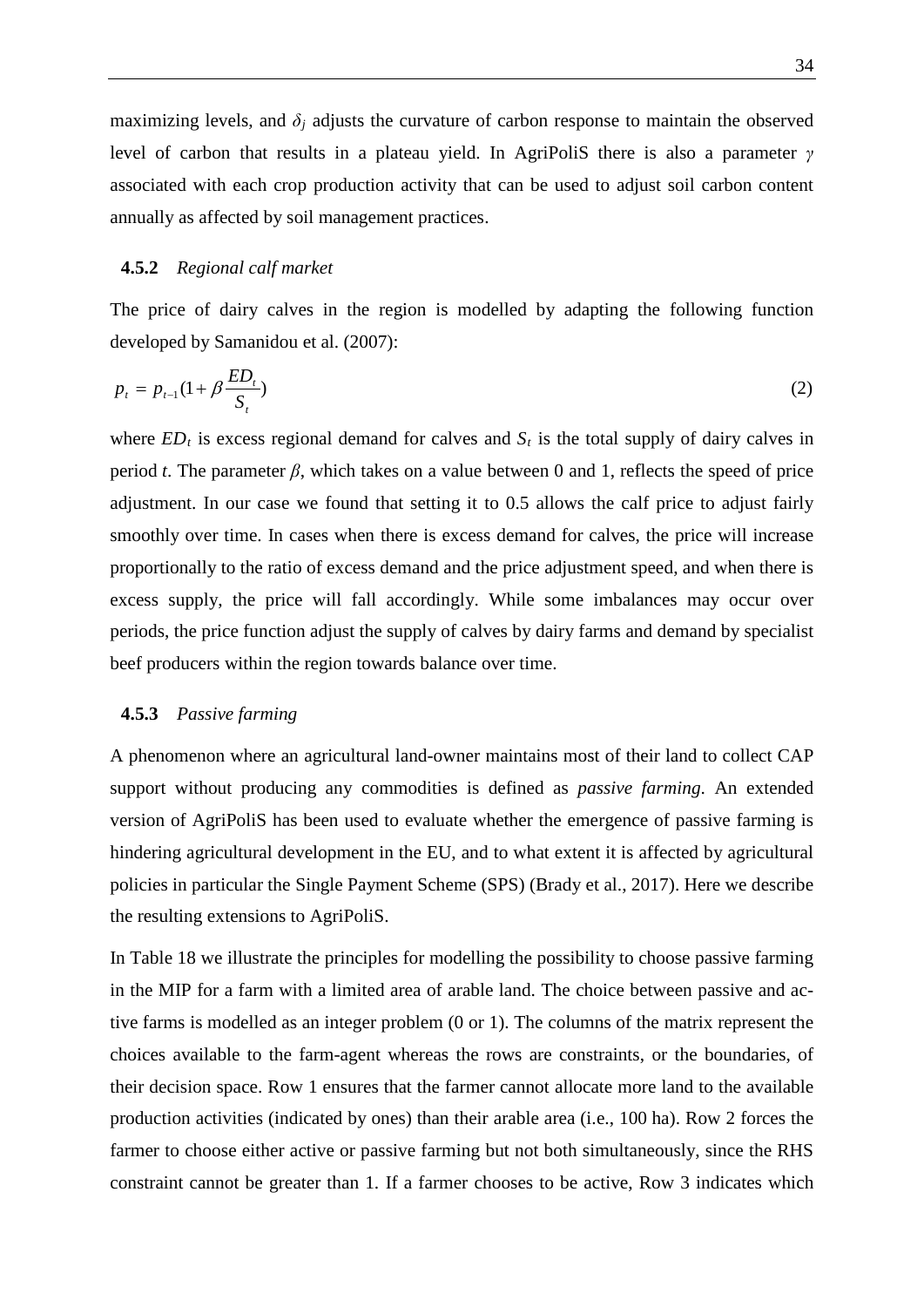maximizing levels, and $\delta_j$ adjusts the curvature of carbon response to maintain the observed level of carbon that results in a plateau yield. In AgriPoliS there is also a parameter $\gamma$ associated with each crop production activity that can be used to adjust soil carbon content annually as affected by soil management practices.

### 4.5.2 *Regional calf market*

The price of dairy calves in the region is modelled by adapting the following function developed by Samanidou et al. (2007):

$$p_t = p_{t-1}(1 + \beta \frac{ED_t}{S_t}) \tag{2}$$

where $ED_t$ is excess regional demand for calves and $S_t$ is the total supply of dairy calves in period $t$. The parameter $\beta$, which takes on a value between 0 and 1, reflects the speed of price adjustment. In our case we found that setting it to 0.5 allows the calf price to adjust fairly smoothly over time. In cases when there is excess demand for calves, the price will increase proportionally to the ratio of excess demand and the price adjustment speed, and when there is excess supply, the price will fall accordingly. While some imbalances may occur over periods, the price function adjust the supply of calves by dairy farms and demand by specialist beef producers within the region towards balance over time.

### 4.5.3 *Passive farming*

A phenomenon where an agricultural land-owner maintains most of their land to collect CAP support without producing any commodities is defined as *passive farming*. An extended version of AgriPoliS has been used to evaluate whether the emergence of passive farming is hindering agricultural development in the EU, and to what extent it is affected by agricultural policies in particular the Single Payment Scheme (SPS) (Brady et al., 2017). Here we describe the resulting extensions to AgriPoliS.

In Table 18 we illustrate the principles for modelling the possibility to choose passive farming in the MIP for a farm with a limited area of arable land. The choice between passive and active farms is modelled as an integer problem (0 or 1). The columns of the matrix represent the choices available to the farm-agent whereas the rows are constraints, or the boundaries, of their decision space. Row 1 ensures that the farmer cannot allocate more land to the available production activities (indicated by ones) than their arable area (i.e., 100 ha). Row 2 forces the farmer to choose either active or passive farming but not both simultaneously, since the RHS constraint cannot be greater than 1. If a farmer chooses to be active, Row 3 indicates which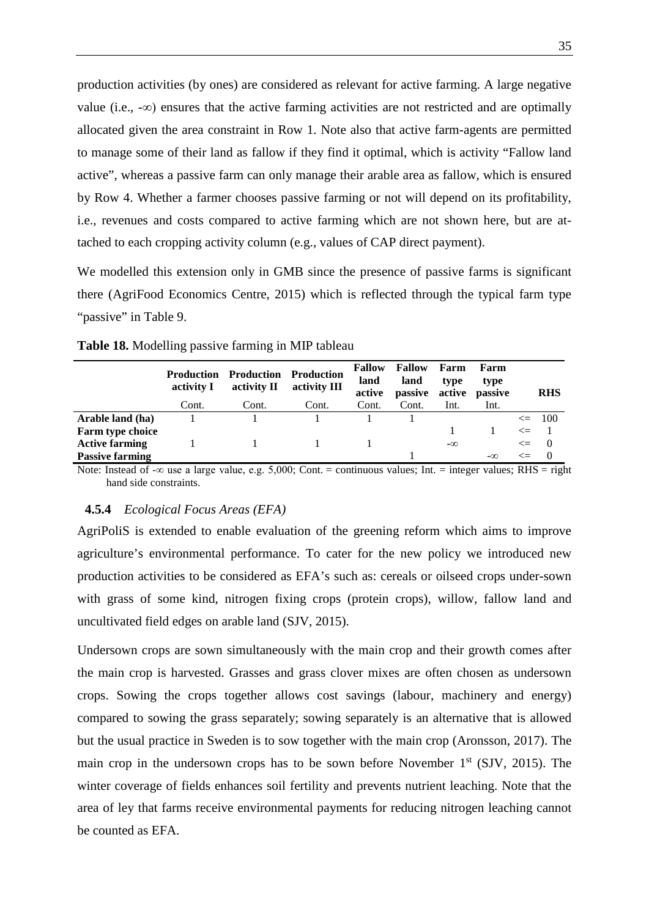production activities (by ones) are considered as relevant for active farming. A large negative value (i.e., -∞) ensures that the active farming activities are not restricted and are optimally allocated given the area constraint in Row 1. Note also that active farm-agents are permitted to manage some of their land as fallow if they find it optimal, which is activity "Fallow land active", whereas a passive farm can only manage their arable area as fallow, which is ensured by Row 4. Whether a farmer chooses passive farming or not will depend on its profitability, i.e., revenues and costs compared to active farming which are not shown here, but are attached to each cropping activity column (e.g., values of CAP direct payment).

We modelled this extension only in GMB since the presence of passive farms is significant there (AgriFood Economics Centre, 2015) which is reflected through the typical farm type "passive" in Table 9.

**Table 18.** Modelling passive farming in MIP tableau

| | Production activity I | Production activity II | Production activity III | Fallow land active | Fallow land passive | Farm type active | Farm type passive | | RHS |
|---|---|---|---|---|---|---|---|---|---|
| | Cont. | Cont. | Cont. | Cont. | Cont. | Int. | Int. | | |
| **Arable land (ha)** | 1 | 1 | 1 | 1 | 1 | | | <= | 100 |
| **Farm type choice** | | | | | | 1 | 1 | <= | 1 |
| **Active farming** | 1 | 1 | 1 | 1 | | -∞ | | <= | 0 |
| **Passive farming** | | | | | 1 | | -∞ | <= | 0 |

Note: Instead of -∞ use a large value, e.g. 5,000; Cont. = continuous values; Int. = integer values; RHS = right hand side constraints.

### 4.5.4 *Ecological Focus Areas (EFA)*

AgriPoliS is extended to enable evaluation of the greening reform which aims to improve agriculture's environmental performance. To cater for the new policy we introduced new production activities to be considered as EFA's such as: cereals or oilseed crops under-sown with grass of some kind, nitrogen fixing crops (protein crops), willow, fallow land and uncultivated field edges on arable land (SJV, 2015).

Undersown crops are sown simultaneously with the main crop and their growth comes after the main crop is harvested. Grasses and grass clover mixes are often chosen as undersown crops. Sowing the crops together allows cost savings (labour, machinery and energy) compared to sowing the grass separately; sowing separately is an alternative that is allowed but the usual practice in Sweden is to sow together with the main crop (Aronsson, 2017). The main crop in the undersown crops has to be sown before November 1st (SJV, 2015). The winter coverage of fields enhances soil fertility and prevents nutrient leaching. Note that the area of ley that farms receive environmental payments for reducing nitrogen leaching cannot be counted as EFA.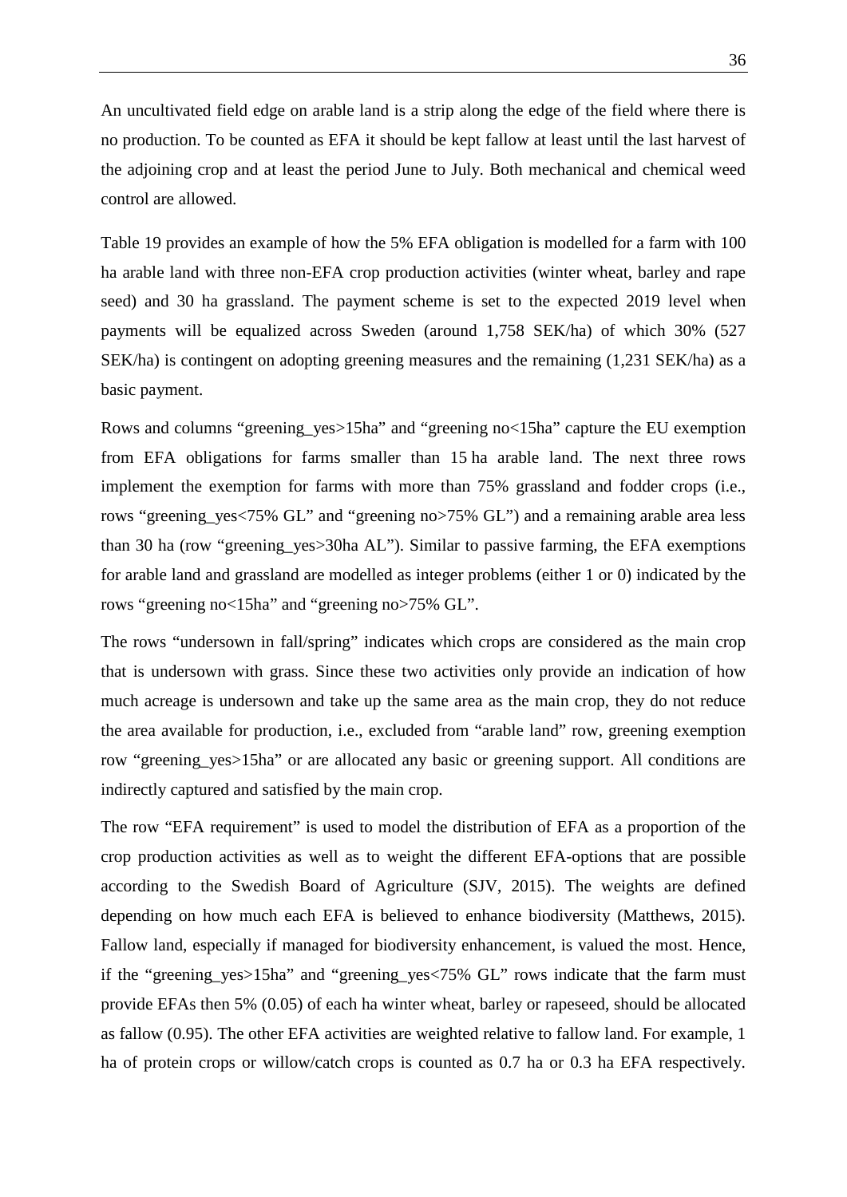An uncultivated field edge on arable land is a strip along the edge of the field where there is no production. To be counted as EFA it should be kept fallow at least until the last harvest of the adjoining crop and at least the period June to July. Both mechanical and chemical weed control are allowed.

Table 19 provides an example of how the 5% EFA obligation is modelled for a farm with 100 ha arable land with three non-EFA crop production activities (winter wheat, barley and rape seed) and 30 ha grassland. The payment scheme is set to the expected 2019 level when payments will be equalized across Sweden (around 1,758 SEK/ha) of which 30% (527 SEK/ha) is contingent on adopting greening measures and the remaining (1,231 SEK/ha) as a basic payment.

Rows and columns "greening_yes>15ha" and "greening no<15ha" capture the EU exemption from EFA obligations for farms smaller than 15 ha arable land. The next three rows implement the exemption for farms with more than 75% grassland and fodder crops (i.e., rows "greening_yes<75% GL" and "greening no>75% GL") and a remaining arable area less than 30 ha (row "greening_yes>30ha AL"). Similar to passive farming, the EFA exemptions for arable land and grassland are modelled as integer problems (either 1 or 0) indicated by the rows "greening no<15ha" and "greening no>75% GL".

The rows "undersown in fall/spring" indicates which crops are considered as the main crop that is undersown with grass. Since these two activities only provide an indication of how much acreage is undersown and take up the same area as the main crop, they do not reduce the area available for production, i.e., excluded from "arable land" row, greening exemption row "greening_yes>15ha" or are allocated any basic or greening support. All conditions are indirectly captured and satisfied by the main crop.

The row "EFA requirement" is used to model the distribution of EFA as a proportion of the crop production activities as well as to weight the different EFA-options that are possible according to the Swedish Board of Agriculture (SJV, 2015). The weights are defined depending on how much each EFA is believed to enhance biodiversity (Matthews, 2015). Fallow land, especially if managed for biodiversity enhancement, is valued the most. Hence, if the "greening_yes>15ha" and "greening_yes<75% GL" rows indicate that the farm must provide EFAs then 5% (0.05) of each ha winter wheat, barley or rapeseed, should be allocated as fallow (0.95). The other EFA activities are weighted relative to fallow land. For example, 1 ha of protein crops or willow/catch crops is counted as 0.7 ha or 0.3 ha EFA respectively.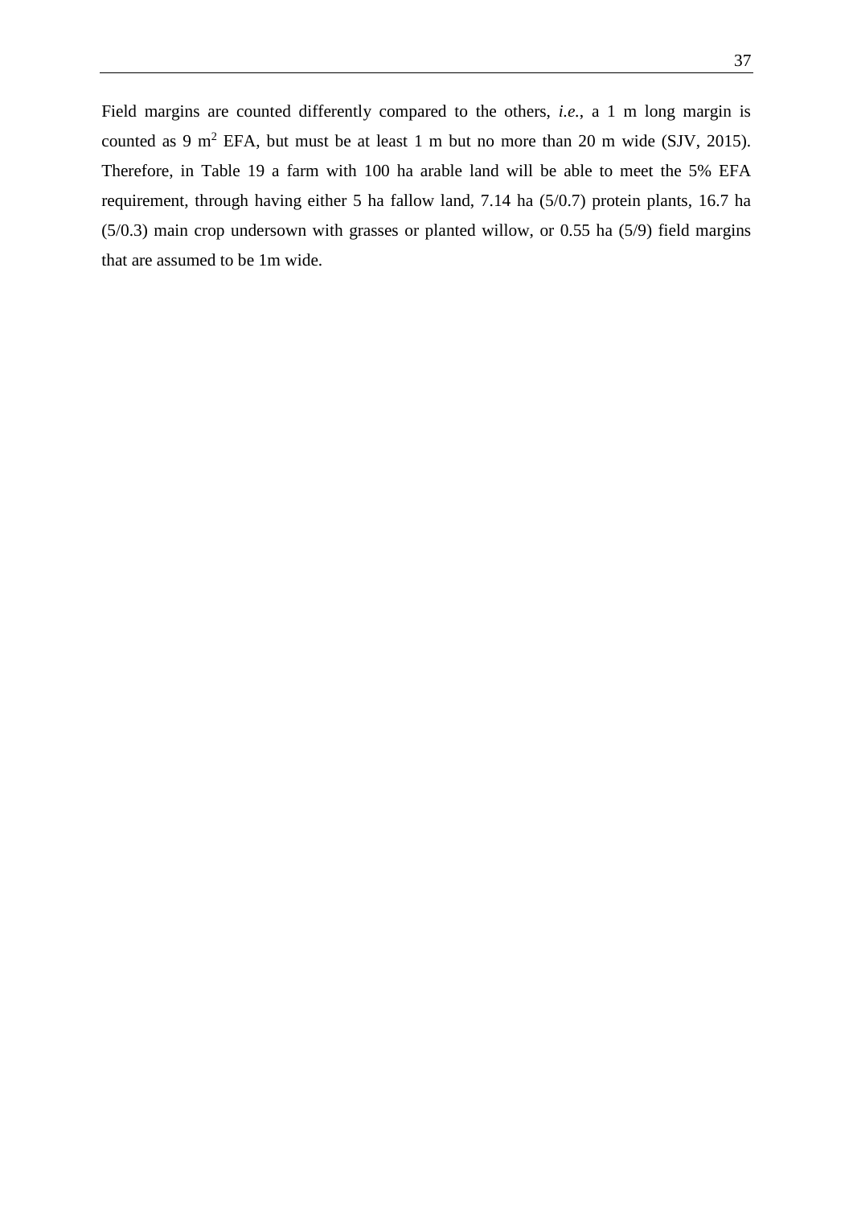Field margins are counted differently compared to the others, *i.e.*, a 1 m long margin is counted as 9 $m^2$ EFA, but must be at least 1 m but no more than 20 m wide (SJV, 2015). Therefore, in Table 19 a farm with 100 ha arable land will be able to meet the 5% EFA requirement, through having either 5 ha fallow land, 7.14 ha (5/0.7) protein plants, 16.7 ha (5/0.3) main crop undersown with grasses or planted willow, or 0.55 ha (5/9) field margins that are assumed to be 1m wide.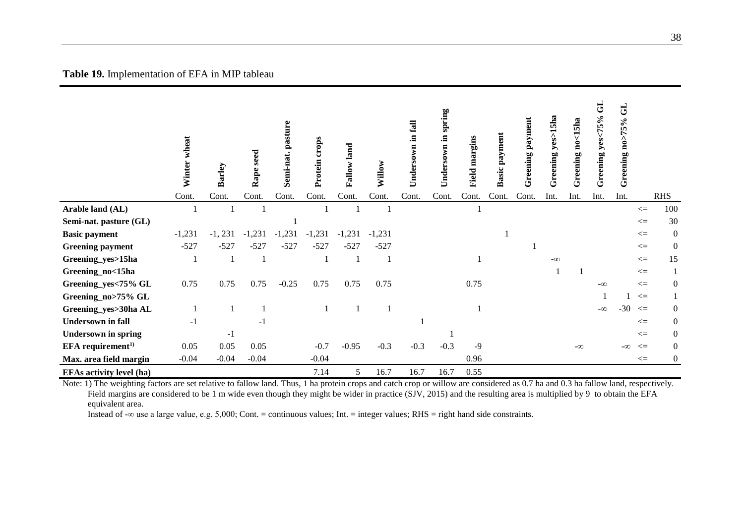**Table 19.** Implementation of EFA in MIP tableau

| | Winter wheat | Barley | Rape seed | Semi-nat. pasture | Protein crops | Fallow land | Willow | Undersown in fall | Undersown in spring | Field margins | Basic payment | Greening payment | Greening yes>15ha | Greening no<15ha | Greening yes<75% GL | Greening no>75% GL | | |
|---|---|---|---|---|---|---|---|---|---|---|---|---|---|---|---|---|---|---|
| | Cont. | Cont. | Cont. | Cont. | Cont. | Cont. | Cont. | Cont. | Cont. | Cont. | Cont. | Cont. | Int. | Int. | Int. | Int. | | RHS |
| **Arable land (AL)** | 1 | 1 | 1 | | 1 | 1 | 1 | | | 1 | | | | | | | <= | 100 |
| **Semi-nat. pasture (GL)** | | | | 1 | | | | | | | | | | | | | <= | 30 |
| **Basic payment** | -1,231 | -1, 231 | -1,231 | -1,231 | -1,231 | -1,231 | -1,231 | | | | 1 | | | | | | <= | 0 |
| **Greening payment** | -527 | -527 | -527 | -527 | -527 | -527 | -527 | | | | | 1 | | | | | <= | 0 |
| **Greening_yes>15ha** | 1 | 1 | 1 | | 1 | 1 | 1 | | | 1 | | | $-\infty$ | | | | <= | 15 |
| **Greening_no<15ha** | | | | | | | | | | | | | 1 | 1 | | | <= | 1 |
| **Greening_yes<75% GL** | 0.75 | 0.75 | 0.75 | -0.25 | 0.75 | 0.75 | 0.75 | | | 0.75 | | | | | $-\infty$ | | <= | 0 |
| **Greening_no>75% GL** | | | | | | | | | | | | | | | 1 | 1 | <= | 1 |
| **Greening_yes>30ha AL** | 1 | 1 | 1 | | 1 | 1 | 1 | | | 1 | | | | | $-\infty$ | -30 | <= | 0 |
| **Undersown in fall** | -1 | | -1 | | | | | 1 | | | | | | | | | <= | 0 |
| **Undersown in spring** | | -1 | | | | | | | 1 | | | | | | | | <= | 0 |
| **EFA requirement[1)]** | 0.05 | 0.05 | 0.05 | | -0.7 | -0.95 | -0.3 | -0.3 | -0.3 | -9 | | | | $-\infty$ | | $-\infty$ | <= | 0 |
| **Max. area field margin** | -0.04 | -0.04 | -0.04 | | -0.04 | | | | | 0.96 | | | | | | | <= | 0 |
| **EFAs activity level (ha)** | | | | | 7.14 | 5 | 16.7 | 16.7 | 16.7 | 0.55 | | | | | | | | |

Note: 1) The weighting factors are set relative to fallow land. Thus, 1 ha protein crops and catch crop or willow are considered as 0.7 ha and 0.3 ha fallow land, respectively. Field margins are considered to be 1 m wide even though they might be wider in practice (SJV, 2015) and the resulting area is multiplied by 9 to obtain the EFA equivalent area.

Instead of $-\infty$ use a large value, e.g. 5,000; Cont. = continuous values; Int. = integer values; RHS = right hand side constraints.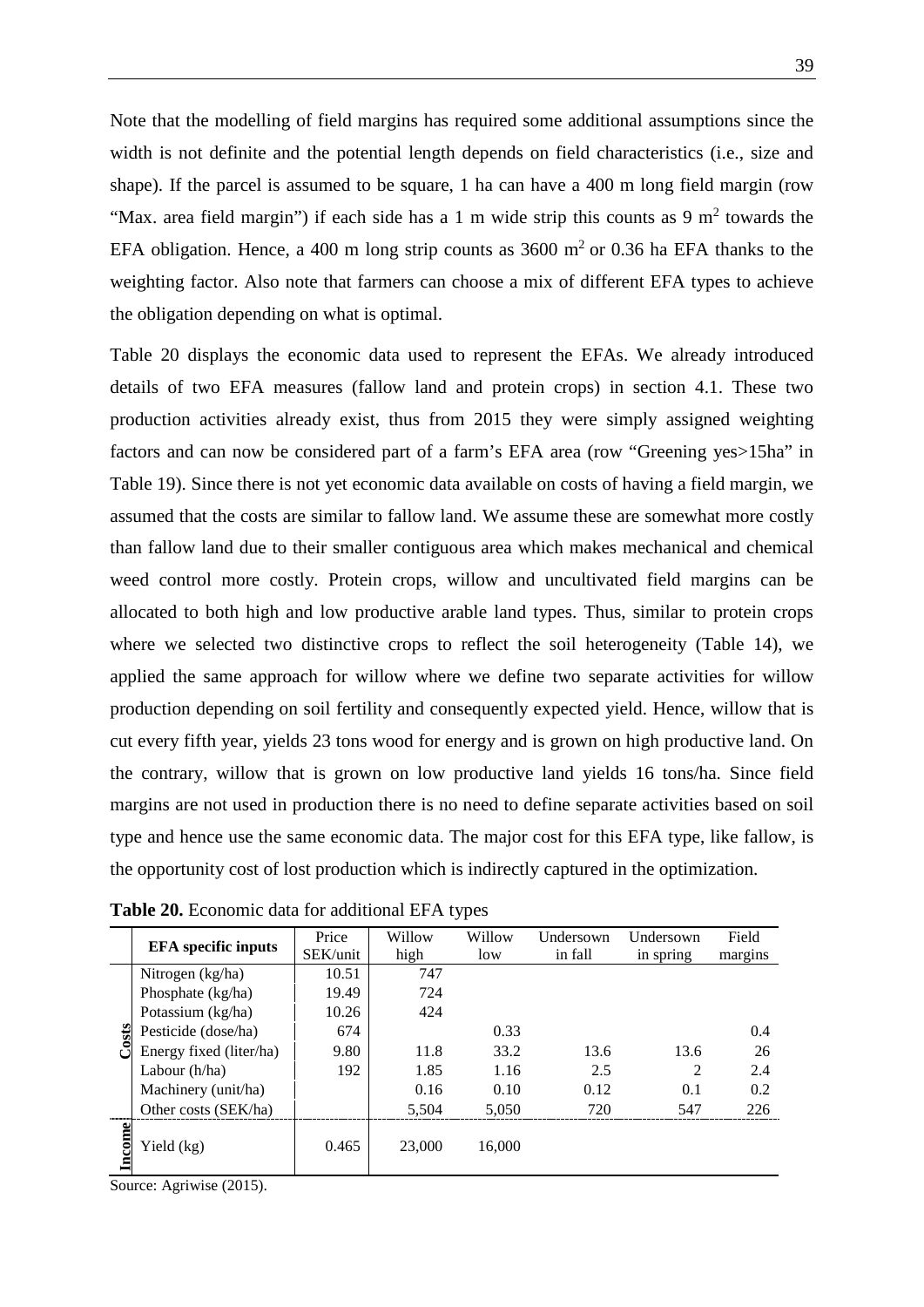Note that the modelling of field margins has required some additional assumptions since the width is not definite and the potential length depends on field characteristics (i.e., size and shape). If the parcel is assumed to be square, 1 ha can have a 400 m long field margin (row "Max. area field margin") if each side has a 1 m wide strip this counts as 9 $m^2$ towards the EFA obligation. Hence, a 400 m long strip counts as 3600 $m^2$ or 0.36 ha EFA thanks to the weighting factor. Also note that farmers can choose a mix of different EFA types to achieve the obligation depending on what is optimal.

Table 20 displays the economic data used to represent the EFAs. We already introduced details of two EFA measures (fallow land and protein crops) in section 4.1. These two production activities already exist, thus from 2015 they were simply assigned weighting factors and can now be considered part of a farm's EFA area (row "Greening yes>15ha" in Table 19). Since there is not yet economic data available on costs of having a field margin, we assumed that the costs are similar to fallow land. We assume these are somewhat more costly than fallow land due to their smaller contiguous area which makes mechanical and chemical weed control more costly. Protein crops, willow and uncultivated field margins can be allocated to both high and low productive arable land types. Thus, similar to protein crops where we selected two distinctive crops to reflect the soil heterogeneity (Table 14), we applied the same approach for willow where we define two separate activities for willow production depending on soil fertility and consequently expected yield. Hence, willow that is cut every fifth year, yields 23 tons wood for energy and is grown on high productive land. On the contrary, willow that is grown on low productive land yields 16 tons/ha. Since field margins are not used in production there is no need to define separate activities based on soil type and hence use the same economic data. The major cost for this EFA type, like fallow, is the opportunity cost of lost production which is indirectly captured in the optimization.

**Table 20.** Economic data for additional EFA types

| | EFA specific inputs | Price SEK/unit | Willow high | Willow low | Undersown in fall | Undersown in spring | Field margins |
|---|---|---|---|---|---|---|---|
| **Costs** | Nitrogen (kg/ha) | 10.51 | 747 | | | | |
| | Phosphate (kg/ha) | 19.49 | 724 | | | | |
| | Potassium (kg/ha) | 10.26 | 424 | | | | |
| | Pesticide (dose/ha) | 674 | | 0.33 | | | 0.4 |
| | Energy fixed (liter/ha) | 9.80 | 11.8 | 33.2 | 13.6 | 13.6 | 26 |
| | Labour (h/ha) | 192 | 1.85 | 1.16 | 2.5 | 2 | 2.4 |
| | Machinery (unit/ha) | | 0.16 | 0.10 | 0.12 | 0.1 | 0.2 |
| | Other costs (SEK/ha) | | 5,504 | 5,050 | 720 | 547 | 226 |
| **Income** | Yield (kg) | 0.465 | 23,000 | 16,000 | | | |

Source: Agriwise (2015).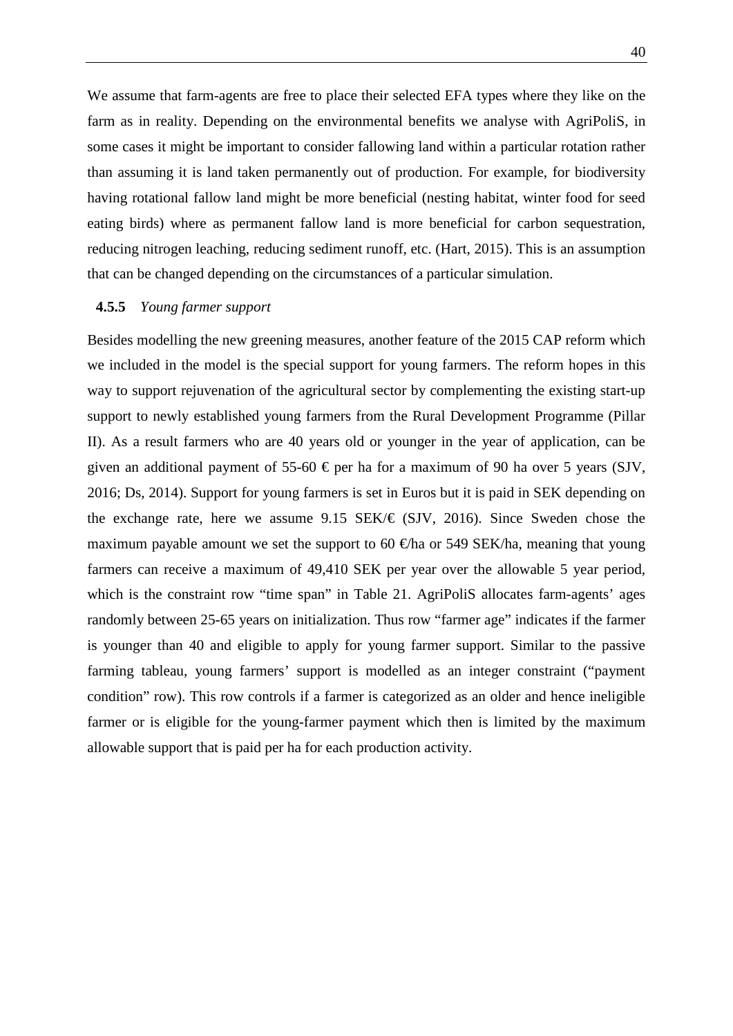We assume that farm-agents are free to place their selected EFA types where they like on the farm as in reality. Depending on the environmental benefits we analyse with AgriPoliS, in some cases it might be important to consider fallowing land within a particular rotation rather than assuming it is land taken permanently out of production. For example, for biodiversity having rotational fallow land might be more beneficial (nesting habitat, winter food for seed eating birds) where as permanent fallow land is more beneficial for carbon sequestration, reducing nitrogen leaching, reducing sediment runoff, etc. (Hart, 2015). This is an assumption that can be changed depending on the circumstances of a particular simulation.

### 4.5.5 *Young farmer support*

Besides modelling the new greening measures, another feature of the 2015 CAP reform which we included in the model is the special support for young farmers. The reform hopes in this way to support rejuvenation of the agricultural sector by complementing the existing start-up support to newly established young farmers from the Rural Development Programme (Pillar II). As a result farmers who are 40 years old or younger in the year of application, can be given an additional payment of 55-60 € per ha for a maximum of 90 ha over 5 years (SJV, 2016; Ds, 2014). Support for young farmers is set in Euros but it is paid in SEK depending on the exchange rate, here we assume 9.15 SEK/€ (SJV, 2016). Since Sweden chose the maximum payable amount we set the support to 60 €/ha or 549 SEK/ha, meaning that young farmers can receive a maximum of 49,410 SEK per year over the allowable 5 year period, which is the constraint row "time span" in Table 21. AgriPoliS allocates farm-agents' ages randomly between 25-65 years on initialization. Thus row "farmer age" indicates if the farmer is younger than 40 and eligible to apply for young farmer support. Similar to the passive farming tableau, young farmers' support is modelled as an integer constraint ("payment condition" row). This row controls if a farmer is categorized as an older and hence ineligible farmer or is eligible for the young-farmer payment which then is limited by the maximum allowable support that is paid per ha for each production activity.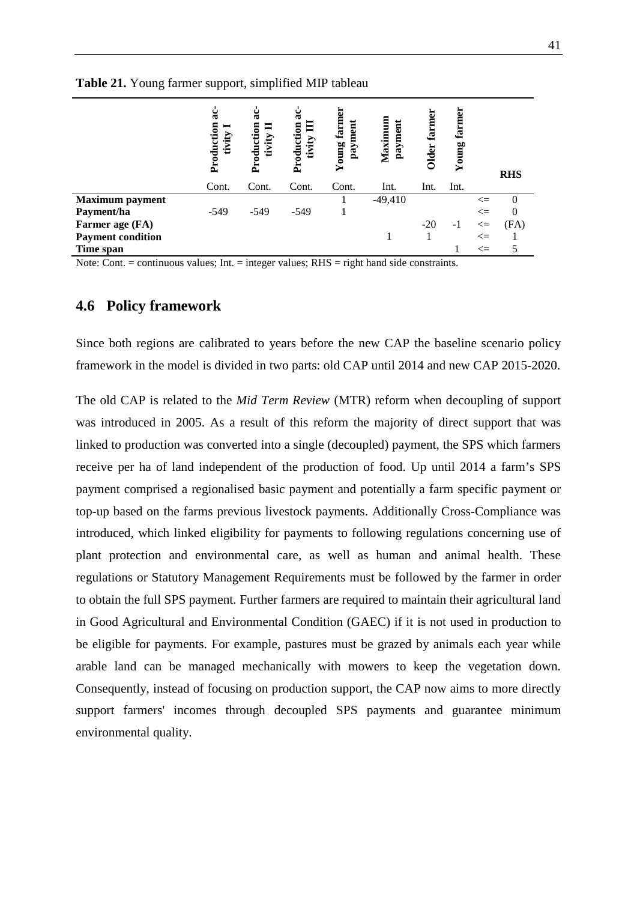**Table 21.** Young farmer support, simplified MIP tableau

| | Production activity I | Production activity II | Production activity III | Young farmer payment | Maximum payment | Older farmer | Young farmer | | RHS |
|---|---|---|---|---|---|---|---|---|---|
| | Cont. | Cont. | Cont. | Cont. | Int. | Int. | Int. | | |
| **Maximum payment** | | | | 1 | -49,410 | | | <= | 0 |
| **Payment/ha** | -549 | -549 | -549 | 1 | | | | <= | 0 |
| **Farmer age (FA)** | | | | | | -20 | -1 | <= | (FA) |
| **Payment condition** | | | | | 1 | 1 | | <= | 1 |
| **Time span** | | | | | | | 1 | <= | 5 |

Note: Cont. = continuous values; Int. = integer values; RHS = right hand side constraints.

## 4.6 Policy framework

Since both regions are calibrated to years before the new CAP the baseline scenario policy framework in the model is divided in two parts: old CAP until 2014 and new CAP 2015-2020.

The old CAP is related to the *Mid Term Review* (MTR) reform when decoupling of support was introduced in 2005. As a result of this reform the majority of direct support that was linked to production was converted into a single (decoupled) payment, the SPS which farmers receive per ha of land independent of the production of food. Up until 2014 a farm's SPS payment comprised a regionalised basic payment and potentially a farm specific payment or top-up based on the farms previous livestock payments. Additionally Cross-Compliance was introduced, which linked eligibility for payments to following regulations concerning use of plant protection and environmental care, as well as human and animal health. These regulations or Statutory Management Requirements must be followed by the farmer in order to obtain the full SPS payment. Further farmers are required to maintain their agricultural land in Good Agricultural and Environmental Condition (GAEC) if it is not used in production to be eligible for payments. For example, pastures must be grazed by animals each year while arable land can be managed mechanically with mowers to keep the vegetation down. Consequently, instead of focusing on production support, the CAP now aims to more directly support farmers' incomes through decoupled SPS payments and guarantee minimum environmental quality.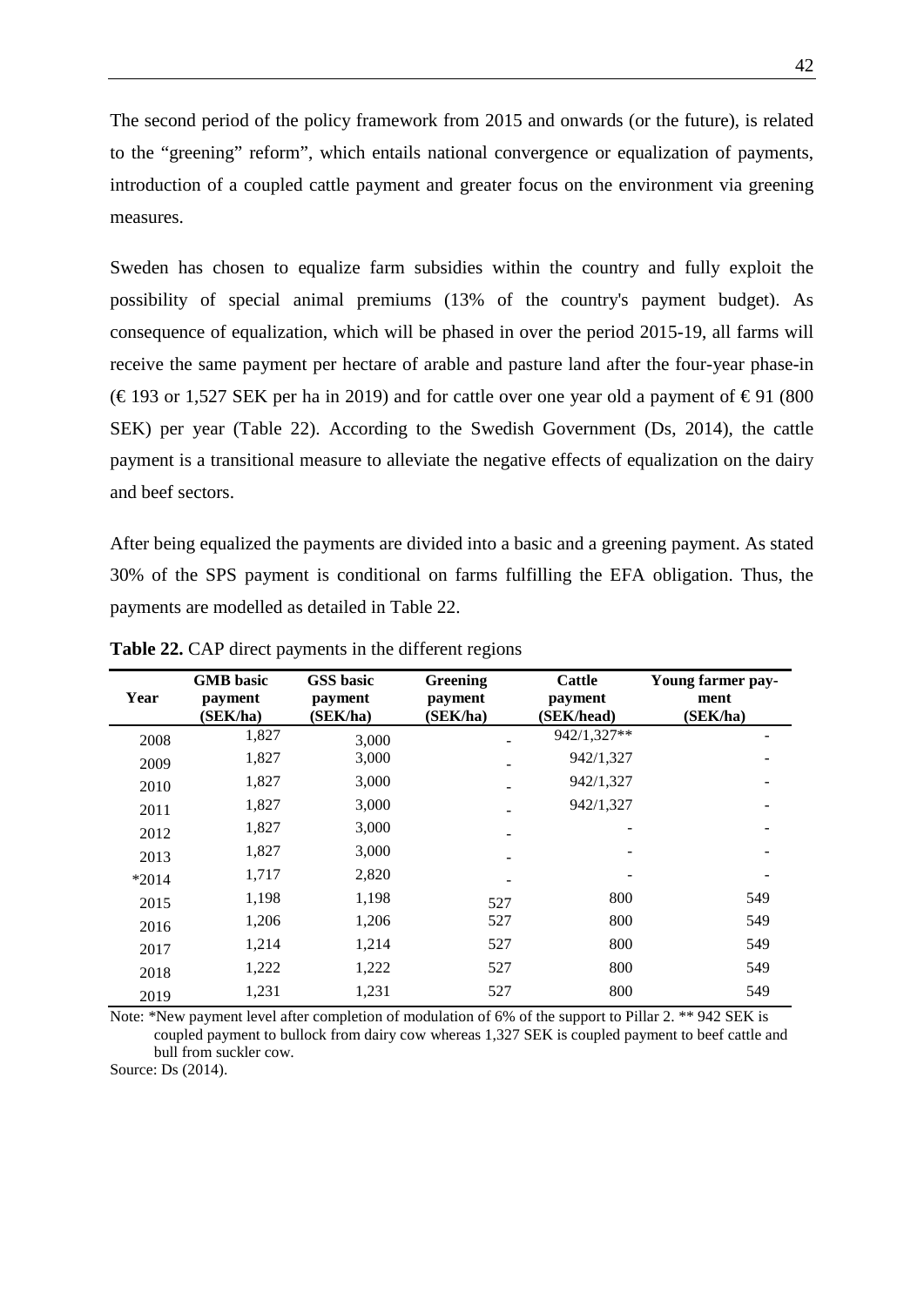The second period of the policy framework from 2015 and onwards (or the future), is related to the "greening" reform", which entails national convergence or equalization of payments, introduction of a coupled cattle payment and greater focus on the environment via greening measures.

Sweden has chosen to equalize farm subsidies within the country and fully exploit the possibility of special animal premiums (13% of the country's payment budget). As consequence of equalization, which will be phased in over the period 2015-19, all farms will receive the same payment per hectare of arable and pasture land after the four-year phase-in (€ 193 or 1,527 SEK per ha in 2019) and for cattle over one year old a payment of € 91 (800 SEK) per year (Table 22). According to the Swedish Government (Ds, 2014), the cattle payment is a transitional measure to alleviate the negative effects of equalization on the dairy and beef sectors.

After being equalized the payments are divided into a basic and a greening payment. As stated 30% of the SPS payment is conditional on farms fulfilling the EFA obligation. Thus, the payments are modelled as detailed in Table 22.

**Table 22.** CAP direct payments in the different regions

| Year | GMB basic payment (SEK/ha) | GSS basic payment (SEK/ha) | Greening payment (SEK/ha) | Cattle payment (SEK/head) | Young farmer payment (SEK/ha) |
|---|---|---|---|---|---|
| 2008 | 1,827 | 3,000 | - | 942/1,327** | - |
| 2009 | 1,827 | 3,000 | - | 942/1,327 | - |
| 2010 | 1,827 | 3,000 | - | 942/1,327 | - |
| 2011 | 1,827 | 3,000 | - | 942/1,327 | - |
| 2012 | 1,827 | 3,000 | - | - | - |
| 2013 | 1,827 | 3,000 | - | - | - |
| *2014 | 1,717 | 2,820 | - | - | - |
| 2015 | 1,198 | 1,198 | 527 | 800 | 549 |
| 2016 | 1,206 | 1,206 | 527 | 800 | 549 |
| 2017 | 1,214 | 1,214 | 527 | 800 | 549 |
| 2018 | 1,222 | 1,222 | 527 | 800 | 549 |
| 2019 | 1,231 | 1,231 | 527 | 800 | 549 |

Note: *New payment level after completion of modulation of 6% of the support to Pillar 2. ** 942 SEK is coupled payment to bullock from dairy cow whereas 1,327 SEK is coupled payment to beef cattle and bull from suckler cow.

Source: Ds (2014).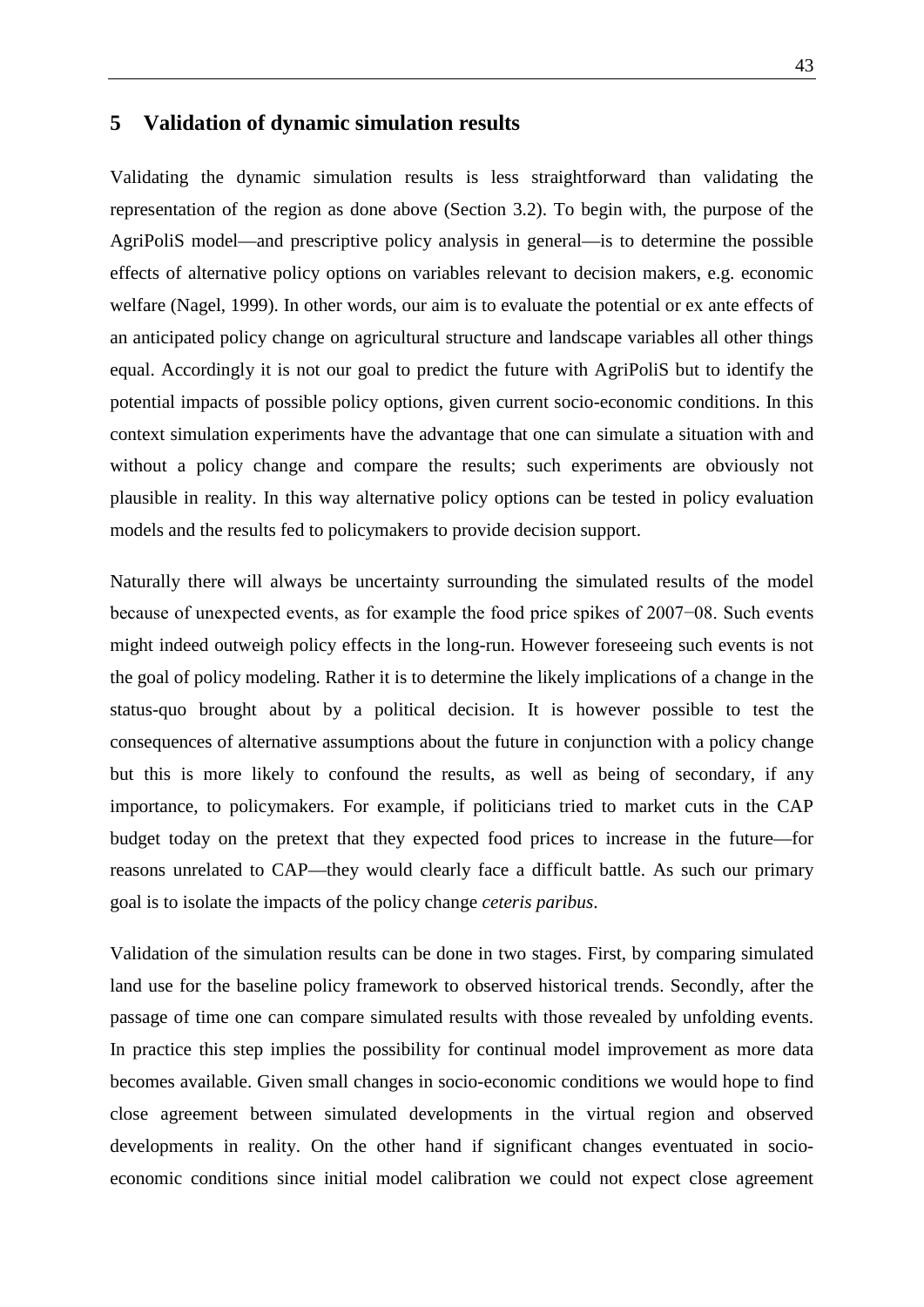## 5 Validation of dynamic simulation results

Validating the dynamic simulation results is less straightforward than validating the representation of the region as done above (Section 3.2). To begin with, the purpose of the AgriPoliS model—and prescriptive policy analysis in general—is to determine the possible effects of alternative policy options on variables relevant to decision makers, e.g. economic welfare (Nagel, 1999). In other words, our aim is to evaluate the potential or ex ante effects of an anticipated policy change on agricultural structure and landscape variables all other things equal. Accordingly it is not our goal to predict the future with AgriPoliS but to identify the potential impacts of possible policy options, given current socio-economic conditions. In this context simulation experiments have the advantage that one can simulate a situation with and without a policy change and compare the results; such experiments are obviously not plausible in reality. In this way alternative policy options can be tested in policy evaluation models and the results fed to policymakers to provide decision support.

Naturally there will always be uncertainty surrounding the simulated results of the model because of unexpected events, as for example the food price spikes of 2007−08. Such events might indeed outweigh policy effects in the long-run. However foreseeing such events is not the goal of policy modeling. Rather it is to determine the likely implications of a change in the status-quo brought about by a political decision. It is however possible to test the consequences of alternative assumptions about the future in conjunction with a policy change but this is more likely to confound the results, as well as being of secondary, if any importance, to policymakers. For example, if politicians tried to market cuts in the CAP budget today on the pretext that they expected food prices to increase in the future—for reasons unrelated to CAP—they would clearly face a difficult battle. As such our primary goal is to isolate the impacts of the policy change *ceteris paribus*.

Validation of the simulation results can be done in two stages. First, by comparing simulated land use for the baseline policy framework to observed historical trends. Secondly, after the passage of time one can compare simulated results with those revealed by unfolding events. In practice this step implies the possibility for continual model improvement as more data becomes available. Given small changes in socio-economic conditions we would hope to find close agreement between simulated developments in the virtual region and observed developments in reality. On the other hand if significant changes eventuated in socio-economic conditions since initial model calibration we could not expect close agreement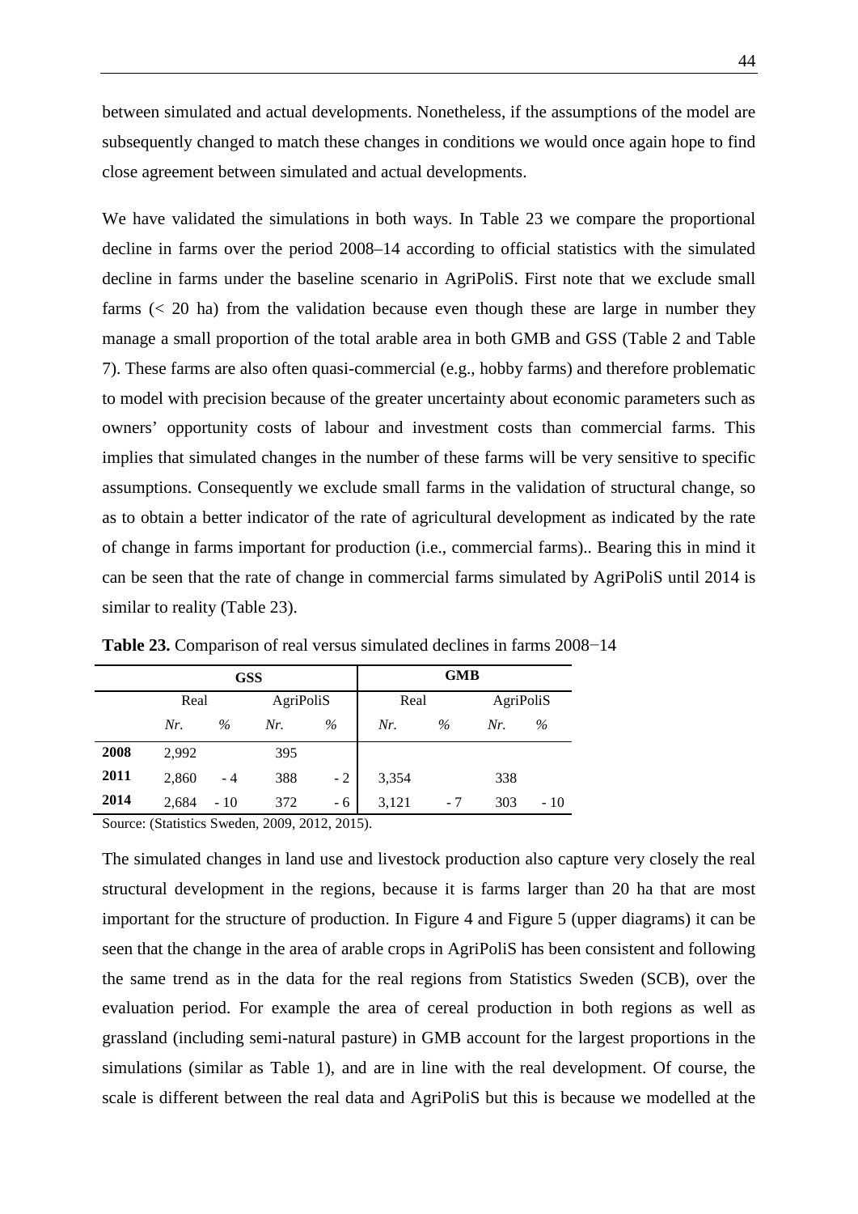between simulated and actual developments. Nonetheless, if the assumptions of the model are subsequently changed to match these changes in conditions we would once again hope to find close agreement between simulated and actual developments.

We have validated the simulations in both ways. In Table 23 we compare the proportional decline in farms over the period 2008–14 according to official statistics with the simulated decline in farms under the baseline scenario in AgriPoliS. First note that we exclude small farms (< 20 ha) from the validation because even though these are large in number they manage a small proportion of the total arable area in both GMB and GSS (Table 2 and Table 7). These farms are also often quasi-commercial (e.g., hobby farms) and therefore problematic to model with precision because of the greater uncertainty about economic parameters such as owners' opportunity costs of labour and investment costs than commercial farms. This implies that simulated changes in the number of these farms will be very sensitive to specific assumptions. Consequently we exclude small farms in the validation of structural change, so as to obtain a better indicator of the rate of agricultural development as indicated by the rate of change in farms important for production (i.e., commercial farms).. Bearing this in mind it can be seen that the rate of change in commercial farms simulated by AgriPoliS until 2014 is similar to reality (Table 23).

**Table 23.** Comparison of real versus simulated declines in farms 2008−14

| | **GSS** | | | | **GMB** | | | |
|---|---|---|---|---|---|---|---|---|
| | Real | | AgriPoliS | | Real | | AgriPoliS | |
| | *Nr.* | *%* | *Nr.* | *%* | *Nr.* | *%* | *Nr.* | *%* |
| **2008** | 2,992 | | 395 | | | | | |
| **2011** | 2,860 | - 4 | 388 | - 2 | 3,354 | | 338 | |
| **2014** | 2,684 | - 10 | 372 | - 6 | 3,121 | - 7 | 303 | - 10 |

Source: (Statistics Sweden, 2009, 2012, 2015).

The simulated changes in land use and livestock production also capture very closely the real structural development in the regions, because it is farms larger than 20 ha that are most important for the structure of production. In Figure 4 and Figure 5 (upper diagrams) it can be seen that the change in the area of arable crops in AgriPoliS has been consistent and following the same trend as in the data for the real regions from Statistics Sweden (SCB), over the evaluation period. For example the area of cereal production in both regions as well as grassland (including semi-natural pasture) in GMB account for the largest proportions in the simulations (similar as Table 1), and are in line with the real development. Of course, the scale is different between the real data and AgriPoliS but this is because we modelled at the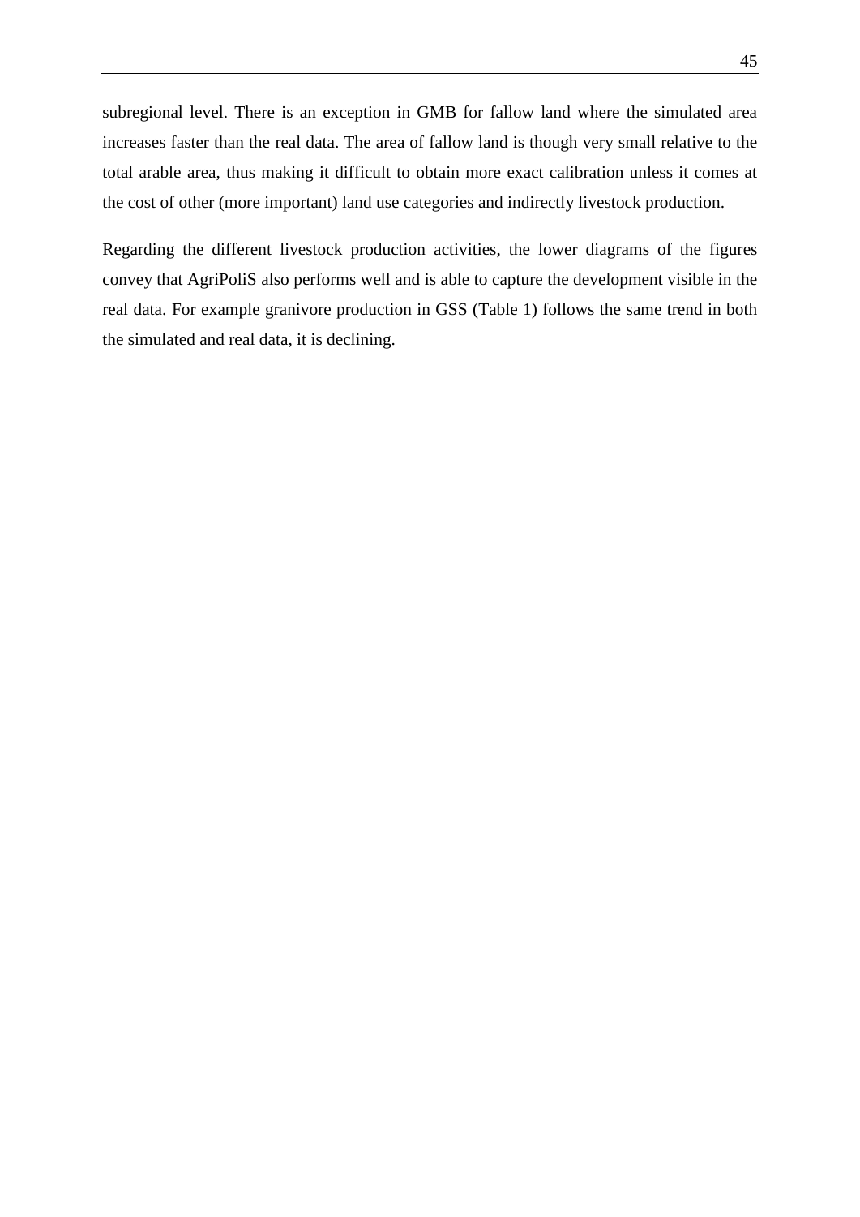subregional level. There is an exception in GMB for fallow land where the simulated area increases faster than the real data. The area of fallow land is though very small relative to the total arable area, thus making it difficult to obtain more exact calibration unless it comes at the cost of other (more important) land use categories and indirectly livestock production.

Regarding the different livestock production activities, the lower diagrams of the figures convey that AgriPoliS also performs well and is able to capture the development visible in the real data. For example granivore production in GSS (Table 1) follows the same trend in both the simulated and real data, it is declining.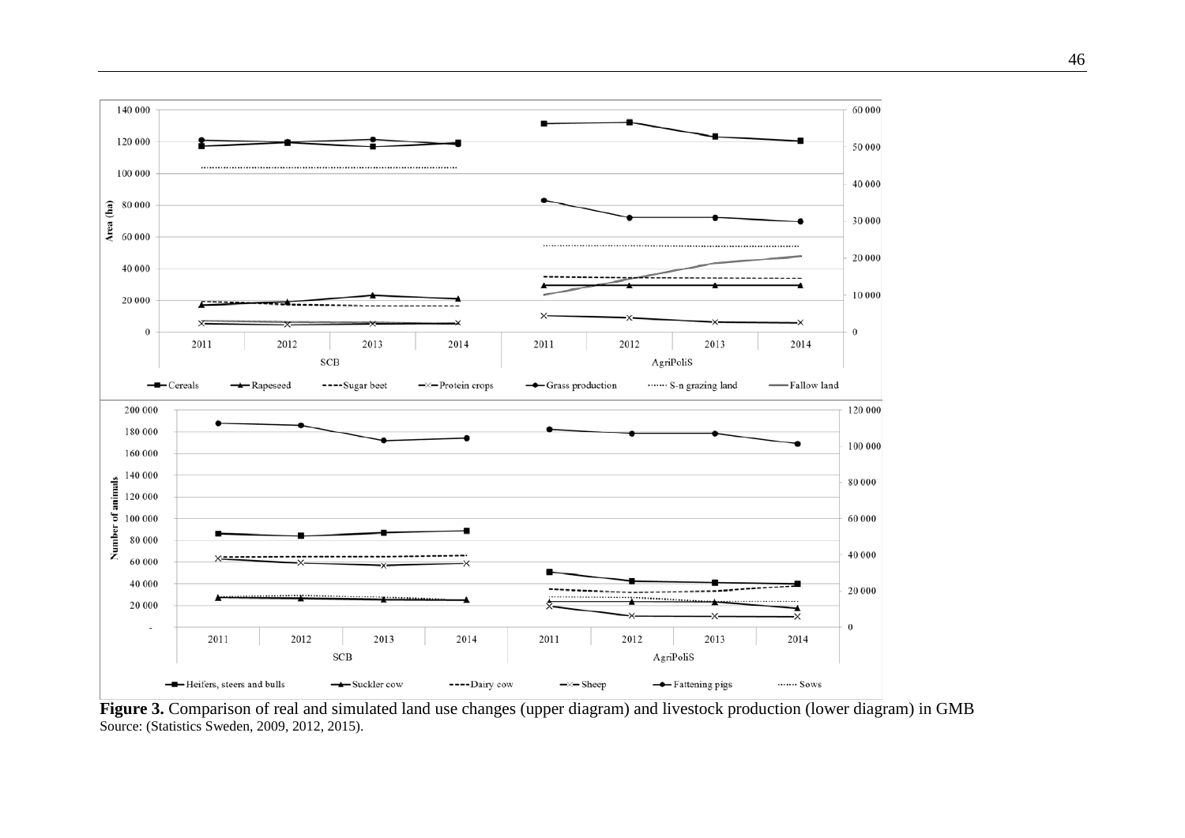**Figure 3.** Comparison of real and simulated land use changes (upper diagram) and livestock production (lower diagram) in GMB
Source: (Statistics Sweden, 2009, 2012, 2015).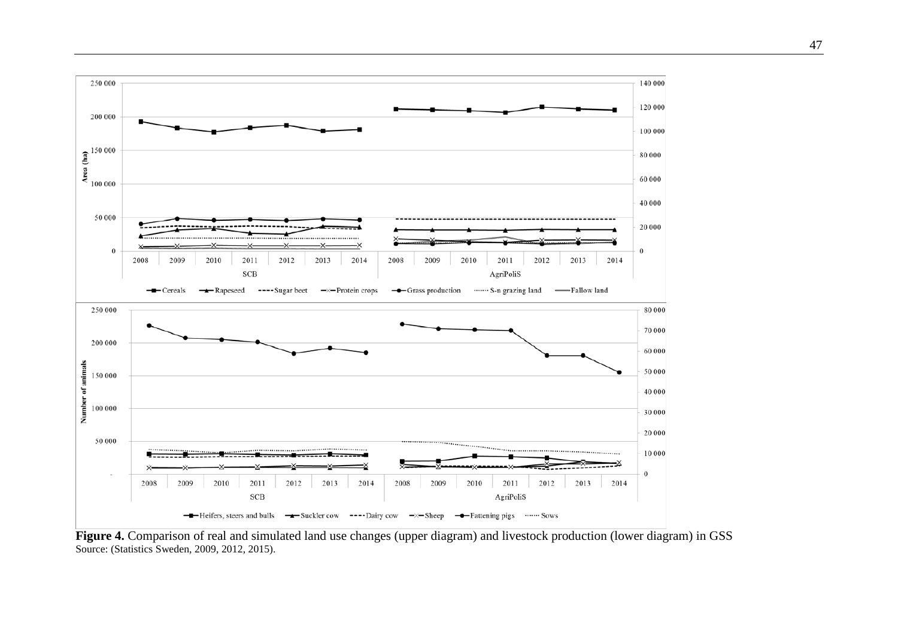**Figure 4.** Comparison of real and simulated land use changes (upper diagram) and livestock production (lower diagram) in GSS
Source: (Statistics Sweden, 2009, 2012, 2015).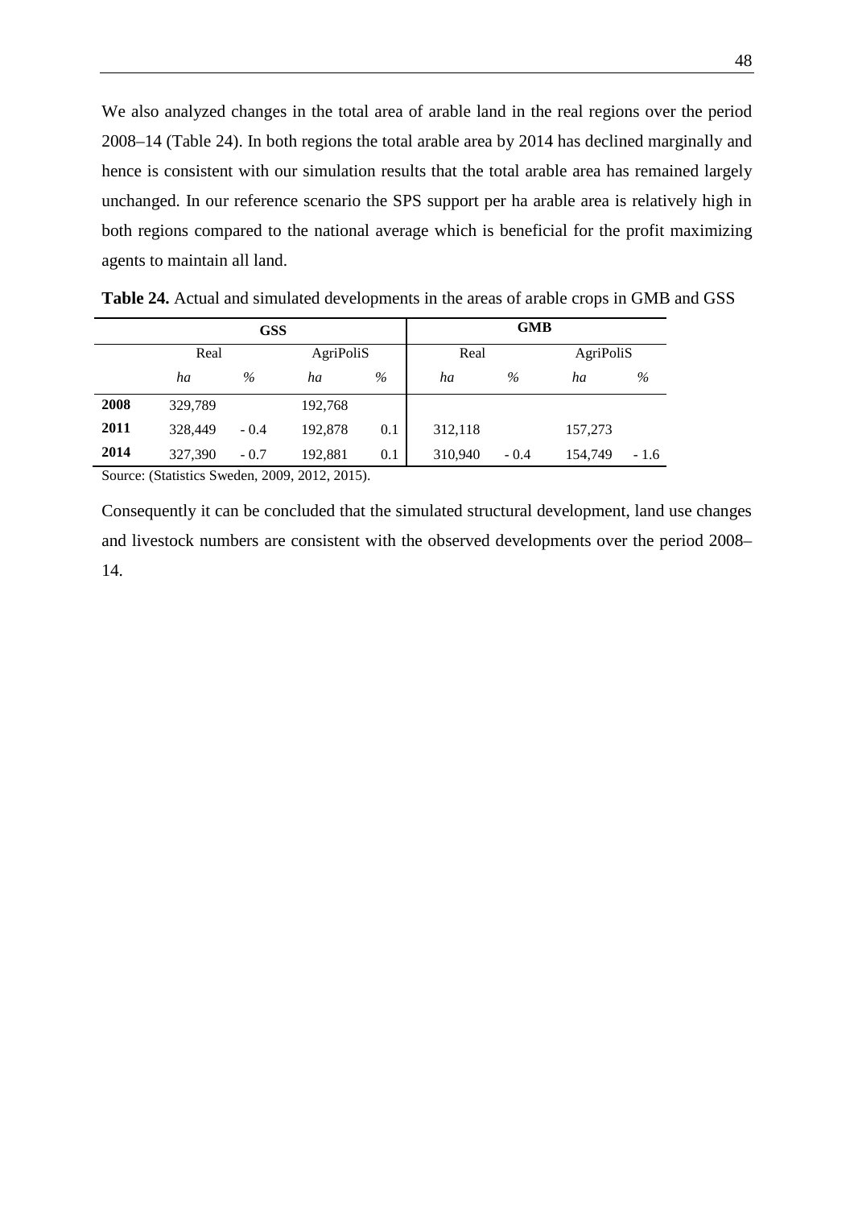We also analyzed changes in the total area of arable land in the real regions over the period 2008–14 (Table 24). In both regions the total arable area by 2014 has declined marginally and hence is consistent with our simulation results that the total arable area has remained largely unchanged. In our reference scenario the SPS support per ha arable area is relatively high in both regions compared to the national average which is beneficial for the profit maximizing agents to maintain all land.

**Table 24.** Actual and simulated developments in the areas of arable crops in GMB and GSS

| | **GSS** | | | | **GMB** | | | |
|---|---|---|---|---|---|---|---|---|
| | Real | | AgriPoliS | | Real | | AgriPoliS | |
| | *ha* | *%* | *ha* | *%* | *ha* | *%* | *ha* | *%* |
| **2008** | 329,789 | | 192,768 | | | | | |
| **2011** | 328,449 | - 0.4 | 192,878 | 0.1 | 312,118 | | 157,273 | |
| **2014** | 327,390 | - 0.7 | 192,881 | 0.1 | 310,940 | - 0.4 | 154,749 | - 1.6 |

Source: (Statistics Sweden, 2009, 2012, 2015).

Consequently it can be concluded that the simulated structural development, land use changes and livestock numbers are consistent with the observed developments over the period 2008–14.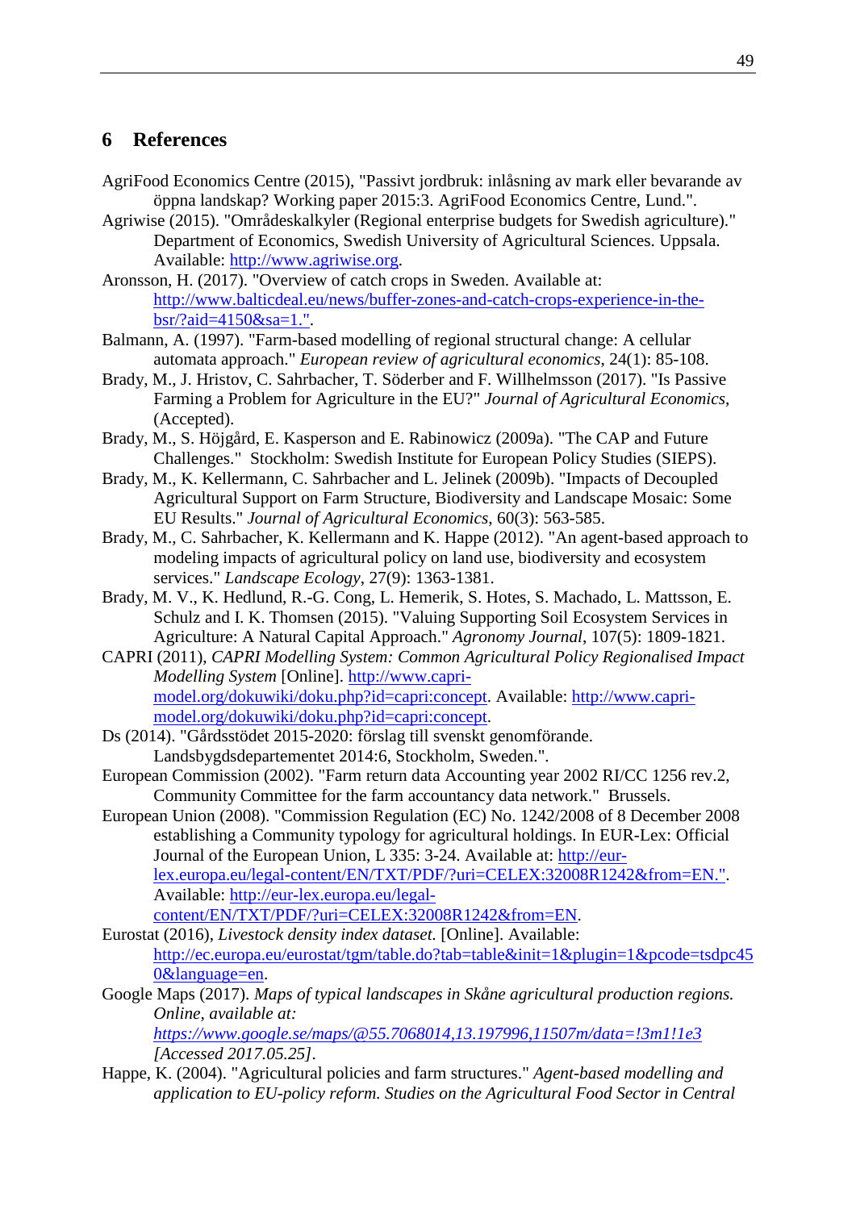# 6 References

AgriFood Economics Centre (2015), "Passivt jordbruk: inlåsning av mark eller bevarande av öppna landskap? Working paper 2015:3. AgriFood Economics Centre, Lund.".

Agriwise (2015). "Områdeskalkyler (Regional enterprise budgets for Swedish agriculture)." Department of Economics, Swedish University of Agricultural Sciences. Uppsala. Available: http://www.agriwise.org.

Aronsson, H. (2017). "Overview of catch crops in Sweden. Available at: http://www.balticdeal.eu/news/buffer-zones-and-catch-crops-experience-in-the-bsr/?aid=4150&sa=1.".

Balmann, A. (1997). "Farm-based modelling of regional structural change: A cellular automata approach." *European review of agricultural economics*, 24(1): 85-108.

Brady, M., J. Hristov, C. Sahrbacher, T. Söderber and F. Willhelmsson (2017). "Is Passive Farming a Problem for Agriculture in the EU?" *Journal of Agricultural Economics*, (Accepted).

Brady, M., S. Höjgård, E. Kasperson and E. Rabinowicz (2009a). "The CAP and Future Challenges." Stockholm: Swedish Institute for European Policy Studies (SIEPS).

Brady, M., K. Kellermann, C. Sahrbacher and L. Jelinek (2009b). "Impacts of Decoupled Agricultural Support on Farm Structure, Biodiversity and Landscape Mosaic: Some EU Results." *Journal of Agricultural Economics*, 60(3): 563-585.

Brady, M., C. Sahrbacher, K. Kellermann and K. Happe (2012). "An agent-based approach to modeling impacts of agricultural policy on land use, biodiversity and ecosystem services." *Landscape Ecology*, 27(9): 1363-1381.

Brady, M. V., K. Hedlund, R.-G. Cong, L. Hemerik, S. Hotes, S. Machado, L. Mattsson, E. Schulz and I. K. Thomsen (2015). "Valuing Supporting Soil Ecosystem Services in Agriculture: A Natural Capital Approach." *Agronomy Journal*, 107(5): 1809-1821.

CAPRI (2011), *CAPRI Modelling System: Common Agricultural Policy Regionalised Impact Modelling System* [Online]. http://www.capri-model.org/dokuwiki/doku.php?id=capri:concept. Available: http://www.capri-model.org/dokuwiki/doku.php?id=capri:concept.

Ds (2014). "Gårdsstödet 2015-2020: förslag till svenskt genomförande. Landsbygdsdepartementet 2014:6, Stockholm, Sweden.".

European Commission (2002). "Farm return data Accounting year 2002 RI/CC 1256 rev.2, Community Committee for the farm accountancy data network." Brussels.

European Union (2008). "Commission Regulation (EC) No. 1242/2008 of 8 December 2008 establishing a Community typology for agricultural holdings. In EUR-Lex: Official Journal of the European Union, L 335: 3-24. Available at: http://eur-lex.europa.eu/legal-content/EN/TXT/PDF/?uri=CELEX:32008R1242&from=EN.". Available: http://eur-lex.europa.eu/legal-content/EN/TXT/PDF/?uri=CELEX:32008R1242&from=EN.

Eurostat (2016), *Livestock density index dataset.* [Online]. Available: http://ec.europa.eu/eurostat/tgm/table.do?tab=table&init=1&plugin=1&pcode=tsdpc450&language=en.

Google Maps (2017). *Maps of typical landscapes in Skåne agricultural production regions. Online, available at: https://www.google.se/maps/@55.7068014,13.197996,11507m/data=!3m1!1e3 [Accessed 2017.05.25]*.

Happe, K. (2004). "Agricultural policies and farm structures." *Agent-based modelling and application to EU-policy reform. Studies on the Agricultural Food Sector in Central*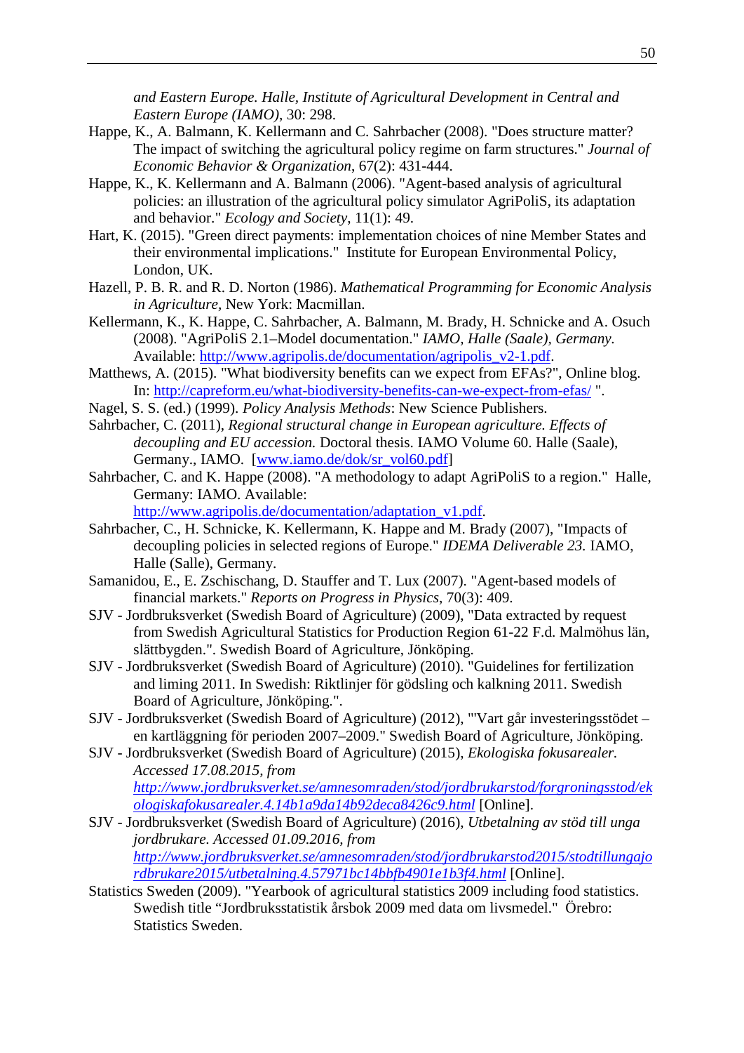*and Eastern Europe. Halle, Institute of Agricultural Development in Central and Eastern Europe (IAMO)*, 30: 298.

Happe, K., A. Balmann, K. Kellermann and C. Sahrbacher (2008). "Does structure matter? The impact of switching the agricultural policy regime on farm structures." *Journal of Economic Behavior & Organization*, 67(2): 431-444.

Happe, K., K. Kellermann and A. Balmann (2006). "Agent-based analysis of agricultural policies: an illustration of the agricultural policy simulator AgriPoliS, its adaptation and behavior." *Ecology and Society*, 11(1): 49.

Hart, K. (2015). "Green direct payments: implementation choices of nine Member States and their environmental implications." Institute for European Environmental Policy, London, UK.

Hazell, P. B. R. and R. D. Norton (1986). *Mathematical Programming for Economic Analysis in Agriculture*, New York: Macmillan.

Kellermann, K., K. Happe, C. Sahrbacher, A. Balmann, M. Brady, H. Schnicke and A. Osuch (2008). "AgriPoliS 2.1–Model documentation." *IAMO, Halle (Saale), Germany.* Available: http://www.agripolis.de/documentation/agripolis_v2-1.pdf.

Matthews, A. (2015). "What biodiversity benefits can we expect from EFAs?", Online blog. In: http://capreform.eu/what-biodiversity-benefits-can-we-expect-from-efas/ ".

Nagel, S. S. (ed.) (1999). *Policy Analysis Methods*: New Science Publishers.

Sahrbacher, C. (2011), *Regional structural change in European agriculture. Effects of decoupling and EU accession.* Doctoral thesis. IAMO Volume 60. Halle (Saale), Germany., IAMO. [www.iamo.de/dok/sr_vol60.pdf]

Sahrbacher, C. and K. Happe (2008). "A methodology to adapt AgriPoliS to a region." Halle, Germany: IAMO. Available: http://www.agripolis.de/documentation/adaptation_v1.pdf.

Sahrbacher, C., H. Schnicke, K. Kellermann, K. Happe and M. Brady (2007), "Impacts of decoupling policies in selected regions of Europe." *IDEMA Deliverable 23.* IAMO, Halle (Salle), Germany.

Samanidou, E., E. Zschischang, D. Stauffer and T. Lux (2007). "Agent-based models of financial markets." *Reports on Progress in Physics*, 70(3): 409.

SJV - Jordbruksverket (Swedish Board of Agriculture) (2009), "Data extracted by request from Swedish Agricultural Statistics for Production Region 61-22 F.d. Malmöhus län, slättbygden.". Swedish Board of Agriculture, Jönköping.

SJV - Jordbruksverket (Swedish Board of Agriculture) (2010). "Guidelines for fertilization and liming 2011. In Swedish: Riktlinjer för gödsling och kalkning 2011. Swedish Board of Agriculture, Jönköping.".

SJV - Jordbruksverket (Swedish Board of Agriculture) (2012), "'Vart går investeringsstödet – en kartläggning för perioden 2007–2009." Swedish Board of Agriculture, Jönköping.

SJV - Jordbruksverket (Swedish Board of Agriculture) (2015), *Ekologiska fokusarealer. Accessed 17.08.2015, from http://www.jordbruksverket.se/amnesomraden/stod/jordbrukarstod/forgroningsstod/ekologiskafokusarealer.4.14b1a9da14b92deca8426c9.html* [Online].

SJV - Jordbruksverket (Swedish Board of Agriculture) (2016), *Utbetalning av stöd till unga jordbrukare. Accessed 01.09.2016, from http://www.jordbruksverket.se/amnesomraden/stod/jordbrukarstod2015/stodtillungajordbrukare2015/utbetalning.4.57971bc14bbfb4901e1b3f4.html* [Online].

Statistics Sweden (2009). "Yearbook of agricultural statistics 2009 including food statistics. Swedish title "Jordbruksstatistik årsbok 2009 med data om livsmedel." Örebro: Statistics Sweden.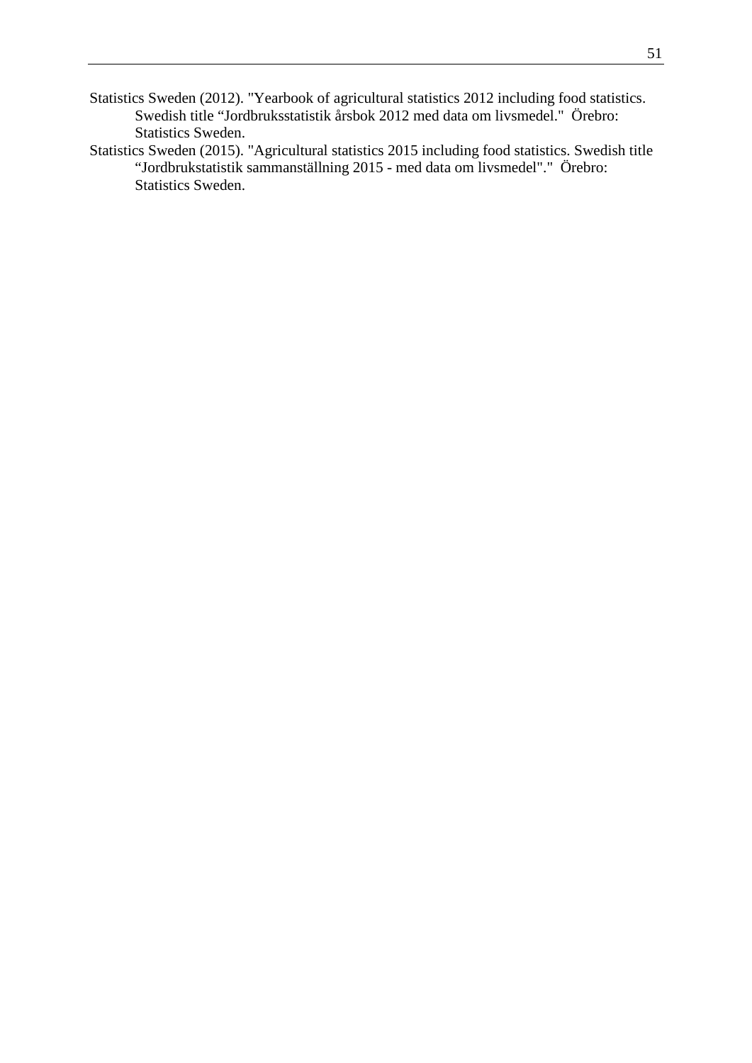Statistics Sweden (2012). "Yearbook of agricultural statistics 2012 including food statistics. Swedish title “Jordbruksstatistik årsbok 2012 med data om livsmedel." Örebro: Statistics Sweden.

Statistics Sweden (2015). "Agricultural statistics 2015 including food statistics. Swedish title “Jordbrukstatistik sammanställning 2015 - med data om livsmedel"." Örebro: Statistics Sweden.